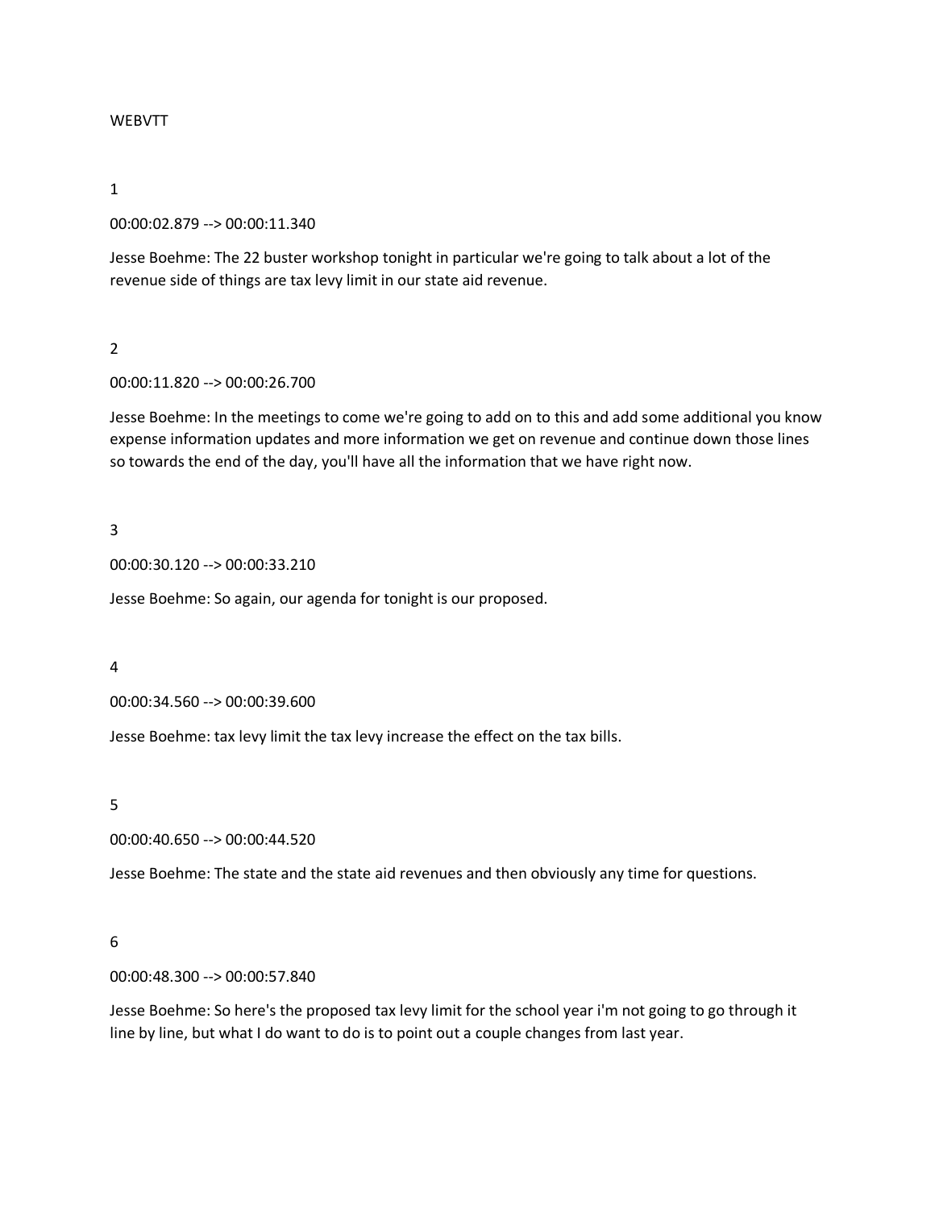WEBVTT

1

00:00:02.879 --> 00:00:11.340

Jesse Boehme: The 22 buster workshop tonight in particular we're going to talk about a lot of the revenue side of things are tax levy limit in our state aid revenue.

2

00:00:11.820 --> 00:00:26.700

Jesse Boehme: In the meetings to come we're going to add on to this and add some additional you know expense information updates and more information we get on revenue and continue down those lines so towards the end of the day, you'll have all the information that we have right now.

3

00:00:30.120 --> 00:00:33.210

Jesse Boehme: So again, our agenda for tonight is our proposed.

4

00:00:34.560 --> 00:00:39.600

Jesse Boehme: tax levy limit the tax levy increase the effect on the tax bills.

5

00:00:40.650 --> 00:00:44.520

Jesse Boehme: The state and the state aid revenues and then obviously any time for questions.

6

00:00:48.300 --> 00:00:57.840

Jesse Boehme: So here's the proposed tax levy limit for the school year i'm not going to go through it line by line, but what I do want to do is to point out a couple changes from last year.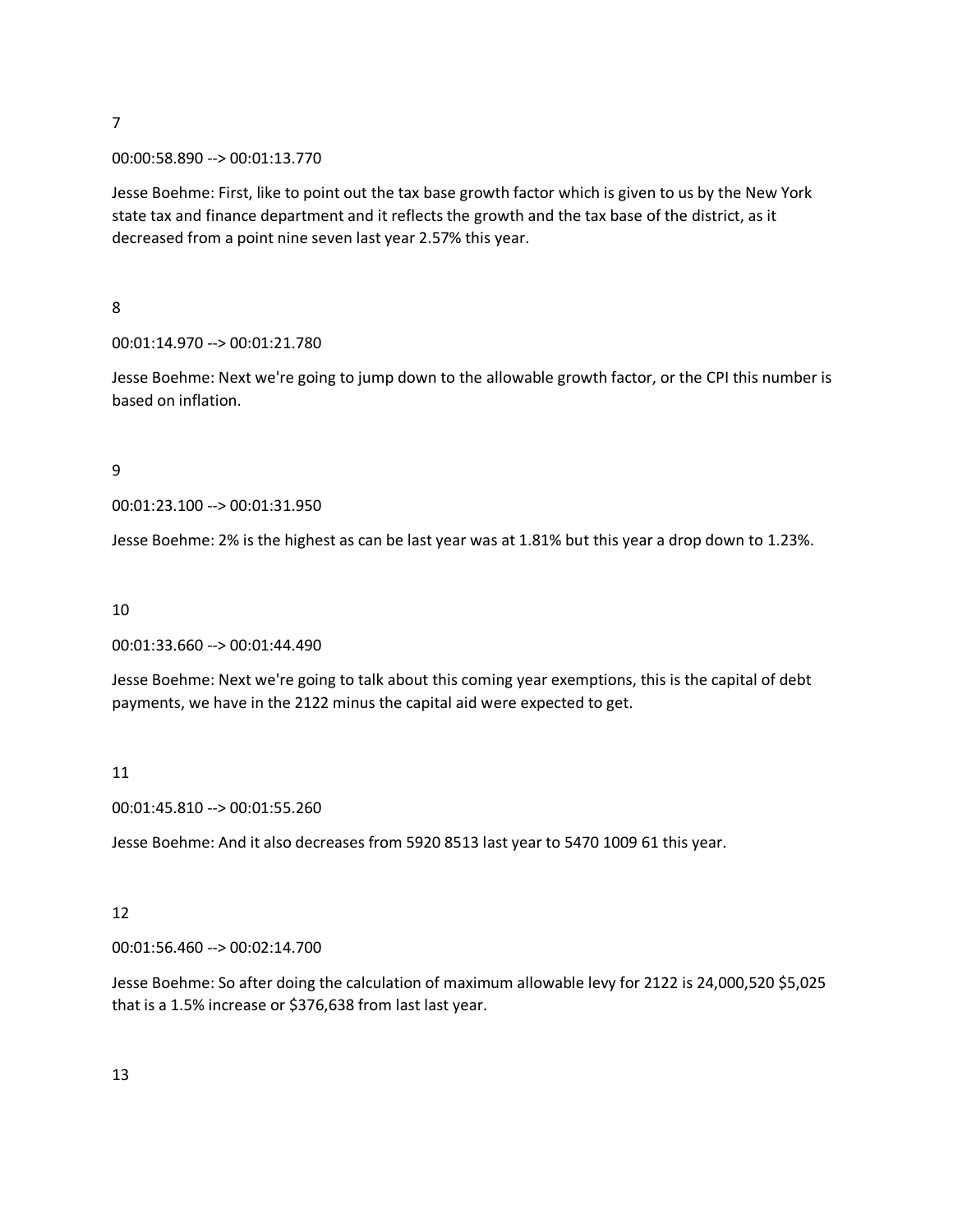7

00:00:58.890 --> 00:01:13.770

Jesse Boehme: First, like to point out the tax base growth factor which is given to us by the New York state tax and finance department and it reflects the growth and the tax base of the district, as it decreased from a point nine seven last year 2.57% this year.

8

00:01:14.970 --> 00:01:21.780

Jesse Boehme: Next we're going to jump down to the allowable growth factor, or the CPI this number is based on inflation.

9

00:01:23.100 --> 00:01:31.950

Jesse Boehme: 2% is the highest as can be last year was at 1.81% but this year a drop down to 1.23%.

10

00:01:33.660 --> 00:01:44.490

Jesse Boehme: Next we're going to talk about this coming year exemptions, this is the capital of debt payments, we have in the 2122 minus the capital aid were expected to get.

11

00:01:45.810 --> 00:01:55.260

Jesse Boehme: And it also decreases from 5920 8513 last year to 5470 1009 61 this year.

12

00:01:56.460 --> 00:02:14.700

Jesse Boehme: So after doing the calculation of maximum allowable levy for 2122 is 24,000,520 $5,025 that is a 1.5% increase or $376,638 from last last year.

13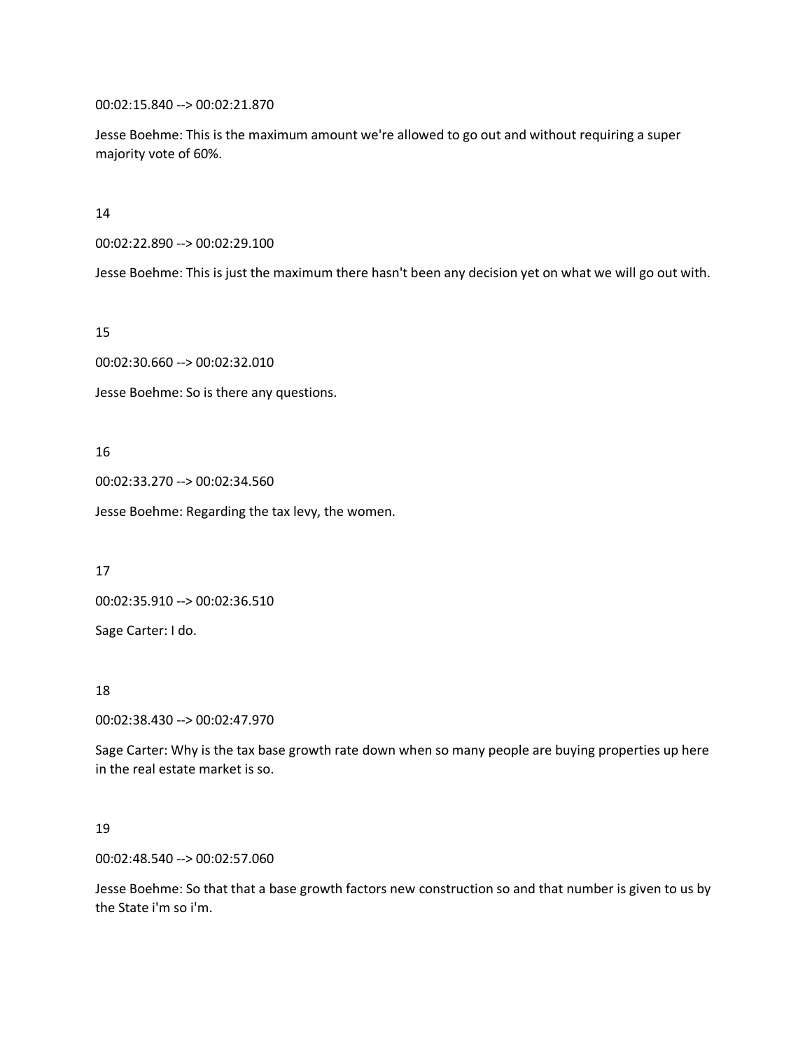00:02:15.840 --> 00:02:21.870

Jesse Boehme: This is the maximum amount we're allowed to go out and without requiring a super majority vote of 60%.

14

00:02:22.890 --> 00:02:29.100

Jesse Boehme: This is just the maximum there hasn't been any decision yet on what we will go out with.

15

00:02:30.660 --> 00:02:32.010

Jesse Boehme: So is there any questions.

16

00:02:33.270 --> 00:02:34.560

Jesse Boehme: Regarding the tax levy, the women.

17

00:02:35.910 --> 00:02:36.510

Sage Carter: I do.

18

00:02:38.430 --> 00:02:47.970

Sage Carter: Why is the tax base growth rate down when so many people are buying properties up here in the real estate market is so.

19

00:02:48.540 --> 00:02:57.060

Jesse Boehme: So that that a base growth factors new construction so and that number is given to us by the State i'm so i'm.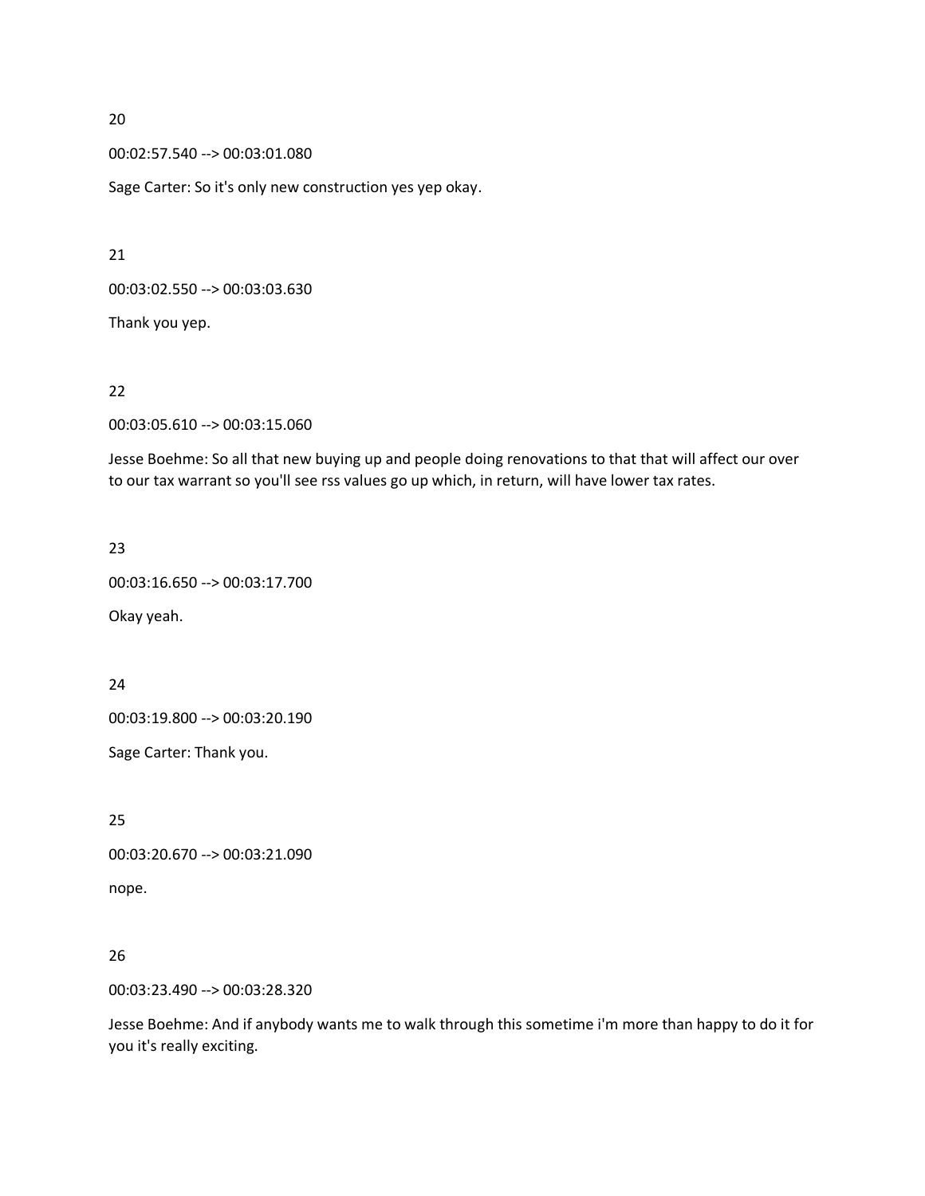20

00:02:57.540 --> 00:03:01.080

Sage Carter: So it's only new construction yes yep okay.

21

00:03:02.550 --> 00:03:03.630

Thank you yep.

22

00:03:05.610 --> 00:03:15.060

Jesse Boehme: So all that new buying up and people doing renovations to that that will affect our over to our tax warrant so you'll see rss values go up which, in return, will have lower tax rates.

23

00:03:16.650 --> 00:03:17.700

Okay yeah.

24

00:03:19.800 --> 00:03:20.190

Sage Carter: Thank you.

25

00:03:20.670 --> 00:03:21.090

nope.

26

00:03:23.490 --> 00:03:28.320

Jesse Boehme: And if anybody wants me to walk through this sometime i'm more than happy to do it for you it's really exciting.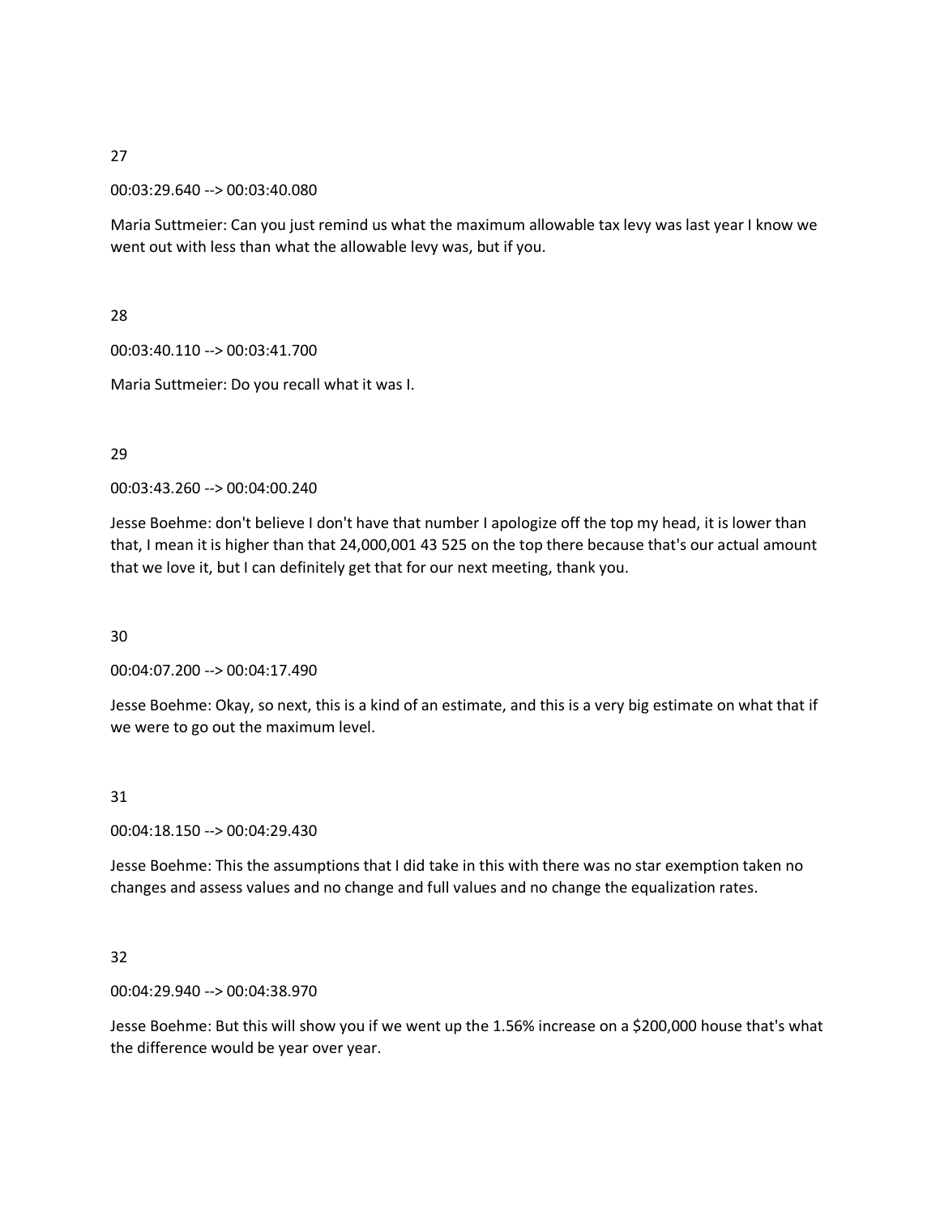27

00:03:29.640 --> 00:03:40.080

Maria Suttmeier: Can you just remind us what the maximum allowable tax levy was last year I know we went out with less than what the allowable levy was, but if you.

28

00:03:40.110 --> 00:03:41.700

Maria Suttmeier: Do you recall what it was I.

29

00:03:43.260 --> 00:04:00.240

Jesse Boehme: don't believe I don't have that number I apologize off the top my head, it is lower than that, I mean it is higher than that 24,000,001 43 525 on the top there because that's our actual amount that we love it, but I can definitely get that for our next meeting, thank you.

30

00:04:07.200 --> 00:04:17.490

Jesse Boehme: Okay, so next, this is a kind of an estimate, and this is a very big estimate on what that if we were to go out the maximum level.

31

00:04:18.150 --> 00:04:29.430

Jesse Boehme: This the assumptions that I did take in this with there was no star exemption taken no changes and assess values and no change and full values and no change the equalization rates.

32

00:04:29.940 --> 00:04:38.970

Jesse Boehme: But this will show you if we went up the 1.56% increase on a $200,000 house that's what the difference would be year over year.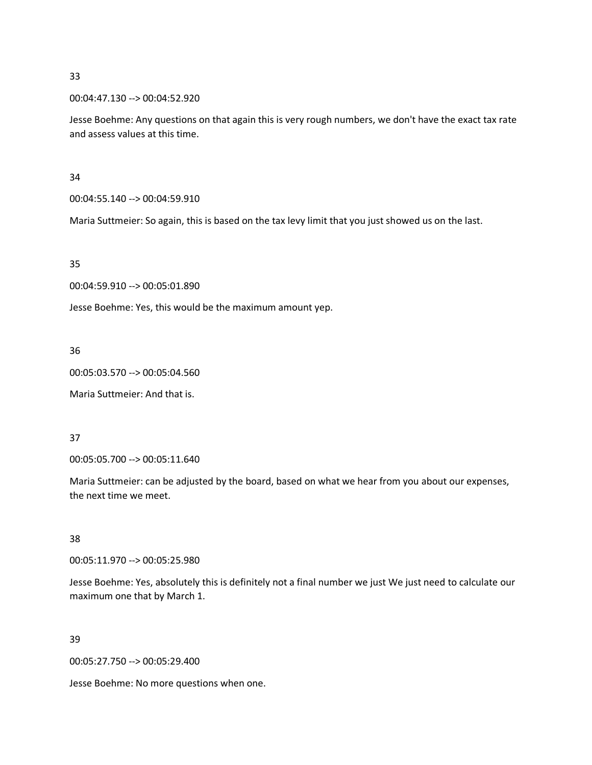33

00:04:47.130 --> 00:04:52.920

Jesse Boehme: Any questions on that again this is very rough numbers, we don't have the exact tax rate and assess values at this time.

34

00:04:55.140 --> 00:04:59.910

Maria Suttmeier: So again, this is based on the tax levy limit that you just showed us on the last.

35

00:04:59.910 --> 00:05:01.890

Jesse Boehme: Yes, this would be the maximum amount yep.

36

00:05:03.570 --> 00:05:04.560

Maria Suttmeier: And that is.

37

00:05:05.700 --> 00:05:11.640

Maria Suttmeier: can be adjusted by the board, based on what we hear from you about our expenses, the next time we meet.

38

00:05:11.970 --> 00:05:25.980

Jesse Boehme: Yes, absolutely this is definitely not a final number we just We just need to calculate our maximum one that by March 1.

39

00:05:27.750 --> 00:05:29.400

Jesse Boehme: No more questions when one.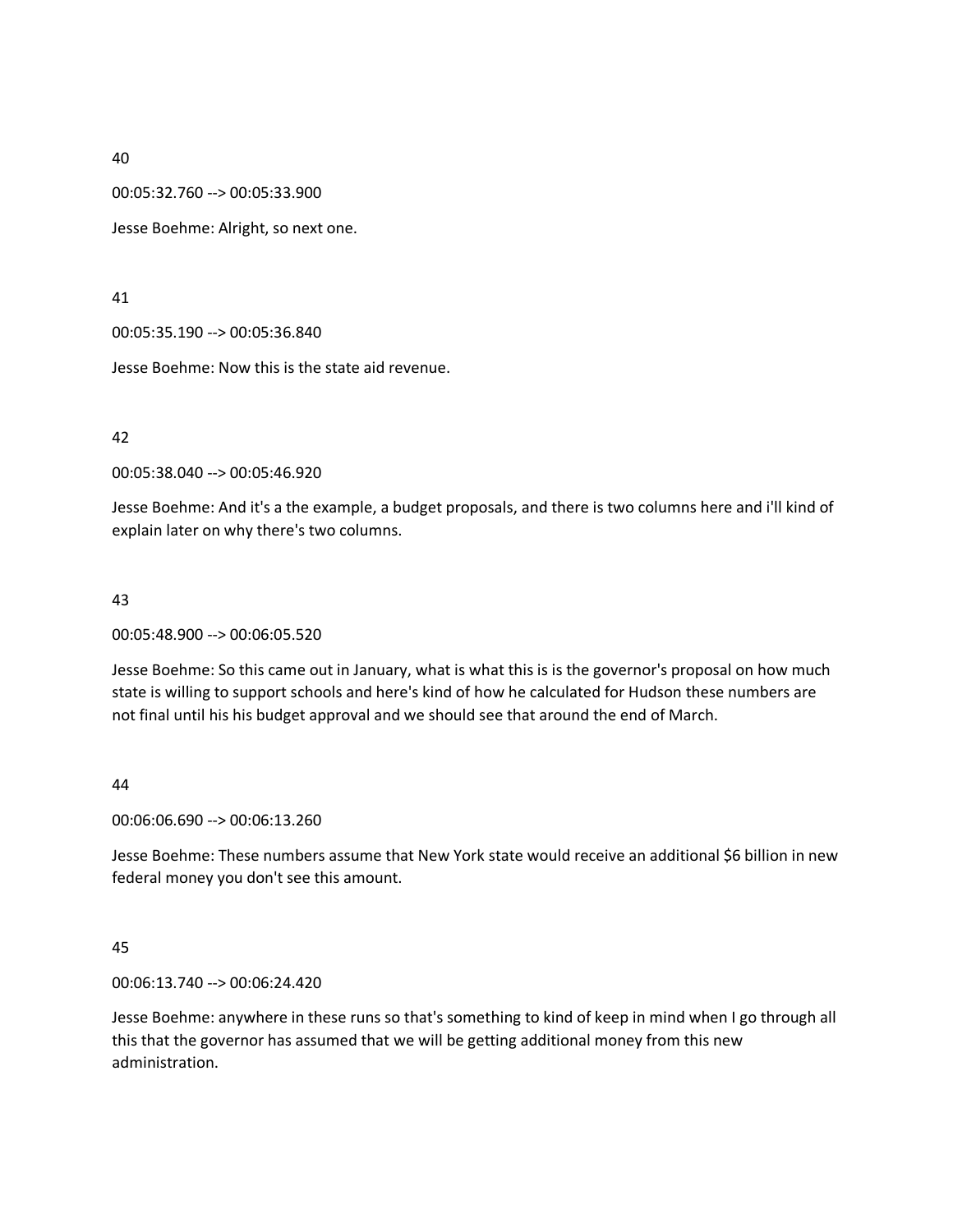40

00:05:32.760 --> 00:05:33.900

Jesse Boehme: Alright, so next one.

41

00:05:35.190 --> 00:05:36.840

Jesse Boehme: Now this is the state aid revenue.

42

00:05:38.040 --> 00:05:46.920

Jesse Boehme: And it's a the example, a budget proposals, and there is two columns here and i'll kind of explain later on why there's two columns.

43

00:05:48.900 --> 00:06:05.520

Jesse Boehme: So this came out in January, what is what this is is the governor's proposal on how much state is willing to support schools and here's kind of how he calculated for Hudson these numbers are not final until his his budget approval and we should see that around the end of March.

44

00:06:06.690 --> 00:06:13.260

Jesse Boehme: These numbers assume that New York state would receive an additional $6 billion in new federal money you don't see this amount.

45

00:06:13.740 --> 00:06:24.420

Jesse Boehme: anywhere in these runs so that's something to kind of keep in mind when I go through all this that the governor has assumed that we will be getting additional money from this new administration.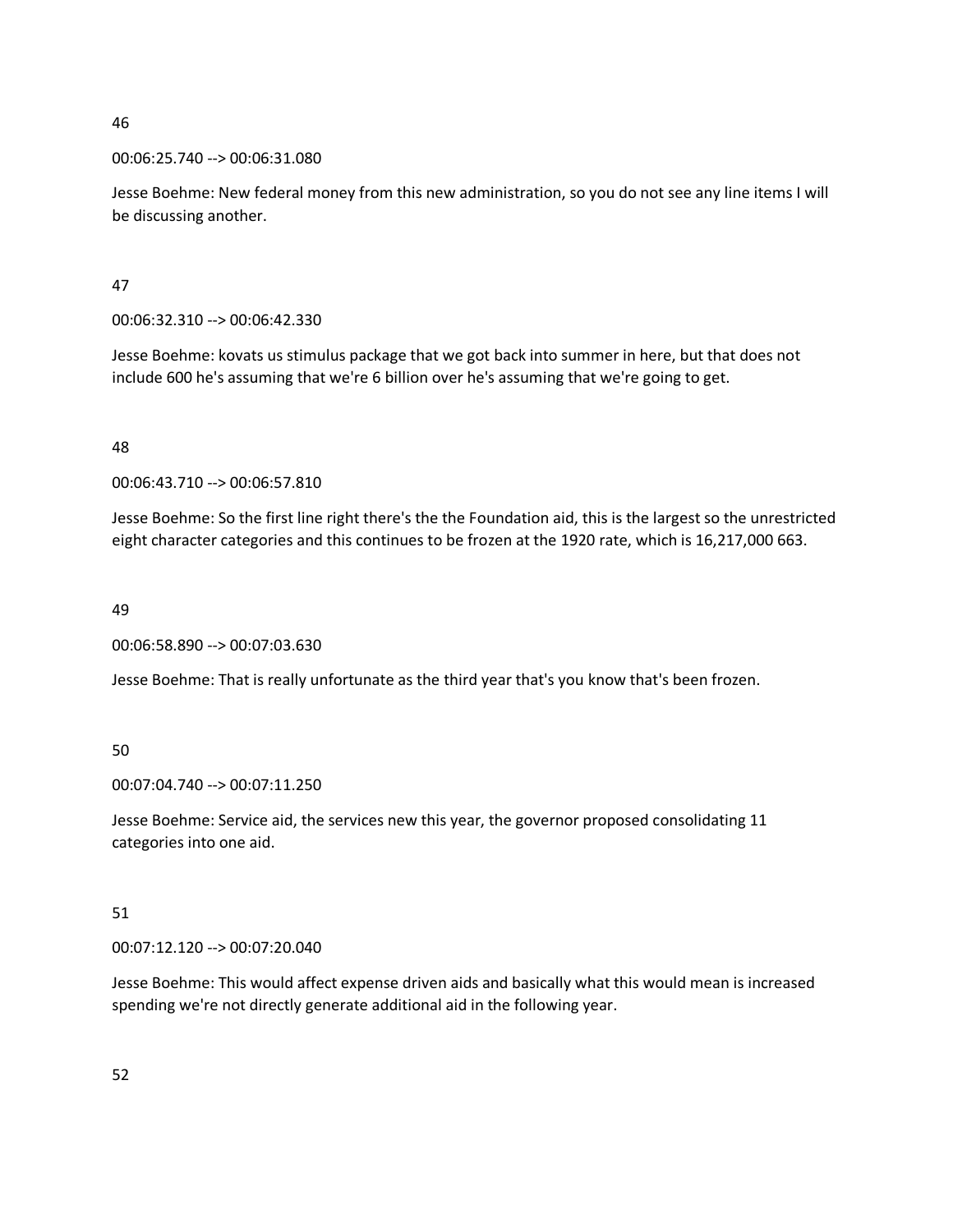46

00:06:25.740 --> 00:06:31.080

Jesse Boehme: New federal money from this new administration, so you do not see any line items I will be discussing another.

47

00:06:32.310 --> 00:06:42.330

Jesse Boehme: kovats us stimulus package that we got back into summer in here, but that does not include 600 he's assuming that we're 6 billion over he's assuming that we're going to get.

48

00:06:43.710 --> 00:06:57.810

Jesse Boehme: So the first line right there's the the Foundation aid, this is the largest so the unrestricted eight character categories and this continues to be frozen at the 1920 rate, which is 16,217,000 663.

49

00:06:58.890 --> 00:07:03.630

Jesse Boehme: That is really unfortunate as the third year that's you know that's been frozen.

50

00:07:04.740 --> 00:07:11.250

Jesse Boehme: Service aid, the services new this year, the governor proposed consolidating 11 categories into one aid.

51

00:07:12.120 --> 00:07:20.040

Jesse Boehme: This would affect expense driven aids and basically what this would mean is increased spending we're not directly generate additional aid in the following year.

52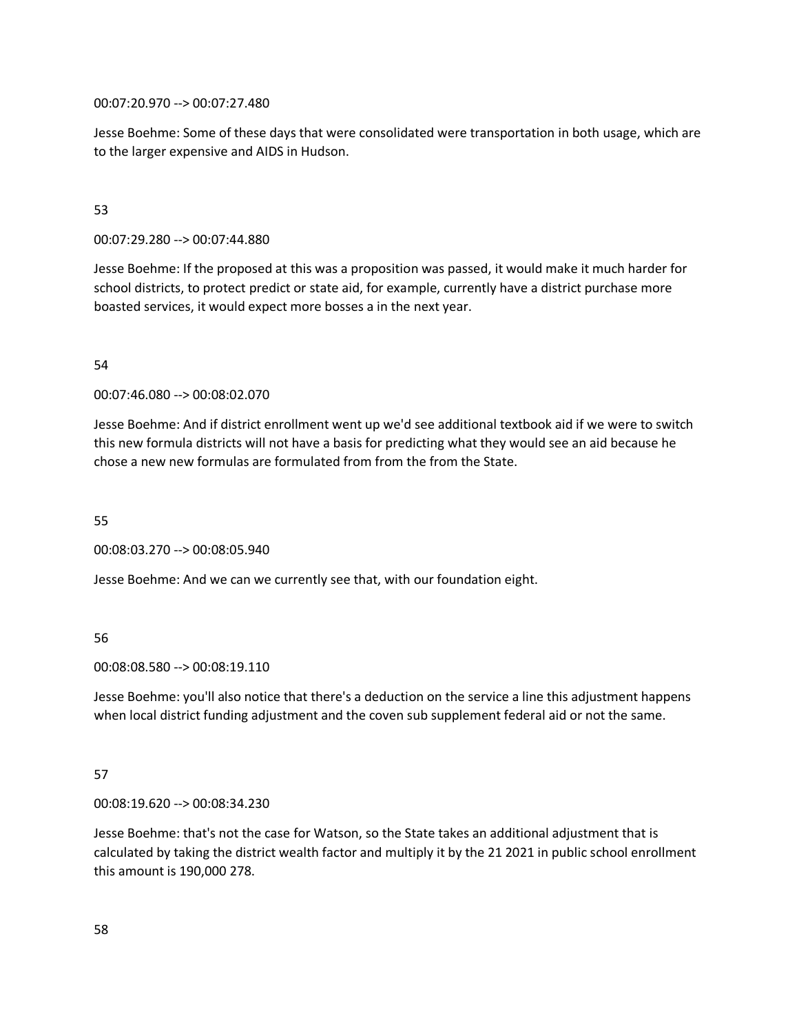00:07:20.970 --> 00:07:27.480

Jesse Boehme: Some of these days that were consolidated were transportation in both usage, which are to the larger expensive and AIDS in Hudson.

53

00:07:29.280 --> 00:07:44.880

Jesse Boehme: If the proposed at this was a proposition was passed, it would make it much harder for school districts, to protect predict or state aid, for example, currently have a district purchase more boasted services, it would expect more bosses a in the next year.

54

00:07:46.080 --> 00:08:02.070

Jesse Boehme: And if district enrollment went up we'd see additional textbook aid if we were to switch this new formula districts will not have a basis for predicting what they would see an aid because he chose a new new formulas are formulated from from the from the State.

55

00:08:03.270 --> 00:08:05.940

Jesse Boehme: And we can we currently see that, with our foundation eight.

56

00:08:08.580 --> 00:08:19.110

Jesse Boehme: you'll also notice that there's a deduction on the service a line this adjustment happens when local district funding adjustment and the coven sub supplement federal aid or not the same.

57

00:08:19.620 --> 00:08:34.230

Jesse Boehme: that's not the case for Watson, so the State takes an additional adjustment that is calculated by taking the district wealth factor and multiply it by the 21 2021 in public school enrollment this amount is 190,000 278.

58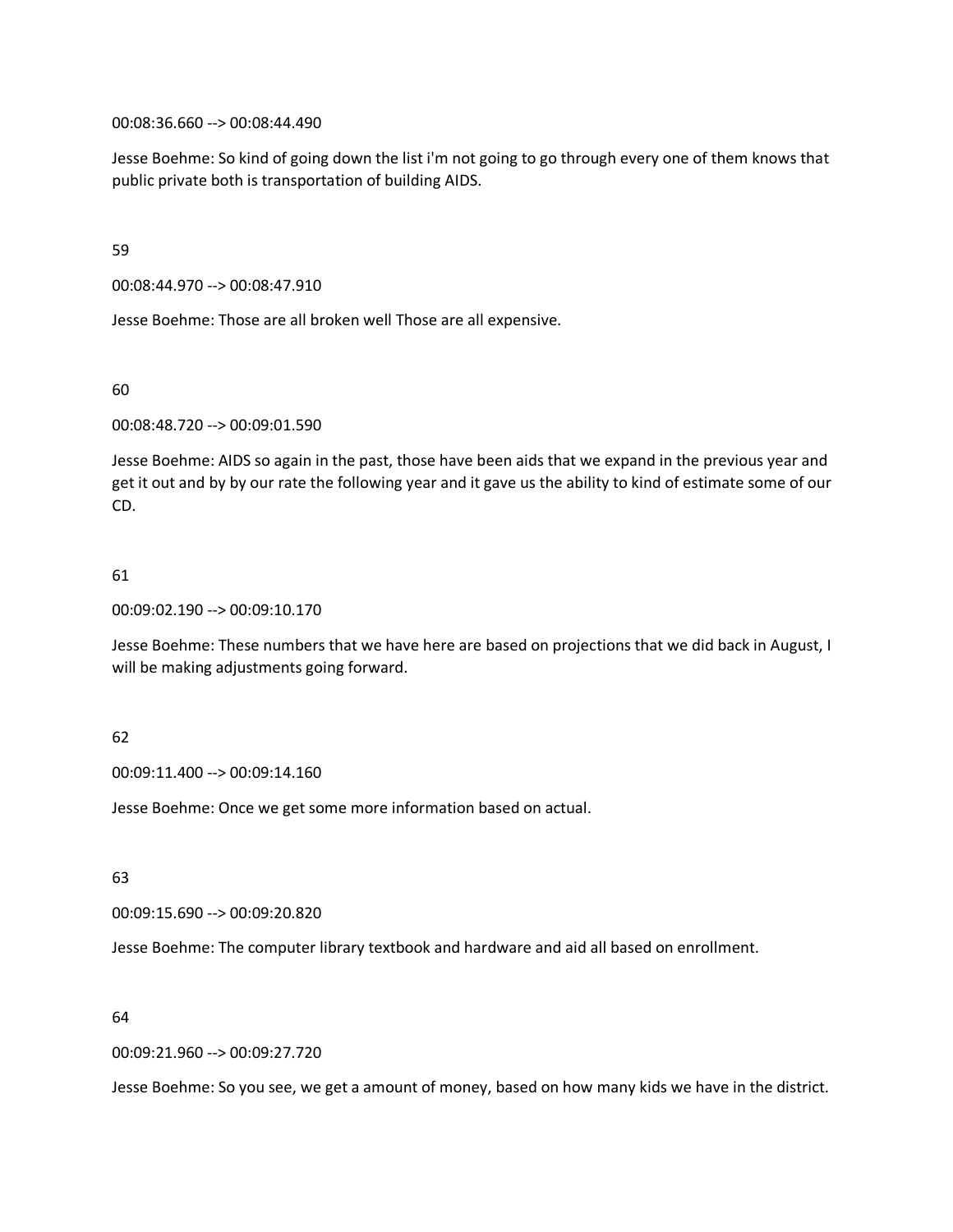00:08:36.660 --> 00:08:44.490

Jesse Boehme: So kind of going down the list i'm not going to go through every one of them knows that public private both is transportation of building AIDS.

59

00:08:44.970 --> 00:08:47.910

Jesse Boehme: Those are all broken well Those are all expensive.

60

00:08:48.720 --> 00:09:01.590

Jesse Boehme: AIDS so again in the past, those have been aids that we expand in the previous year and get it out and by by our rate the following year and it gave us the ability to kind of estimate some of our CD.

61

00:09:02.190 --> 00:09:10.170

Jesse Boehme: These numbers that we have here are based on projections that we did back in August, I will be making adjustments going forward.

62

00:09:11.400 --> 00:09:14.160

Jesse Boehme: Once we get some more information based on actual.

63

00:09:15.690 --> 00:09:20.820

Jesse Boehme: The computer library textbook and hardware and aid all based on enrollment.

64

00:09:21.960 --> 00:09:27.720

Jesse Boehme: So you see, we get a amount of money, based on how many kids we have in the district.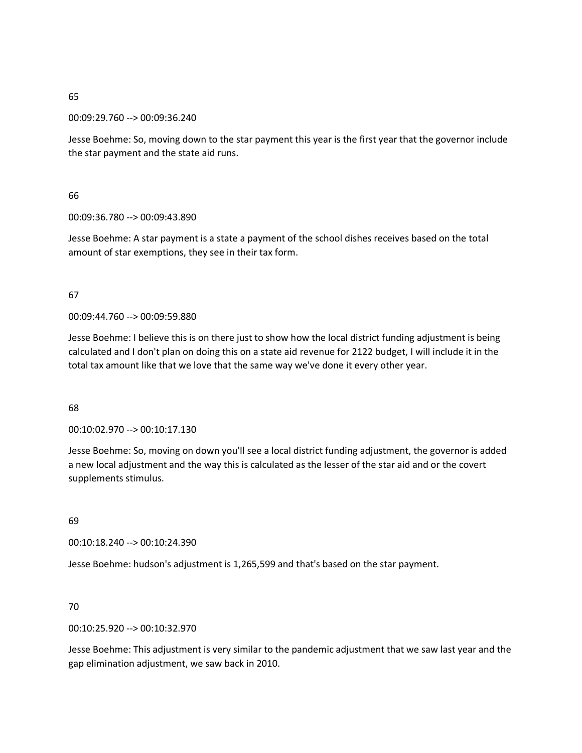65

00:09:29.760 --> 00:09:36.240

Jesse Boehme: So, moving down to the star payment this year is the first year that the governor include the star payment and the state aid runs.

66

00:09:36.780 --> 00:09:43.890

Jesse Boehme: A star payment is a state a payment of the school dishes receives based on the total amount of star exemptions, they see in their tax form.

67

00:09:44.760 --> 00:09:59.880

Jesse Boehme: I believe this is on there just to show how the local district funding adjustment is being calculated and I don't plan on doing this on a state aid revenue for 2122 budget, I will include it in the total tax amount like that we love that the same way we've done it every other year.

68

00:10:02.970 --> 00:10:17.130

Jesse Boehme: So, moving on down you'll see a local district funding adjustment, the governor is added a new local adjustment and the way this is calculated as the lesser of the star aid and or the covert supplements stimulus.

69

00:10:18.240 --> 00:10:24.390

Jesse Boehme: hudson's adjustment is 1,265,599 and that's based on the star payment.

70

00:10:25.920 --> 00:10:32.970

Jesse Boehme: This adjustment is very similar to the pandemic adjustment that we saw last year and the gap elimination adjustment, we saw back in 2010.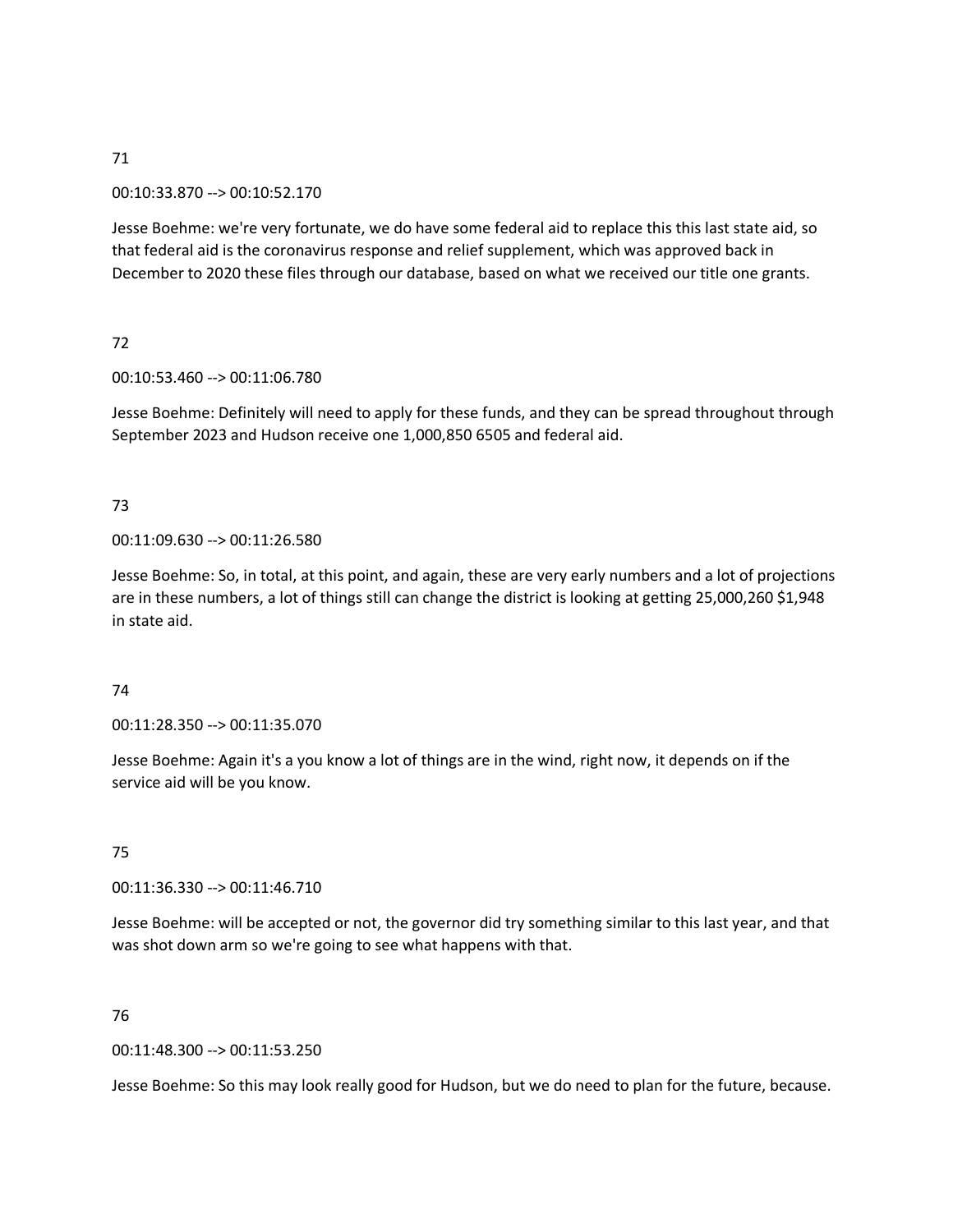71

00:10:33.870 --> 00:10:52.170

Jesse Boehme: we're very fortunate, we do have some federal aid to replace this this last state aid, so that federal aid is the coronavirus response and relief supplement, which was approved back in December to 2020 these files through our database, based on what we received our title one grants.

72

00:10:53.460 --> 00:11:06.780

Jesse Boehme: Definitely will need to apply for these funds, and they can be spread throughout through September 2023 and Hudson receive one 1,000,850 6505 and federal aid.

73

00:11:09.630 --> 00:11:26.580

Jesse Boehme: So, in total, at this point, and again, these are very early numbers and a lot of projections are in these numbers, a lot of things still can change the district is looking at getting 25,000,260 $1,948 in state aid.

74

00:11:28.350 --> 00:11:35.070

Jesse Boehme: Again it's a you know a lot of things are in the wind, right now, it depends on if the service aid will be you know.

75

00:11:36.330 --> 00:11:46.710

Jesse Boehme: will be accepted or not, the governor did try something similar to this last year, and that was shot down arm so we're going to see what happens with that.

76

00:11:48.300 --> 00:11:53.250

Jesse Boehme: So this may look really good for Hudson, but we do need to plan for the future, because.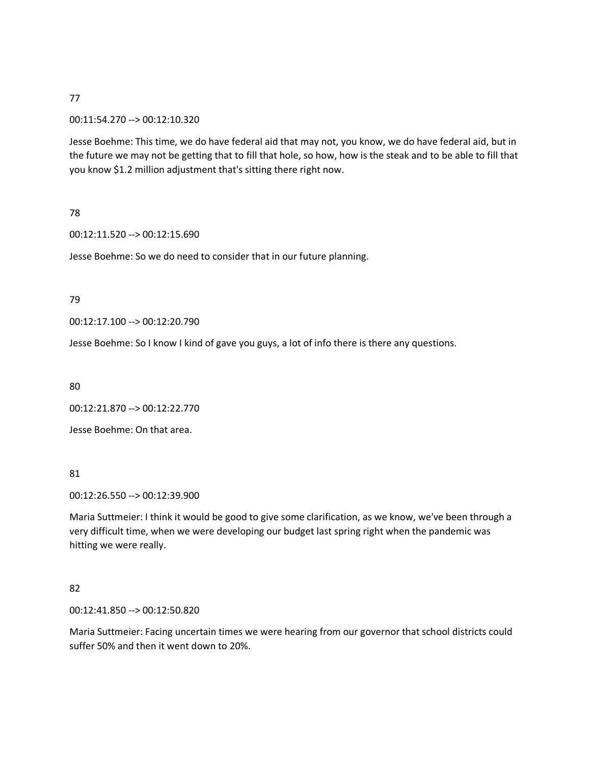77

00:11:54.270 --> 00:12:10.320

Jesse Boehme: This time, we do have federal aid that may not, you know, we do have federal aid, but in the future we may not be getting that to fill that hole, so how, how is the steak and to be able to fill that you know $1.2 million adjustment that's sitting there right now.

78

00:12:11.520 --> 00:12:15.690

Jesse Boehme: So we do need to consider that in our future planning.

79

00:12:17.100 --> 00:12:20.790

Jesse Boehme: So I know I kind of gave you guys, a lot of info there is there any questions.

80

00:12:21.870 --> 00:12:22.770

Jesse Boehme: On that area.

81

00:12:26.550 --> 00:12:39.900

Maria Suttmeier: I think it would be good to give some clarification, as we know, we've been through a very difficult time, when we were developing our budget last spring right when the pandemic was hitting we were really.

82

00:12:41.850 --> 00:12:50.820

Maria Suttmeier: Facing uncertain times we were hearing from our governor that school districts could suffer 50% and then it went down to 20%.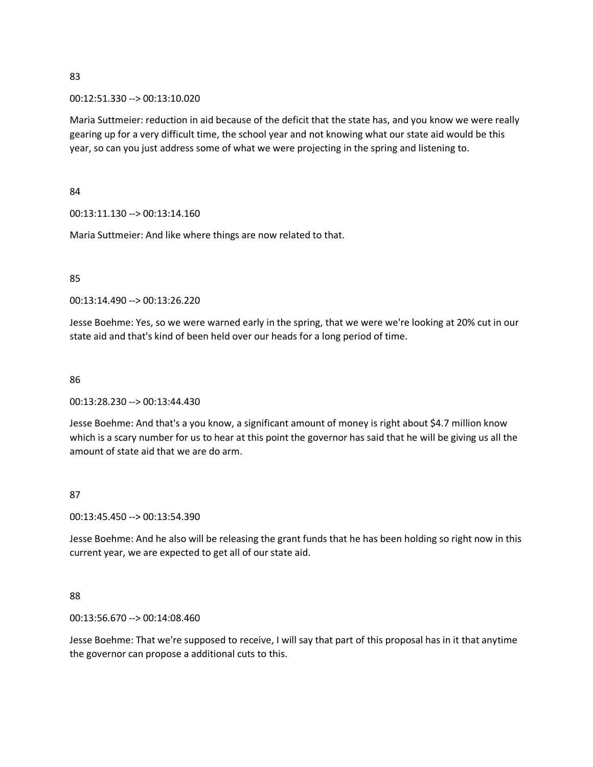83

00:12:51.330 --> 00:13:10.020

Maria Suttmeier: reduction in aid because of the deficit that the state has, and you know we were really gearing up for a very difficult time, the school year and not knowing what our state aid would be this year, so can you just address some of what we were projecting in the spring and listening to.

84

00:13:11.130 --> 00:13:14.160

Maria Suttmeier: And like where things are now related to that.

85

00:13:14.490 --> 00:13:26.220

Jesse Boehme: Yes, so we were warned early in the spring, that we were we're looking at 20% cut in our state aid and that's kind of been held over our heads for a long period of time.

86

00:13:28.230 --> 00:13:44.430

Jesse Boehme: And that's a you know, a significant amount of money is right about $4.7 million know which is a scary number for us to hear at this point the governor has said that he will be giving us all the amount of state aid that we are do arm.

87

00:13:45.450 --> 00:13:54.390

Jesse Boehme: And he also will be releasing the grant funds that he has been holding so right now in this current year, we are expected to get all of our state aid.

88

00:13:56.670 --> 00:14:08.460

Jesse Boehme: That we're supposed to receive, I will say that part of this proposal has in it that anytime the governor can propose a additional cuts to this.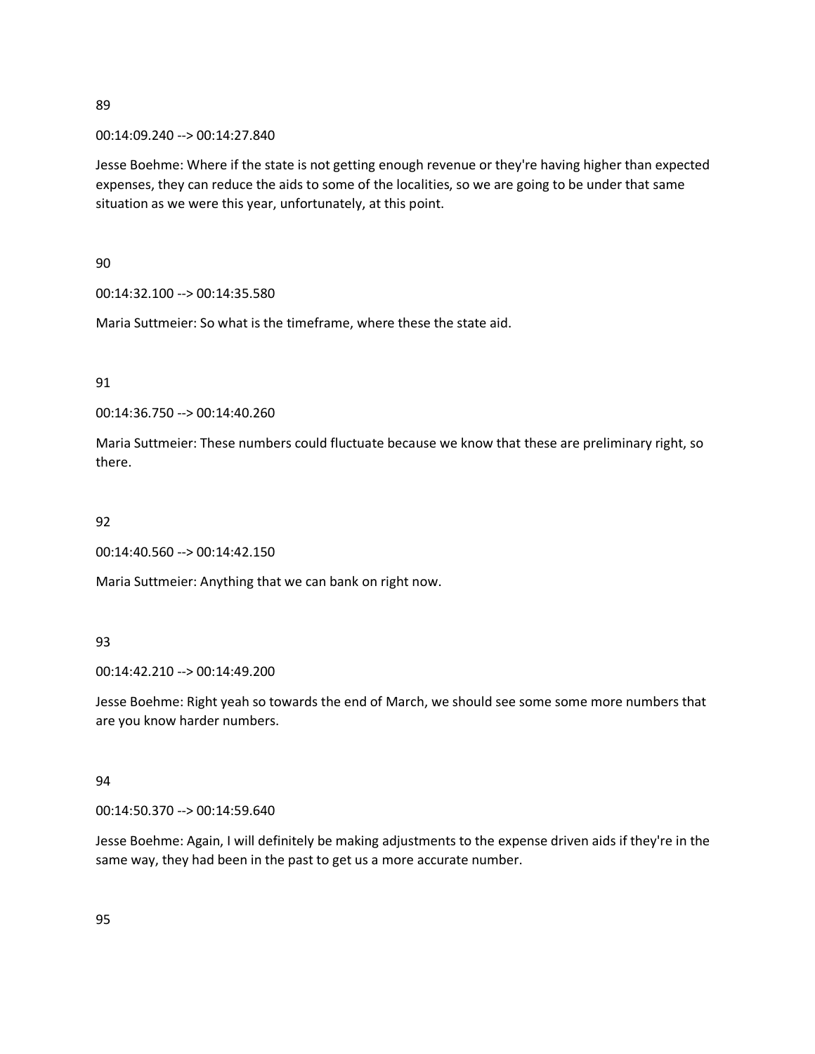89

00:14:09.240 --> 00:14:27.840

Jesse Boehme: Where if the state is not getting enough revenue or they're having higher than expected expenses, they can reduce the aids to some of the localities, so we are going to be under that same situation as we were this year, unfortunately, at this point.

90

00:14:32.100 --> 00:14:35.580

Maria Suttmeier: So what is the timeframe, where these the state aid.

91

00:14:36.750 --> 00:14:40.260

Maria Suttmeier: These numbers could fluctuate because we know that these are preliminary right, so there.

92

00:14:40.560 --> 00:14:42.150

Maria Suttmeier: Anything that we can bank on right now.

93

00:14:42.210 --> 00:14:49.200

Jesse Boehme: Right yeah so towards the end of March, we should see some some more numbers that are you know harder numbers.

94

00:14:50.370 --> 00:14:59.640

Jesse Boehme: Again, I will definitely be making adjustments to the expense driven aids if they're in the same way, they had been in the past to get us a more accurate number.

95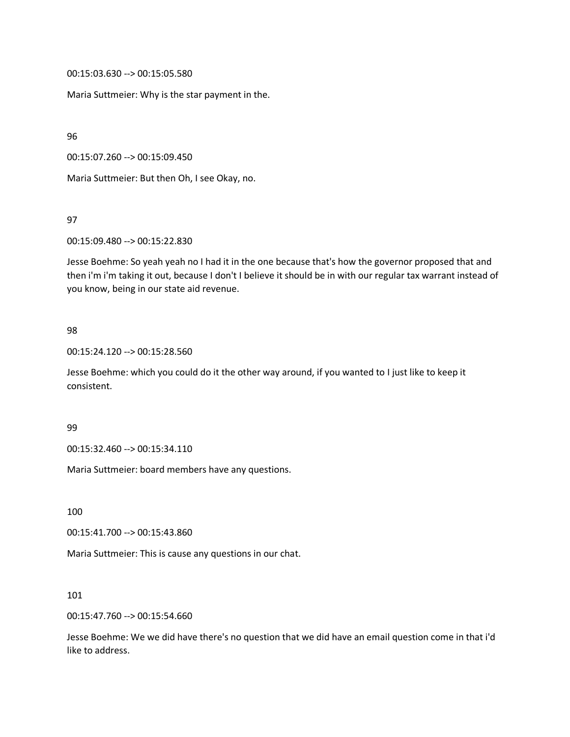00:15:03.630 --> 00:15:05.580

Maria Suttmeier: Why is the star payment in the.

96

00:15:07.260 --> 00:15:09.450

Maria Suttmeier: But then Oh, I see Okay, no.

97

00:15:09.480 --> 00:15:22.830

Jesse Boehme: So yeah yeah no I had it in the one because that's how the governor proposed that and then i'm i'm taking it out, because I don't I believe it should be in with our regular tax warrant instead of you know, being in our state aid revenue.

98

00:15:24.120 --> 00:15:28.560

Jesse Boehme: which you could do it the other way around, if you wanted to I just like to keep it consistent.

99

00:15:32.460 --> 00:15:34.110

Maria Suttmeier: board members have any questions.

100

00:15:41.700 --> 00:15:43.860

Maria Suttmeier: This is cause any questions in our chat.

101

00:15:47.760 --> 00:15:54.660

Jesse Boehme: We we did have there's no question that we did have an email question come in that i'd like to address.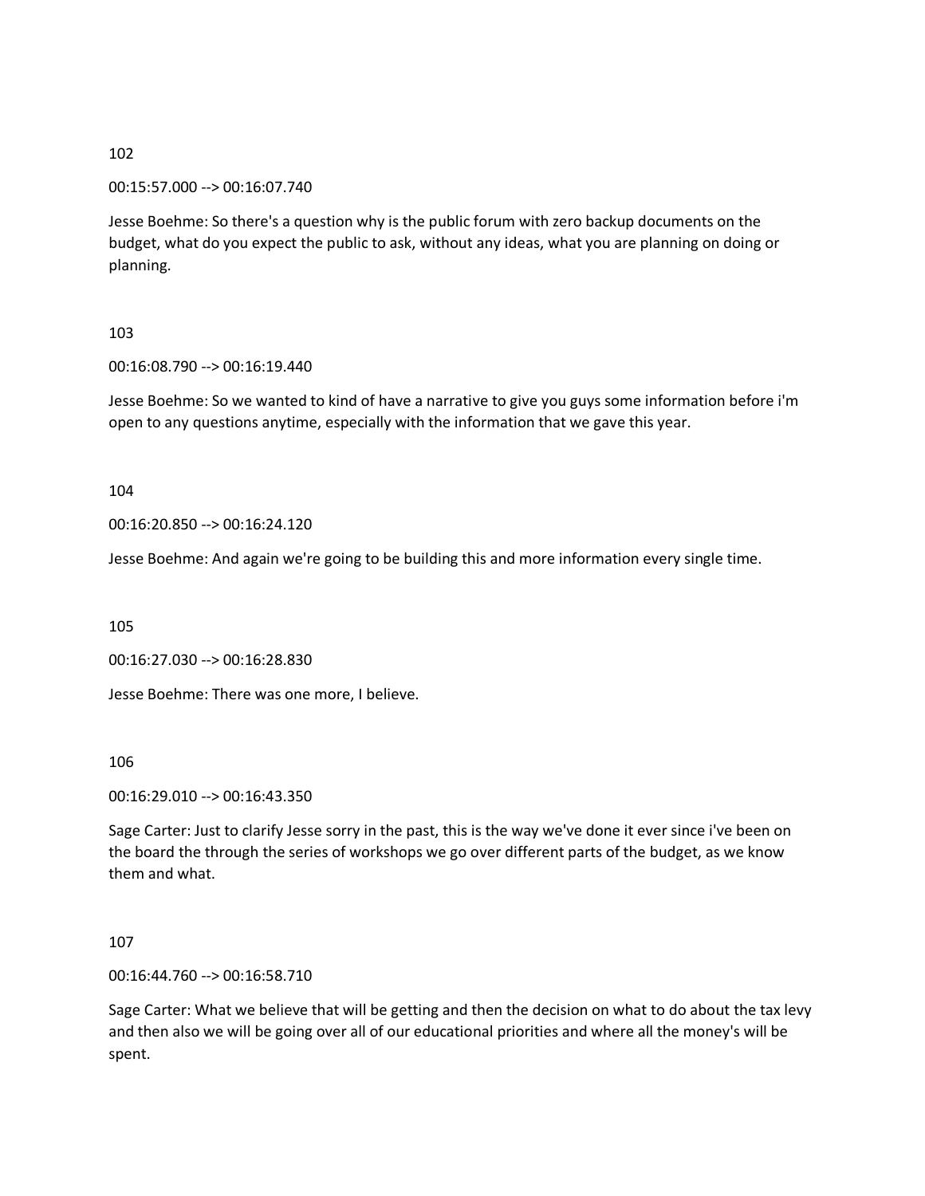102

00:15:57.000 --> 00:16:07.740

Jesse Boehme: So there's a question why is the public forum with zero backup documents on the budget, what do you expect the public to ask, without any ideas, what you are planning on doing or planning.

103

00:16:08.790 --> 00:16:19.440

Jesse Boehme: So we wanted to kind of have a narrative to give you guys some information before i'm open to any questions anytime, especially with the information that we gave this year.

104

00:16:20.850 --> 00:16:24.120

Jesse Boehme: And again we're going to be building this and more information every single time.

105

00:16:27.030 --> 00:16:28.830

Jesse Boehme: There was one more, I believe.

106

00:16:29.010 --> 00:16:43.350

Sage Carter: Just to clarify Jesse sorry in the past, this is the way we've done it ever since i've been on the board the through the series of workshops we go over different parts of the budget, as we know them and what.

107

00:16:44.760 --> 00:16:58.710

Sage Carter: What we believe that will be getting and then the decision on what to do about the tax levy and then also we will be going over all of our educational priorities and where all the money's will be spent.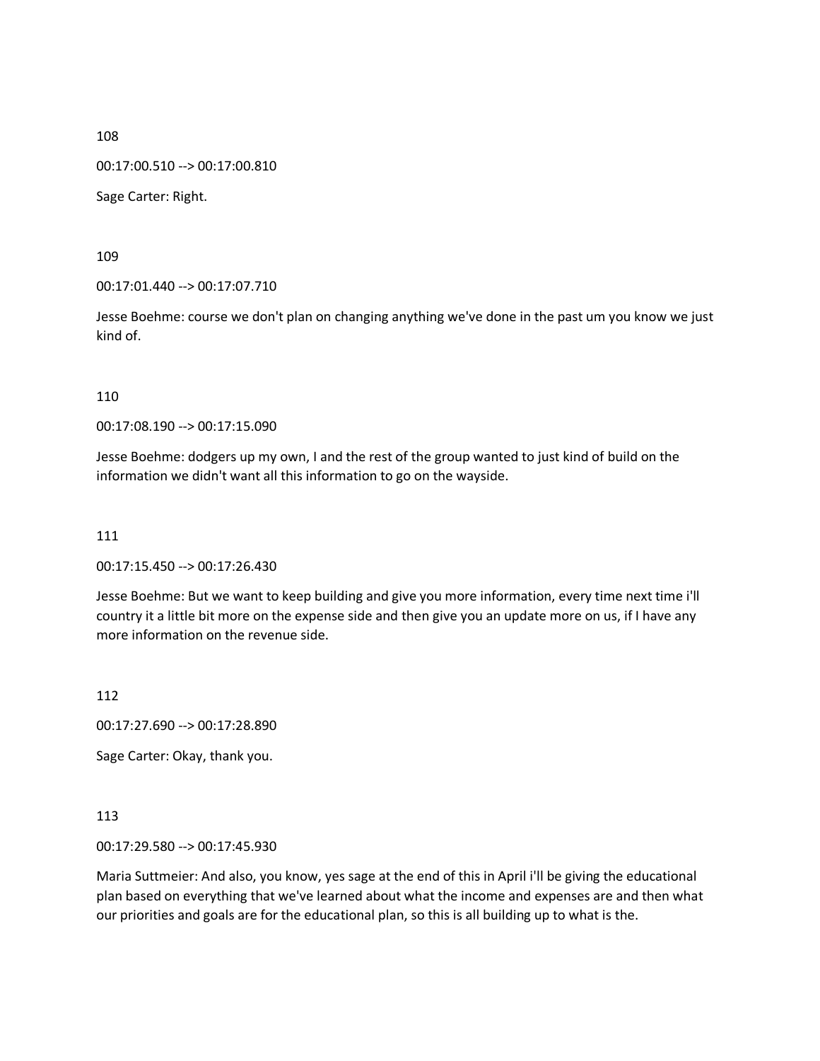108

00:17:00.510 --> 00:17:00.810

Sage Carter: Right.

109

00:17:01.440 --> 00:17:07.710

Jesse Boehme: course we don't plan on changing anything we've done in the past um you know we just kind of.

110

00:17:08.190 --> 00:17:15.090

Jesse Boehme: dodgers up my own, I and the rest of the group wanted to just kind of build on the information we didn't want all this information to go on the wayside.

111

00:17:15.450 --> 00:17:26.430

Jesse Boehme: But we want to keep building and give you more information, every time next time i'll country it a little bit more on the expense side and then give you an update more on us, if I have any more information on the revenue side.

112

00:17:27.690 --> 00:17:28.890

Sage Carter: Okay, thank you.

113

00:17:29.580 --> 00:17:45.930

Maria Suttmeier: And also, you know, yes sage at the end of this in April i'll be giving the educational plan based on everything that we've learned about what the income and expenses are and then what our priorities and goals are for the educational plan, so this is all building up to what is the.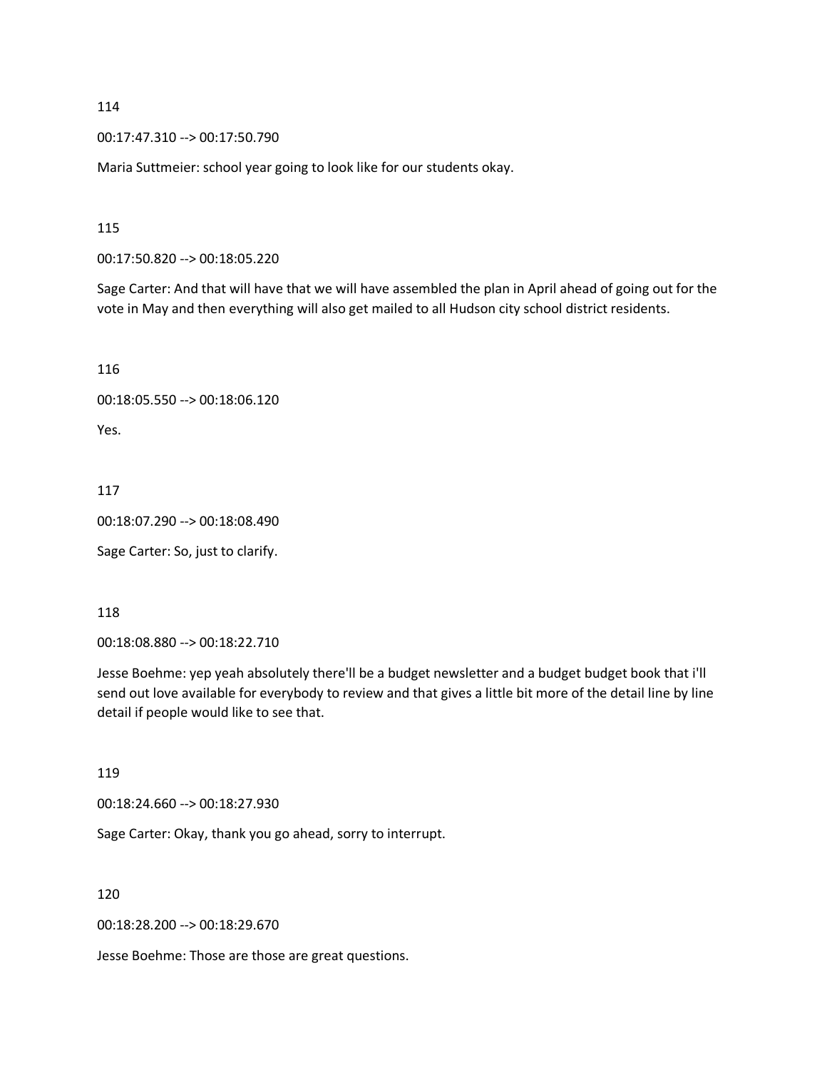114

00:17:47.310 --> 00:17:50.790

Maria Suttmeier: school year going to look like for our students okay.

115

00:17:50.820 --> 00:18:05.220

Sage Carter: And that will have that we will have assembled the plan in April ahead of going out for the vote in May and then everything will also get mailed to all Hudson city school district residents.

116

00:18:05.550 --> 00:18:06.120

Yes.

117

00:18:07.290 --> 00:18:08.490

Sage Carter: So, just to clarify.

118

00:18:08.880 --> 00:18:22.710

Jesse Boehme: yep yeah absolutely there'll be a budget newsletter and a budget budget book that i'll send out love available for everybody to review and that gives a little bit more of the detail line by line detail if people would like to see that.

119

00:18:24.660 --> 00:18:27.930

Sage Carter: Okay, thank you go ahead, sorry to interrupt.

120

00:18:28.200 --> 00:18:29.670

Jesse Boehme: Those are those are great questions.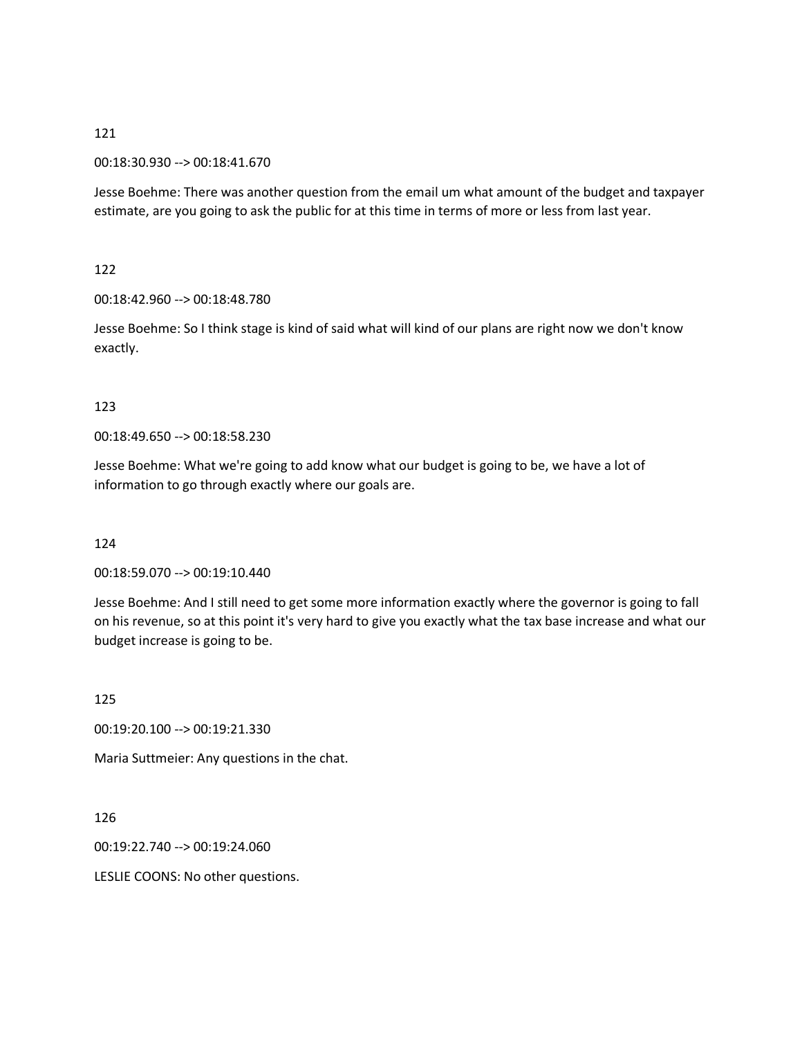121

00:18:30.930 --> 00:18:41.670

Jesse Boehme: There was another question from the email um what amount of the budget and taxpayer estimate, are you going to ask the public for at this time in terms of more or less from last year.

122

00:18:42.960 --> 00:18:48.780

Jesse Boehme: So I think stage is kind of said what will kind of our plans are right now we don't know exactly.

123

00:18:49.650 --> 00:18:58.230

Jesse Boehme: What we're going to add know what our budget is going to be, we have a lot of information to go through exactly where our goals are.

124

00:18:59.070 --> 00:19:10.440

Jesse Boehme: And I still need to get some more information exactly where the governor is going to fall on his revenue, so at this point it's very hard to give you exactly what the tax base increase and what our budget increase is going to be.

125

00:19:20.100 --> 00:19:21.330

Maria Suttmeier: Any questions in the chat.

126

00:19:22.740 --> 00:19:24.060

LESLIE COONS: No other questions.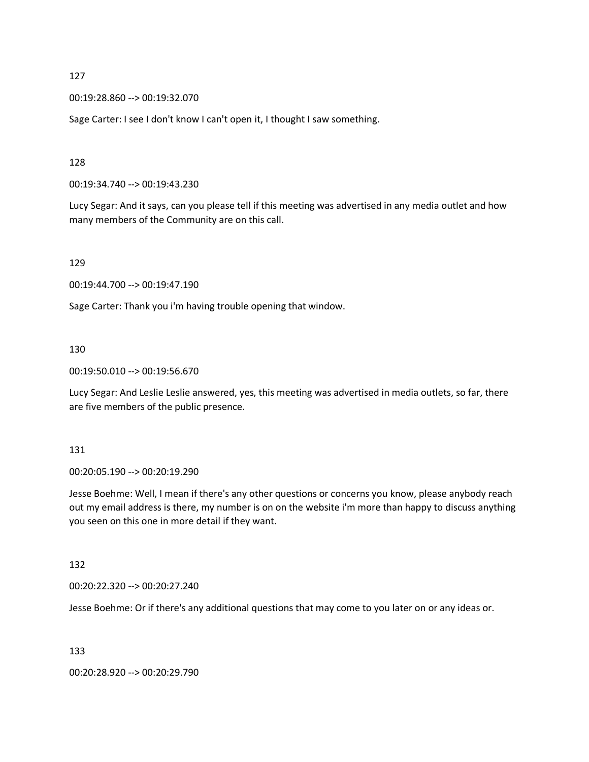127

00:19:28.860 --> 00:19:32.070

Sage Carter: I see I don't know I can't open it, I thought I saw something.

128

00:19:34.740 --> 00:19:43.230

Lucy Segar: And it says, can you please tell if this meeting was advertised in any media outlet and how many members of the Community are on this call.

129

00:19:44.700 --> 00:19:47.190

Sage Carter: Thank you i'm having trouble opening that window.

130

00:19:50.010 --> 00:19:56.670

Lucy Segar: And Leslie Leslie answered, yes, this meeting was advertised in media outlets, so far, there are five members of the public presence.

131

00:20:05.190 --> 00:20:19.290

Jesse Boehme: Well, I mean if there's any other questions or concerns you know, please anybody reach out my email address is there, my number is on on the website i'm more than happy to discuss anything you seen on this one in more detail if they want.

132

00:20:22.320 --> 00:20:27.240

Jesse Boehme: Or if there's any additional questions that may come to you later on or any ideas or.

133

00:20:28.920 --> 00:20:29.790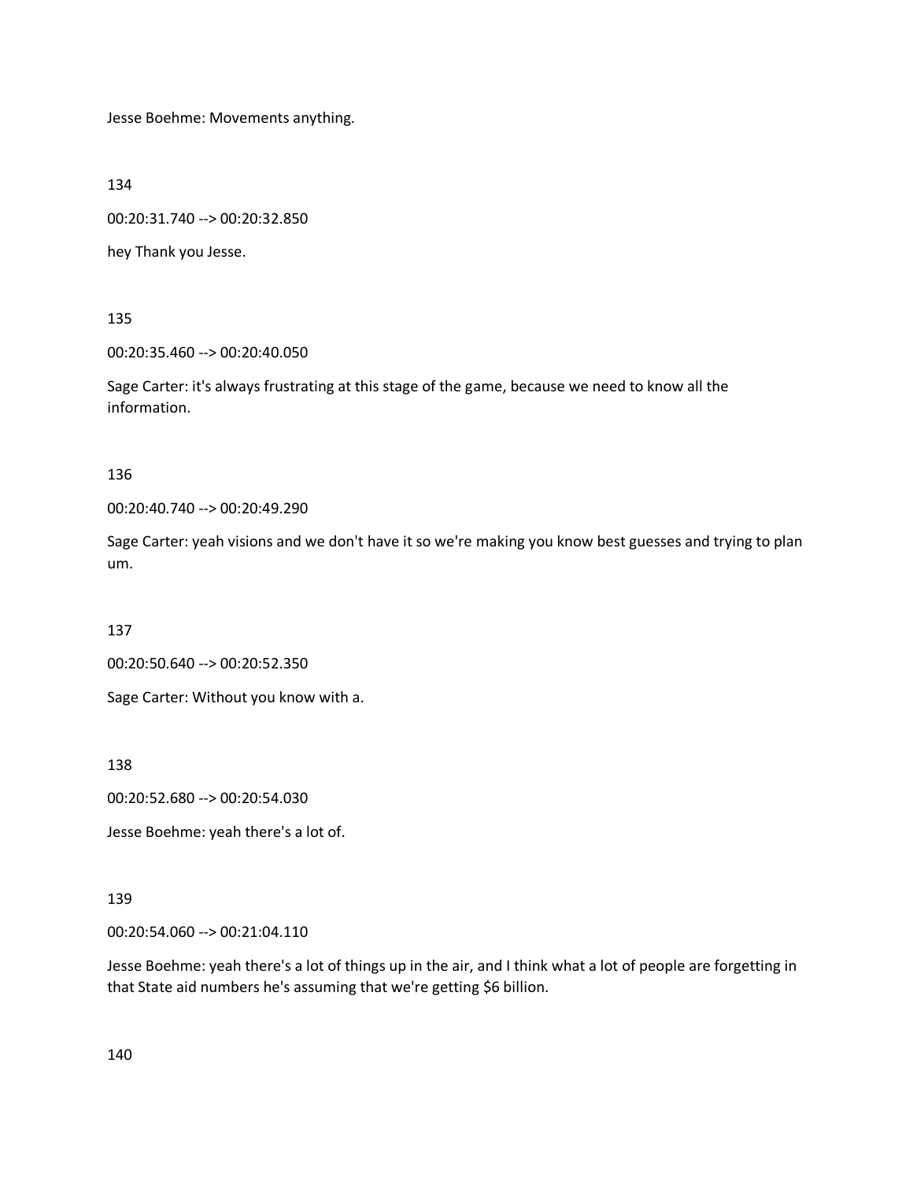Jesse Boehme: Movements anything.

134

00:20:31.740 --> 00:20:32.850

hey Thank you Jesse.

135

00:20:35.460 --> 00:20:40.050

Sage Carter: it's always frustrating at this stage of the game, because we need to know all the information.

136

00:20:40.740 --> 00:20:49.290

Sage Carter: yeah visions and we don't have it so we're making you know best guesses and trying to plan um.

137

00:20:50.640 --> 00:20:52.350

Sage Carter: Without you know with a.

138

00:20:52.680 --> 00:20:54.030

Jesse Boehme: yeah there's a lot of.

139

00:20:54.060 --> 00:21:04.110

Jesse Boehme: yeah there's a lot of things up in the air, and I think what a lot of people are forgetting in that State aid numbers he's assuming that we're getting $6 billion.

140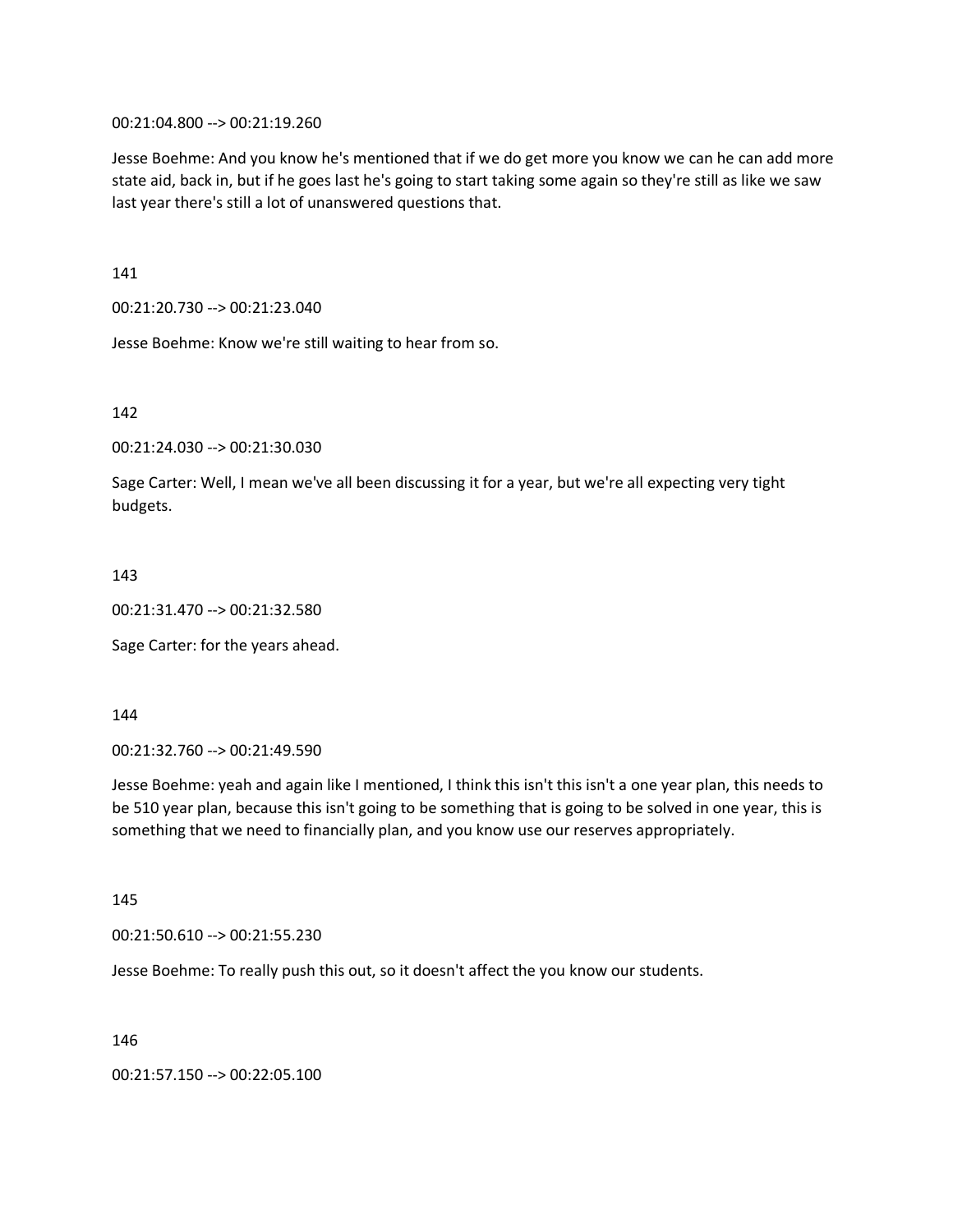00:21:04.800 --> 00:21:19.260

Jesse Boehme: And you know he's mentioned that if we do get more you know we can he can add more state aid, back in, but if he goes last he's going to start taking some again so they're still as like we saw last year there's still a lot of unanswered questions that.

141

00:21:20.730 --> 00:21:23.040

Jesse Boehme: Know we're still waiting to hear from so.

142

00:21:24.030 --> 00:21:30.030

Sage Carter: Well, I mean we've all been discussing it for a year, but we're all expecting very tight budgets.

143

00:21:31.470 --> 00:21:32.580

Sage Carter: for the years ahead.

144

00:21:32.760 --> 00:21:49.590

Jesse Boehme: yeah and again like I mentioned, I think this isn't this isn't a one year plan, this needs to be 510 year plan, because this isn't going to be something that is going to be solved in one year, this is something that we need to financially plan, and you know use our reserves appropriately.

145

00:21:50.610 --> 00:21:55.230

Jesse Boehme: To really push this out, so it doesn't affect the you know our students.

146

00:21:57.150 --> 00:22:05.100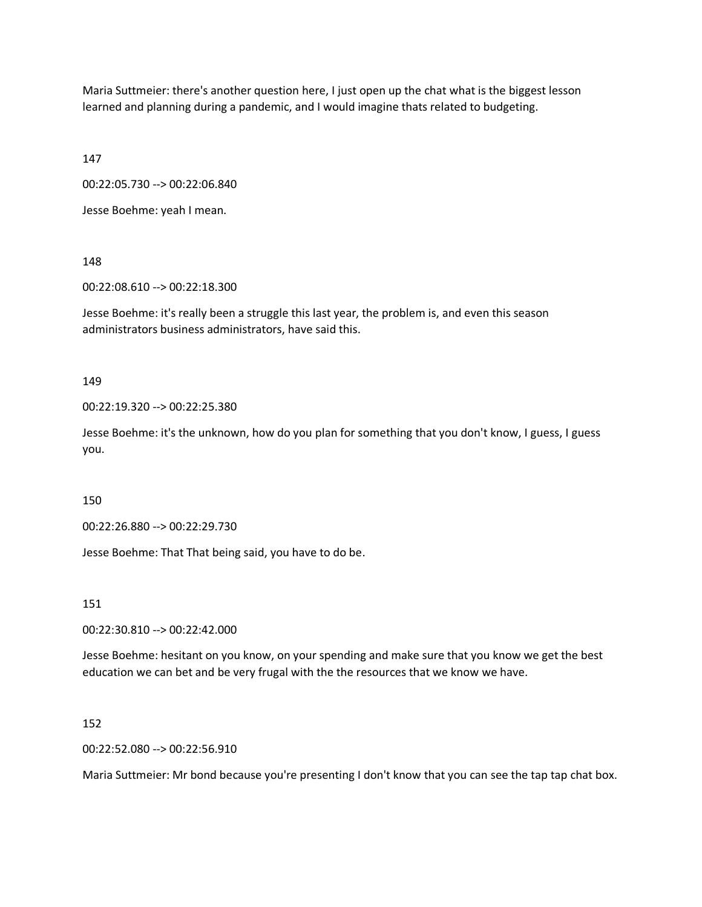Maria Suttmeier: there's another question here, I just open up the chat what is the biggest lesson learned and planning during a pandemic, and I would imagine thats related to budgeting.

147

00:22:05.730 --> 00:22:06.840

Jesse Boehme: yeah I mean.

148

00:22:08.610 --> 00:22:18.300

Jesse Boehme: it's really been a struggle this last year, the problem is, and even this season administrators business administrators, have said this.

149

00:22:19.320 --> 00:22:25.380

Jesse Boehme: it's the unknown, how do you plan for something that you don't know, I guess, I guess you.

150

00:22:26.880 --> 00:22:29.730

Jesse Boehme: That That being said, you have to do be.

151

00:22:30.810 --> 00:22:42.000

Jesse Boehme: hesitant on you know, on your spending and make sure that you know we get the best education we can bet and be very frugal with the the resources that we know we have.

152

00:22:52.080 --> 00:22:56.910

Maria Suttmeier: Mr bond because you're presenting I don't know that you can see the tap tap chat box.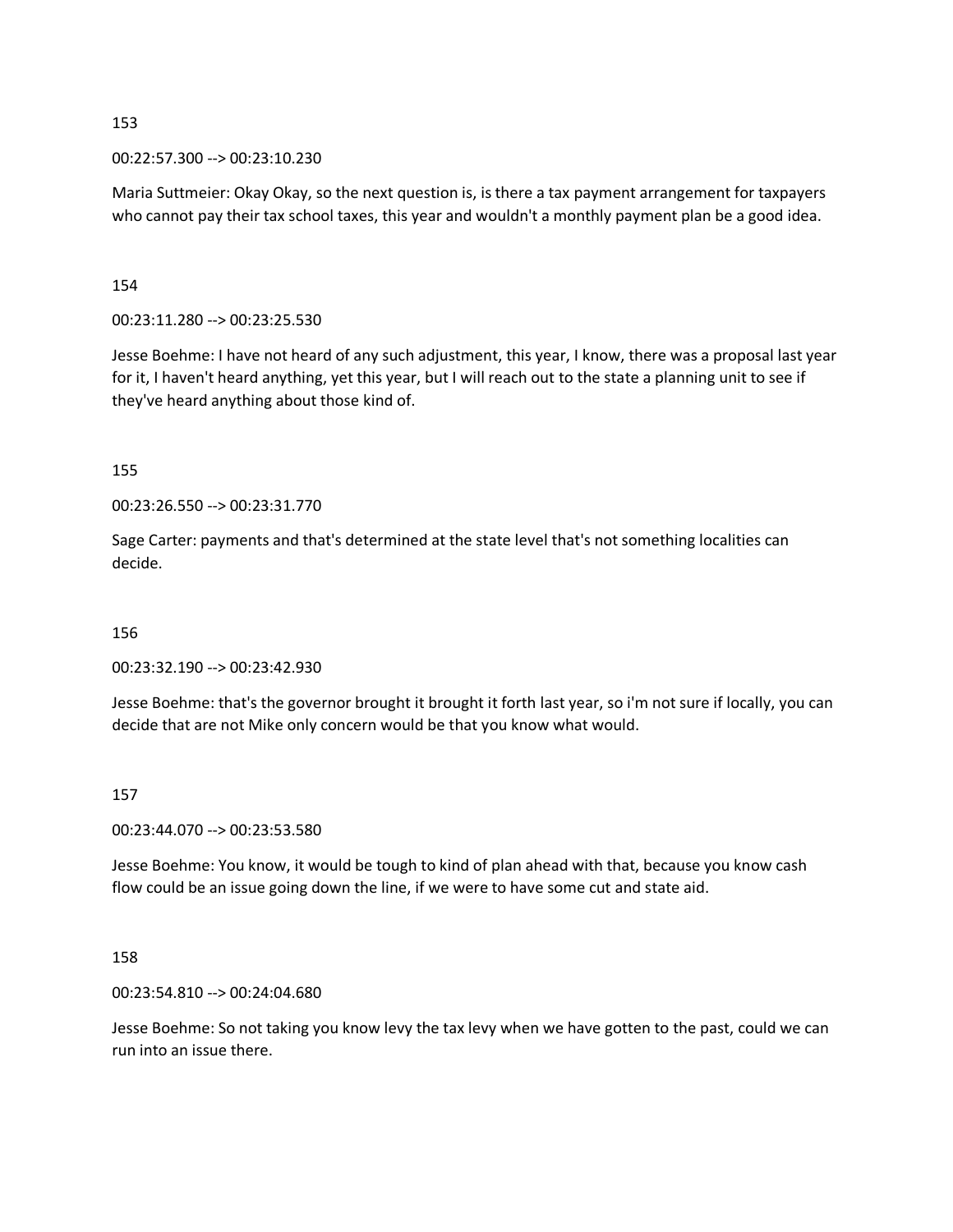153

00:22:57.300 --> 00:23:10.230

Maria Suttmeier: Okay Okay, so the next question is, is there a tax payment arrangement for taxpayers who cannot pay their tax school taxes, this year and wouldn't a monthly payment plan be a good idea.

154

00:23:11.280 --> 00:23:25.530

Jesse Boehme: I have not heard of any such adjustment, this year, I know, there was a proposal last year for it, I haven't heard anything, yet this year, but I will reach out to the state a planning unit to see if they've heard anything about those kind of.

155

00:23:26.550 --> 00:23:31.770

Sage Carter: payments and that's determined at the state level that's not something localities can decide.

156

00:23:32.190 --> 00:23:42.930

Jesse Boehme: that's the governor brought it brought it forth last year, so i'm not sure if locally, you can decide that are not Mike only concern would be that you know what would.

157

00:23:44.070 --> 00:23:53.580

Jesse Boehme: You know, it would be tough to kind of plan ahead with that, because you know cash flow could be an issue going down the line, if we were to have some cut and state aid.

158

00:23:54.810 --> 00:24:04.680

Jesse Boehme: So not taking you know levy the tax levy when we have gotten to the past, could we can run into an issue there.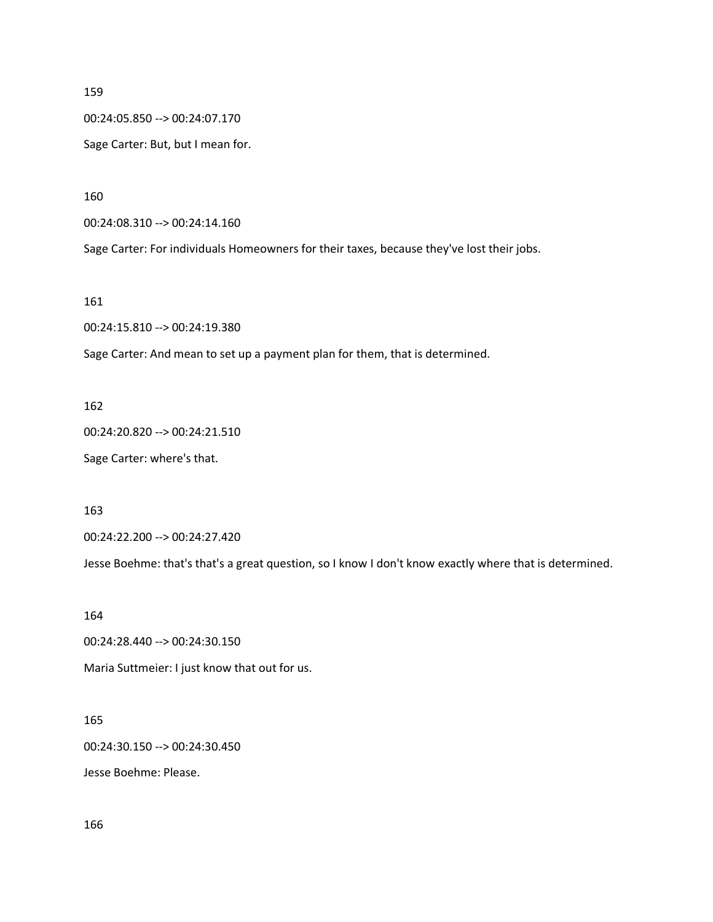159

00:24:05.850 --> 00:24:07.170

Sage Carter: But, but I mean for.

160

00:24:08.310 --> 00:24:14.160

Sage Carter: For individuals Homeowners for their taxes, because they've lost their jobs.

161

00:24:15.810 --> 00:24:19.380

Sage Carter: And mean to set up a payment plan for them, that is determined.

162

00:24:20.820 --> 00:24:21.510

Sage Carter: where's that.

163

00:24:22.200 --> 00:24:27.420

Jesse Boehme: that's that's a great question, so I know I don't know exactly where that is determined.

164

00:24:28.440 --> 00:24:30.150

Maria Suttmeier: I just know that out for us.

165

00:24:30.150 --> 00:24:30.450

Jesse Boehme: Please.

166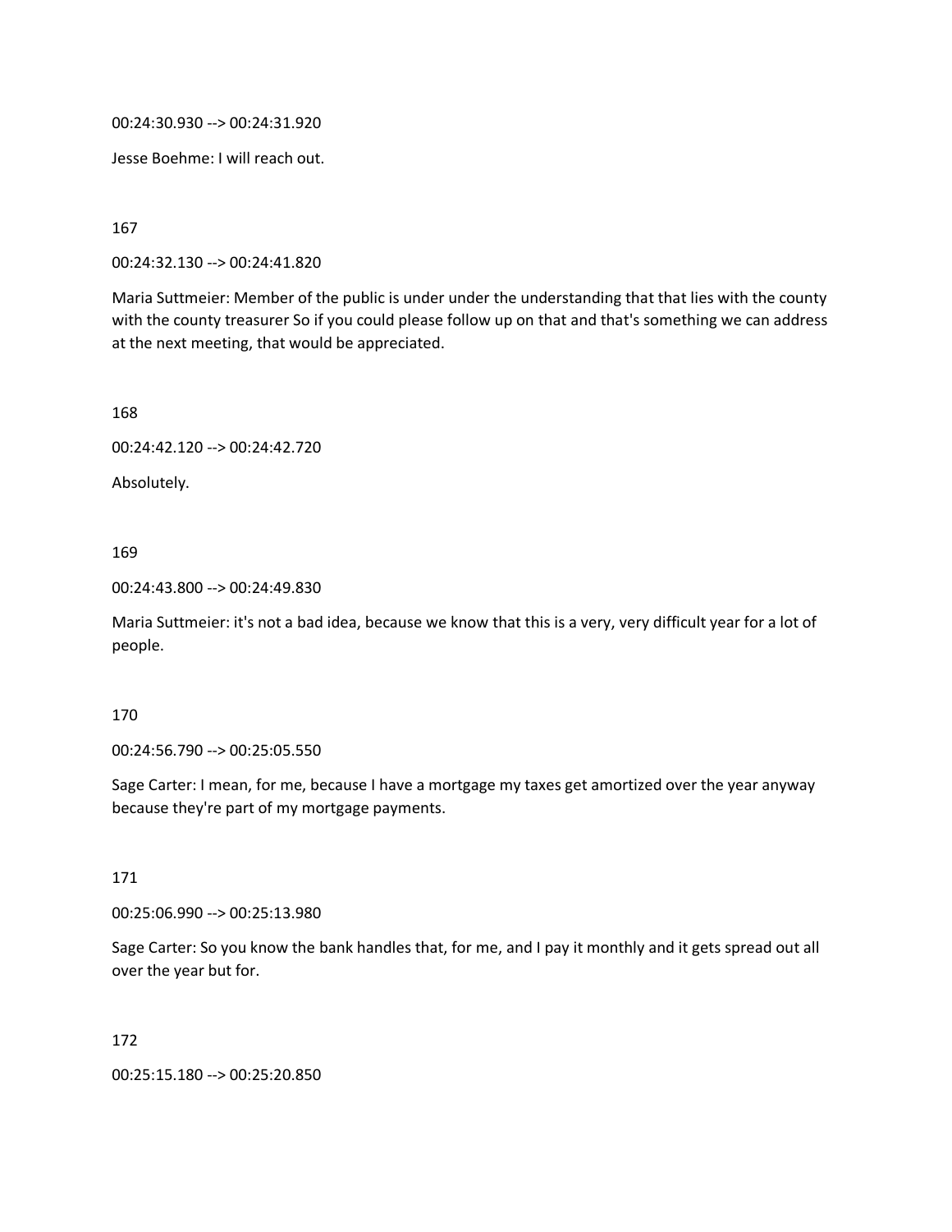00:24:30.930 --> 00:24:31.920

Jesse Boehme: I will reach out.

167

00:24:32.130 --> 00:24:41.820

Maria Suttmeier: Member of the public is under under the understanding that that lies with the county with the county treasurer So if you could please follow up on that and that's something we can address at the next meeting, that would be appreciated.

168

00:24:42.120 --> 00:24:42.720

Absolutely.

169

00:24:43.800 --> 00:24:49.830

Maria Suttmeier: it's not a bad idea, because we know that this is a very, very difficult year for a lot of people.

170

00:24:56.790 --> 00:25:05.550

Sage Carter: I mean, for me, because I have a mortgage my taxes get amortized over the year anyway because they're part of my mortgage payments.

171

00:25:06.990 --> 00:25:13.980

Sage Carter: So you know the bank handles that, for me, and I pay it monthly and it gets spread out all over the year but for.

172

00:25:15.180 --> 00:25:20.850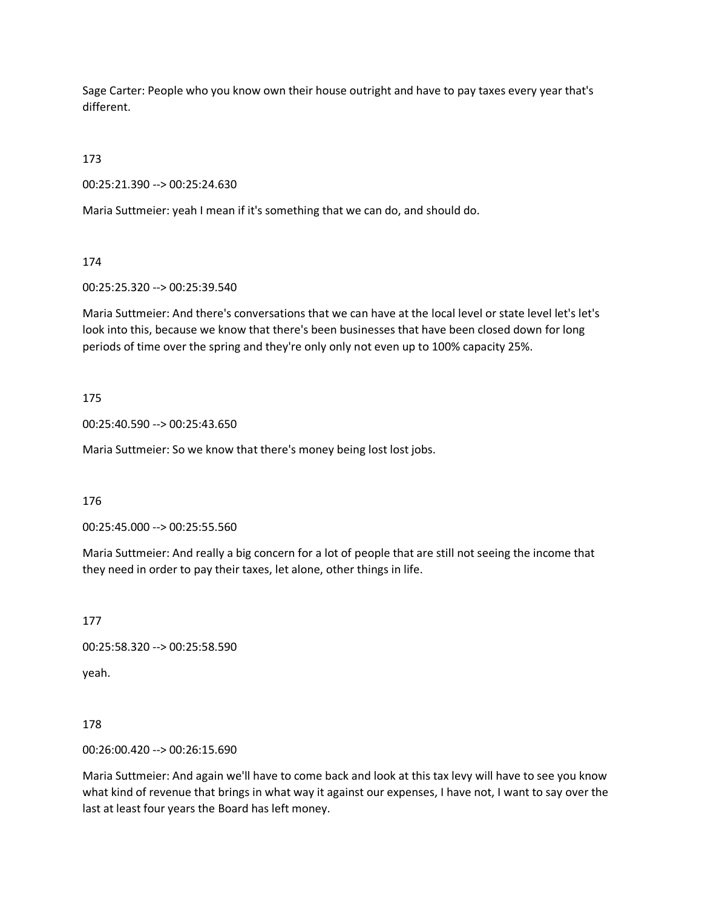Sage Carter: People who you know own their house outright and have to pay taxes every year that's different.

173

00:25:21.390 --> 00:25:24.630

Maria Suttmeier: yeah I mean if it's something that we can do, and should do.

174

00:25:25.320 --> 00:25:39.540

Maria Suttmeier: And there's conversations that we can have at the local level or state level let's let's look into this, because we know that there's been businesses that have been closed down for long periods of time over the spring and they're only only not even up to 100% capacity 25%.

175

00:25:40.590 --> 00:25:43.650

Maria Suttmeier: So we know that there's money being lost lost jobs.

176

00:25:45.000 --> 00:25:55.560

Maria Suttmeier: And really a big concern for a lot of people that are still not seeing the income that they need in order to pay their taxes, let alone, other things in life.

177

00:25:58.320 --> 00:25:58.590

yeah.

178

00:26:00.420 --> 00:26:15.690

Maria Suttmeier: And again we'll have to come back and look at this tax levy will have to see you know what kind of revenue that brings in what way it against our expenses, I have not, I want to say over the last at least four years the Board has left money.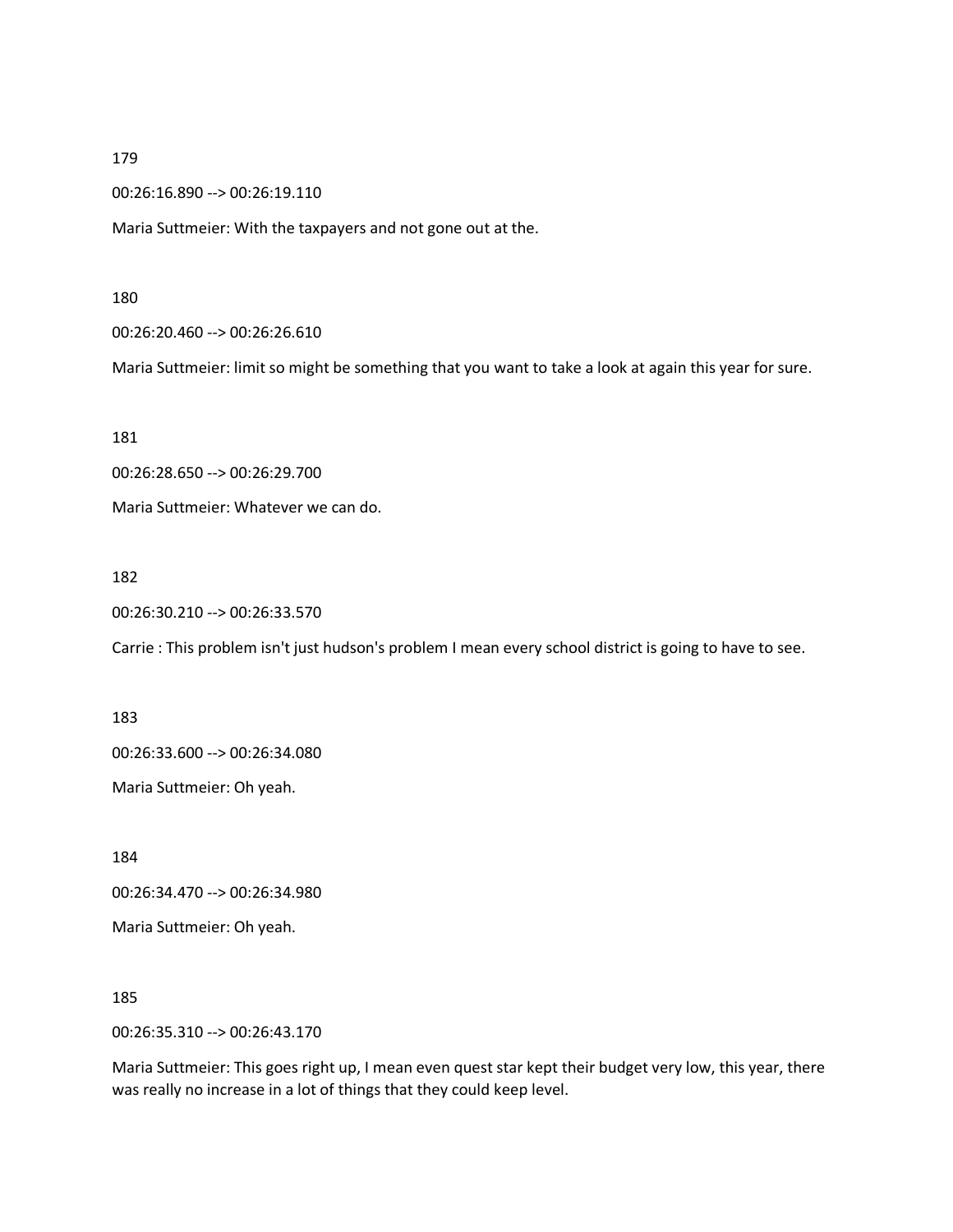179

00:26:16.890 --> 00:26:19.110

Maria Suttmeier: With the taxpayers and not gone out at the.

180

00:26:20.460 --> 00:26:26.610

Maria Suttmeier: limit so might be something that you want to take a look at again this year for sure.

181

00:26:28.650 --> 00:26:29.700

Maria Suttmeier: Whatever we can do.

182

00:26:30.210 --> 00:26:33.570

Carrie : This problem isn't just hudson's problem I mean every school district is going to have to see.

183

00:26:33.600 --> 00:26:34.080

Maria Suttmeier: Oh yeah.

184

00:26:34.470 --> 00:26:34.980

Maria Suttmeier: Oh yeah.

185

00:26:35.310 --> 00:26:43.170

Maria Suttmeier: This goes right up, I mean even quest star kept their budget very low, this year, there was really no increase in a lot of things that they could keep level.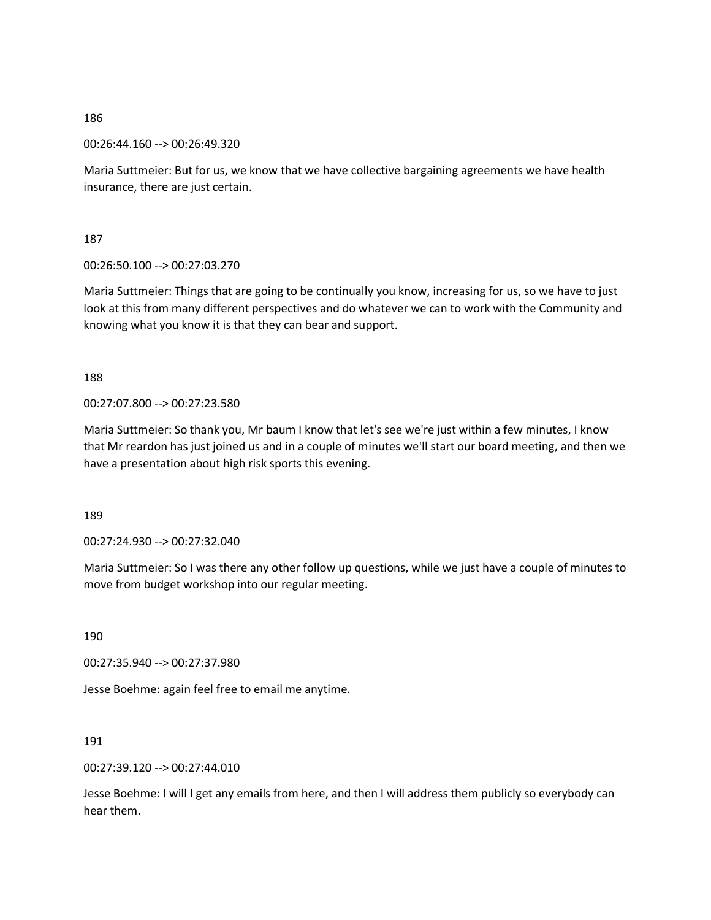186

00:26:44.160 --> 00:26:49.320

Maria Suttmeier: But for us, we know that we have collective bargaining agreements we have health insurance, there are just certain.

187

00:26:50.100 --> 00:27:03.270

Maria Suttmeier: Things that are going to be continually you know, increasing for us, so we have to just look at this from many different perspectives and do whatever we can to work with the Community and knowing what you know it is that they can bear and support.

188

00:27:07.800 --> 00:27:23.580

Maria Suttmeier: So thank you, Mr baum I know that let's see we're just within a few minutes, I know that Mr reardon has just joined us and in a couple of minutes we'll start our board meeting, and then we have a presentation about high risk sports this evening.

189

00:27:24.930 --> 00:27:32.040

Maria Suttmeier: So I was there any other follow up questions, while we just have a couple of minutes to move from budget workshop into our regular meeting.

190

00:27:35.940 --> 00:27:37.980

Jesse Boehme: again feel free to email me anytime.

191

00:27:39.120 --> 00:27:44.010

Jesse Boehme: I will I get any emails from here, and then I will address them publicly so everybody can hear them.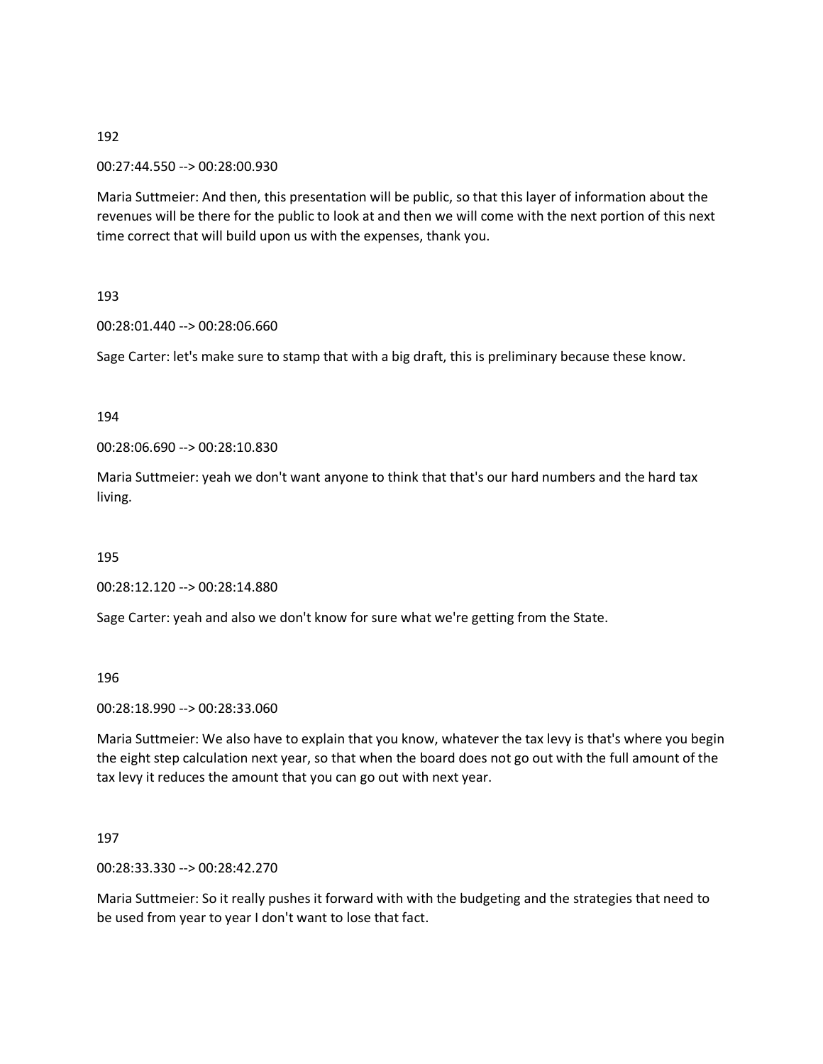192

00:27:44.550 --> 00:28:00.930

Maria Suttmeier: And then, this presentation will be public, so that this layer of information about the revenues will be there for the public to look at and then we will come with the next portion of this next time correct that will build upon us with the expenses, thank you.

193

00:28:01.440 --> 00:28:06.660

Sage Carter: let's make sure to stamp that with a big draft, this is preliminary because these know.

194

00:28:06.690 --> 00:28:10.830

Maria Suttmeier: yeah we don't want anyone to think that that's our hard numbers and the hard tax living.

195

00:28:12.120 --> 00:28:14.880

Sage Carter: yeah and also we don't know for sure what we're getting from the State.

196

00:28:18.990 --> 00:28:33.060

Maria Suttmeier: We also have to explain that you know, whatever the tax levy is that's where you begin the eight step calculation next year, so that when the board does not go out with the full amount of the tax levy it reduces the amount that you can go out with next year.

197

00:28:33.330 --> 00:28:42.270

Maria Suttmeier: So it really pushes it forward with with the budgeting and the strategies that need to be used from year to year I don't want to lose that fact.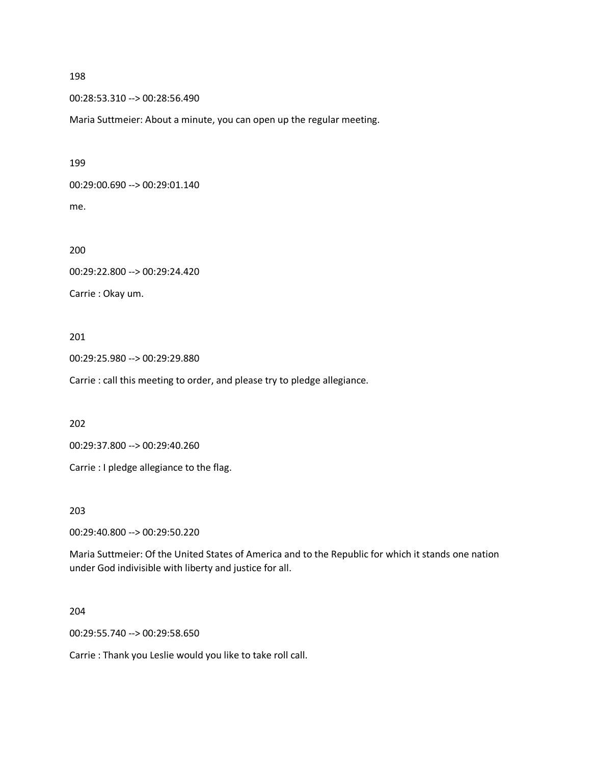198

00:28:53.310 --> 00:28:56.490

Maria Suttmeier: About a minute, you can open up the regular meeting.

199

00:29:00.690 --> 00:29:01.140

me.

200

00:29:22.800 --> 00:29:24.420

Carrie : Okay um.

201

00:29:25.980 --> 00:29:29.880

Carrie : call this meeting to order, and please try to pledge allegiance.

202

00:29:37.800 --> 00:29:40.260

Carrie : I pledge allegiance to the flag.

203

00:29:40.800 --> 00:29:50.220

Maria Suttmeier: Of the United States of America and to the Republic for which it stands one nation under God indivisible with liberty and justice for all.

204

00:29:55.740 --> 00:29:58.650

Carrie : Thank you Leslie would you like to take roll call.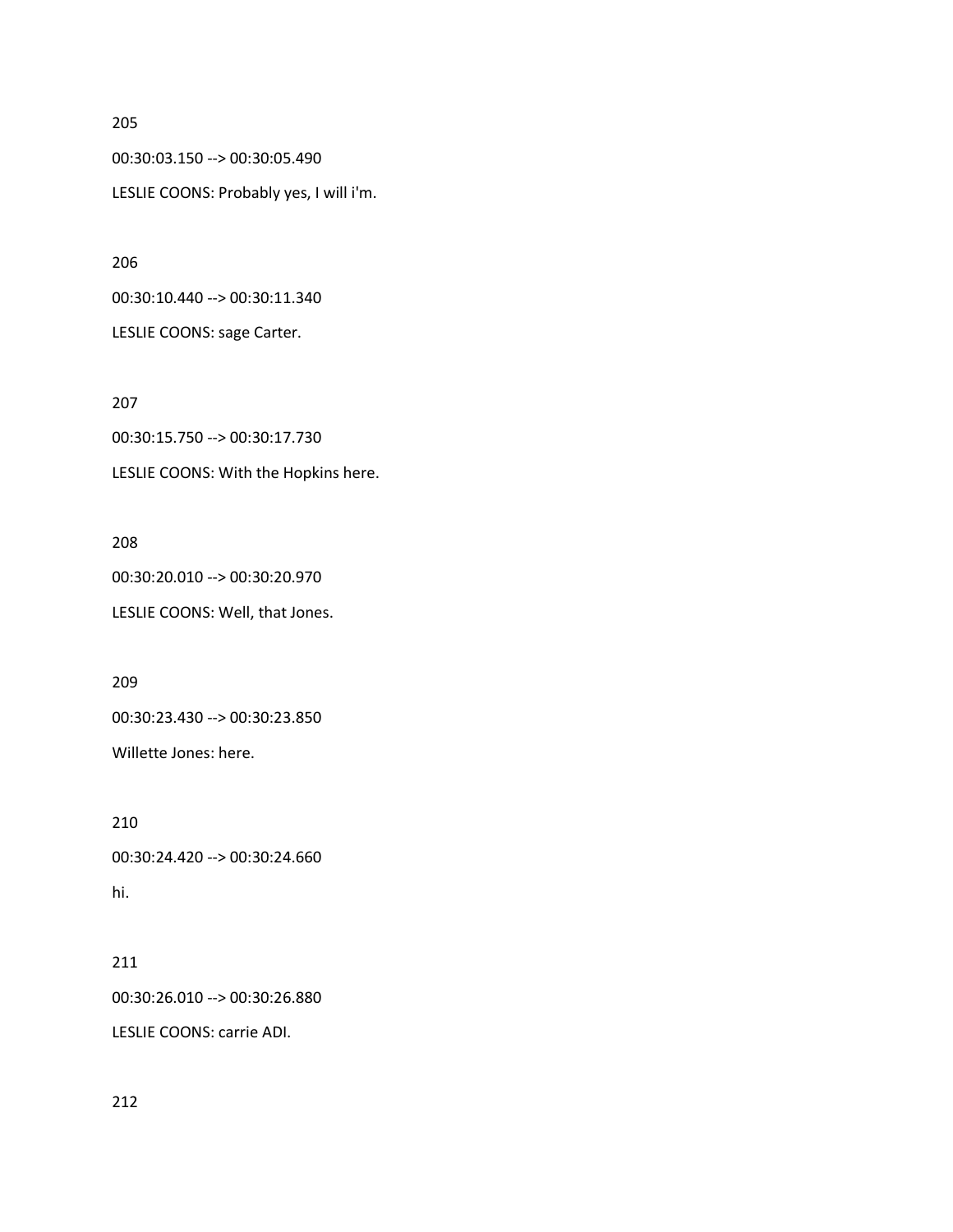205

00:30:03.150 --> 00:30:05.490

LESLIE COONS: Probably yes, I will i'm.

206

00:30:10.440 --> 00:30:11.340

LESLIE COONS: sage Carter.

207

00:30:15.750 --> 00:30:17.730

LESLIE COONS: With the Hopkins here.

208

00:30:20.010 --> 00:30:20.970

LESLIE COONS: Well, that Jones.

209

00:30:23.430 --> 00:30:23.850

Willette Jones: here.

210

00:30:24.420 --> 00:30:24.660

hi.

211

00:30:26.010 --> 00:30:26.880

LESLIE COONS: carrie ADI.

212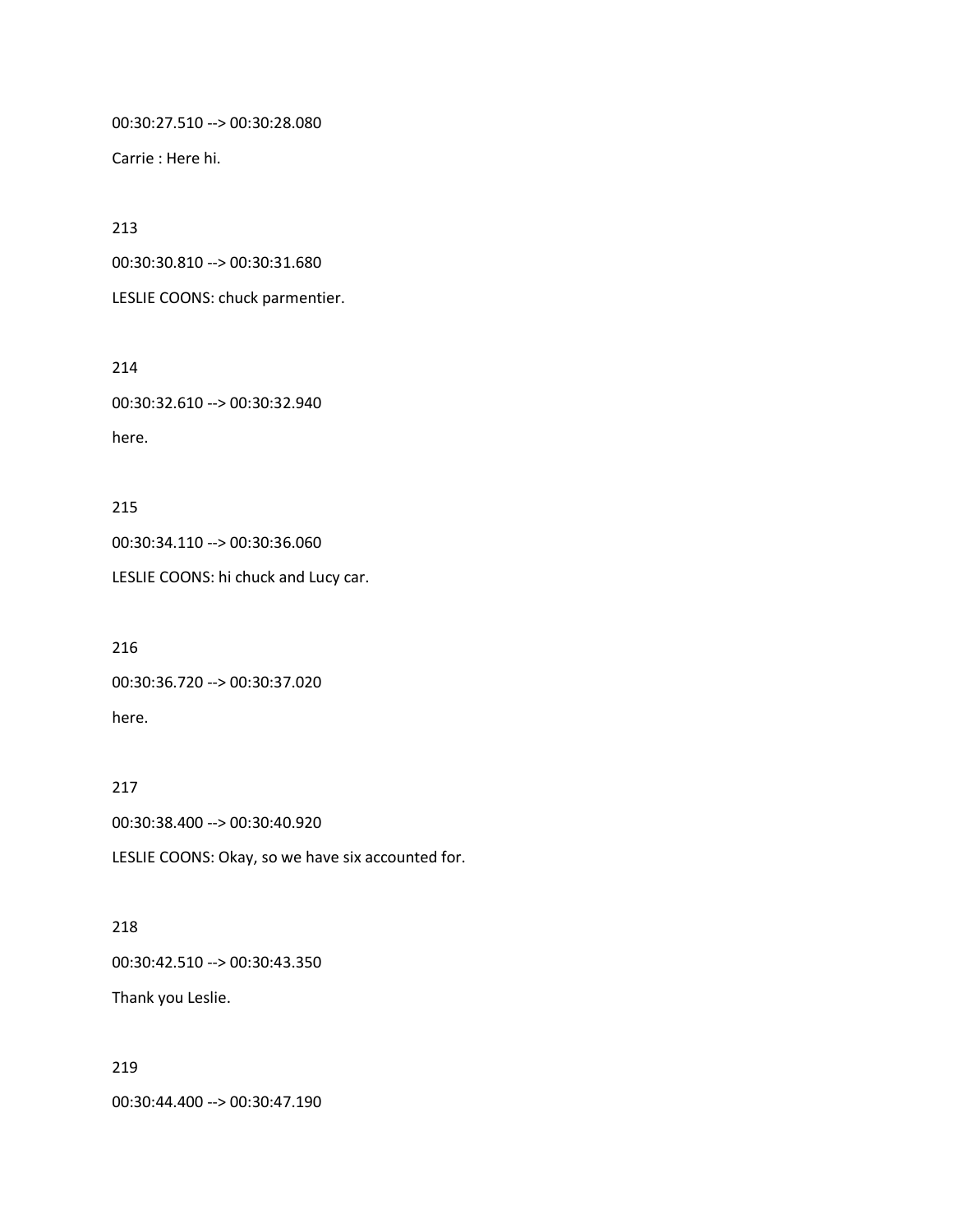00:30:27.510 --> 00:30:28.080

Carrie : Here hi.

213

00:30:30.810 --> 00:30:31.680

LESLIE COONS: chuck parmentier.

214

00:30:32.610 --> 00:30:32.940

here.

215

00:30:34.110 --> 00:30:36.060

LESLIE COONS: hi chuck and Lucy car.

216

00:30:36.720 --> 00:30:37.020

here.

217

00:30:38.400 --> 00:30:40.920

LESLIE COONS: Okay, so we have six accounted for.

218

00:30:42.510 --> 00:30:43.350

Thank you Leslie.

219

00:30:44.400 --> 00:30:47.190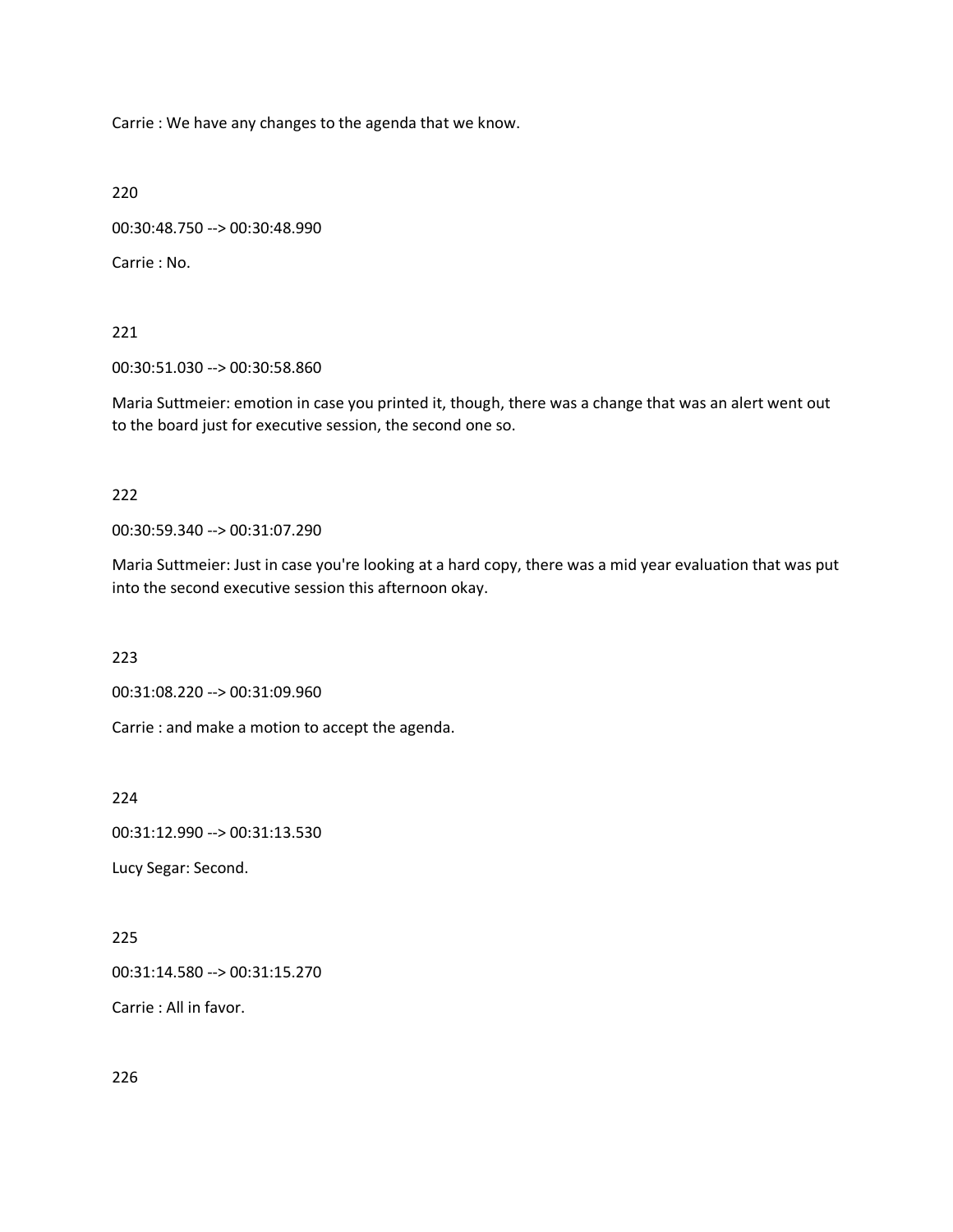Carrie : We have any changes to the agenda that we know.

220

00:30:48.750 --> 00:30:48.990

Carrie : No.

221

00:30:51.030 --> 00:30:58.860

Maria Suttmeier: emotion in case you printed it, though, there was a change that was an alert went out to the board just for executive session, the second one so.

222

00:30:59.340 --> 00:31:07.290

Maria Suttmeier: Just in case you're looking at a hard copy, there was a mid year evaluation that was put into the second executive session this afternoon okay.

223

00:31:08.220 --> 00:31:09.960

Carrie : and make a motion to accept the agenda.

224

00:31:12.990 --> 00:31:13.530

Lucy Segar: Second.

225

00:31:14.580 --> 00:31:15.270

Carrie : All in favor.

226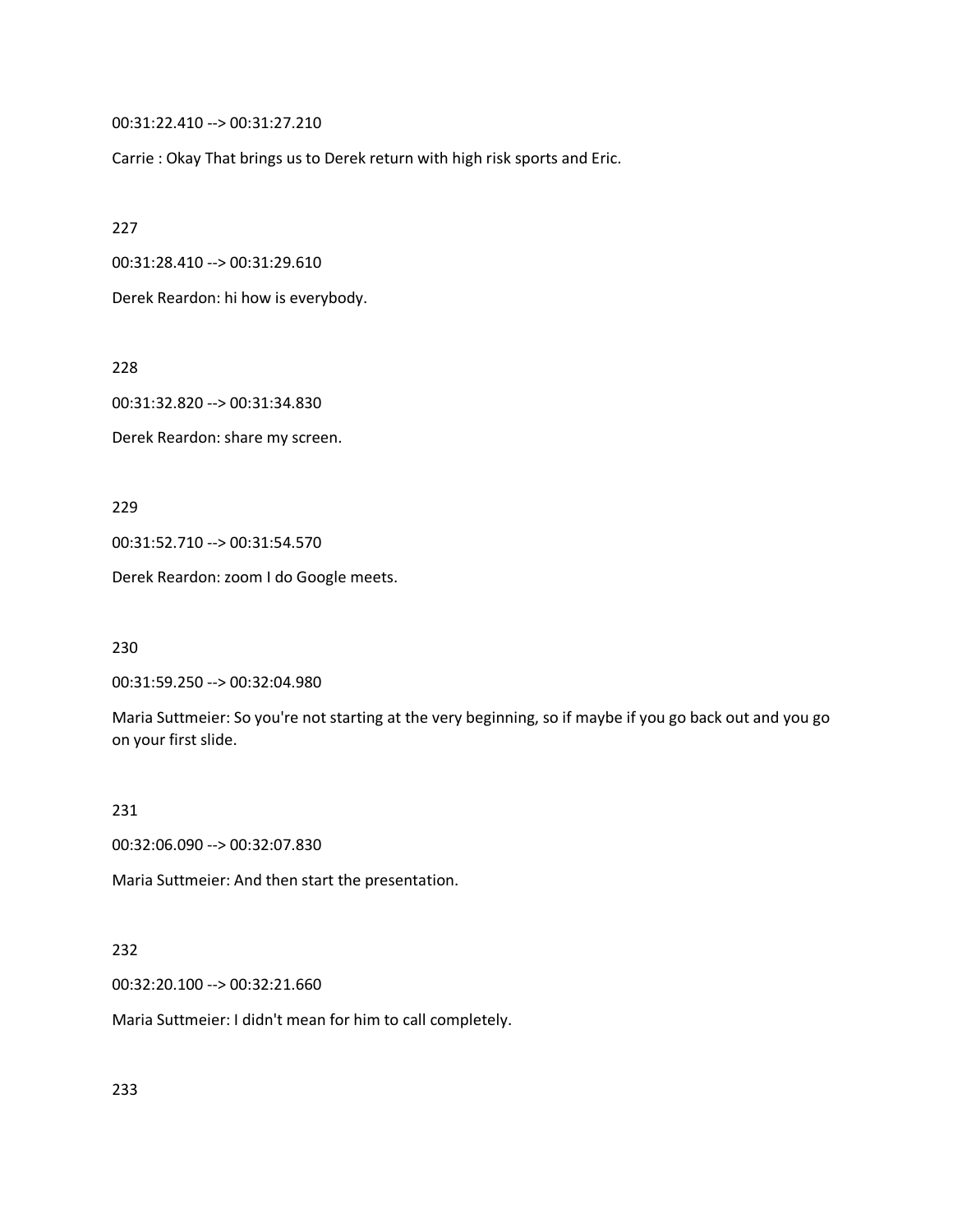00:31:22.410 --> 00:31:27.210

Carrie : Okay That brings us to Derek return with high risk sports and Eric.

227

00:31:28.410 --> 00:31:29.610

Derek Reardon: hi how is everybody.

228

00:31:32.820 --> 00:31:34.830

Derek Reardon: share my screen.

229

00:31:52.710 --> 00:31:54.570

Derek Reardon: zoom I do Google meets.

230

00:31:59.250 --> 00:32:04.980

Maria Suttmeier: So you're not starting at the very beginning, so if maybe if you go back out and you go on your first slide.

231

00:32:06.090 --> 00:32:07.830

Maria Suttmeier: And then start the presentation.

232

00:32:20.100 --> 00:32:21.660

Maria Suttmeier: I didn't mean for him to call completely.

233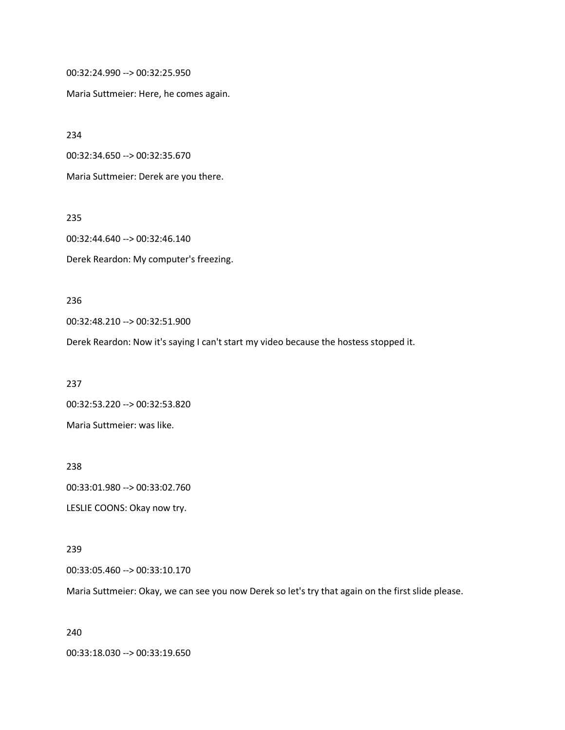00:32:24.990 --> 00:32:25.950

Maria Suttmeier: Here, he comes again.

234

00:32:34.650 --> 00:32:35.670

Maria Suttmeier: Derek are you there.

235

00:32:44.640 --> 00:32:46.140

Derek Reardon: My computer's freezing.

236

00:32:48.210 --> 00:32:51.900

Derek Reardon: Now it's saying I can't start my video because the hostess stopped it.

237

00:32:53.220 --> 00:32:53.820

Maria Suttmeier: was like.

238

00:33:01.980 --> 00:33:02.760

LESLIE COONS: Okay now try.

239

00:33:05.460 --> 00:33:10.170

Maria Suttmeier: Okay, we can see you now Derek so let's try that again on the first slide please.

240

00:33:18.030 --> 00:33:19.650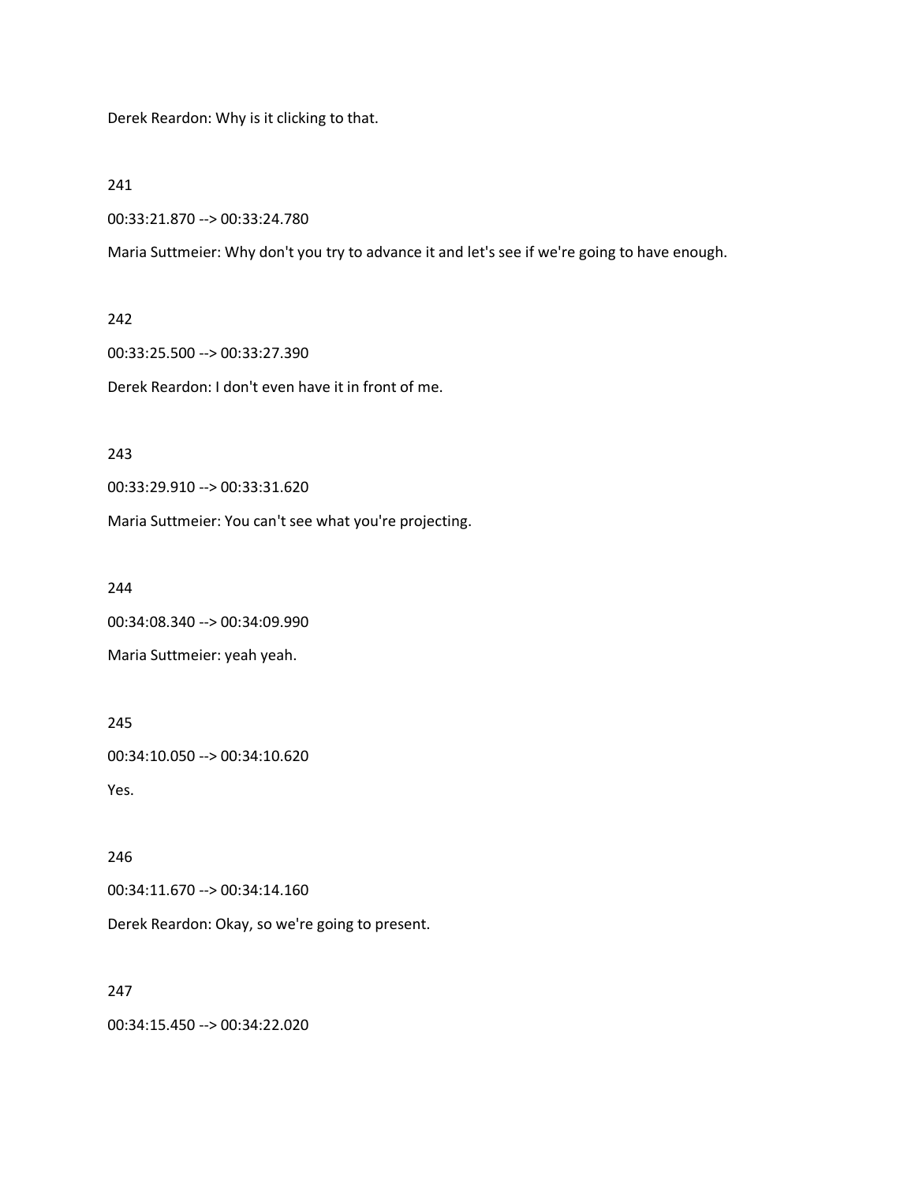Derek Reardon: Why is it clicking to that.

241

00:33:21.870 --> 00:33:24.780

Maria Suttmeier: Why don't you try to advance it and let's see if we're going to have enough.

242

00:33:25.500 --> 00:33:27.390

Derek Reardon: I don't even have it in front of me.

243

00:33:29.910 --> 00:33:31.620

Maria Suttmeier: You can't see what you're projecting.

244

00:34:08.340 --> 00:34:09.990

Maria Suttmeier: yeah yeah.

245

00:34:10.050 --> 00:34:10.620

Yes.

246

00:34:11.670 --> 00:34:14.160

Derek Reardon: Okay, so we're going to present.

247

00:34:15.450 --> 00:34:22.020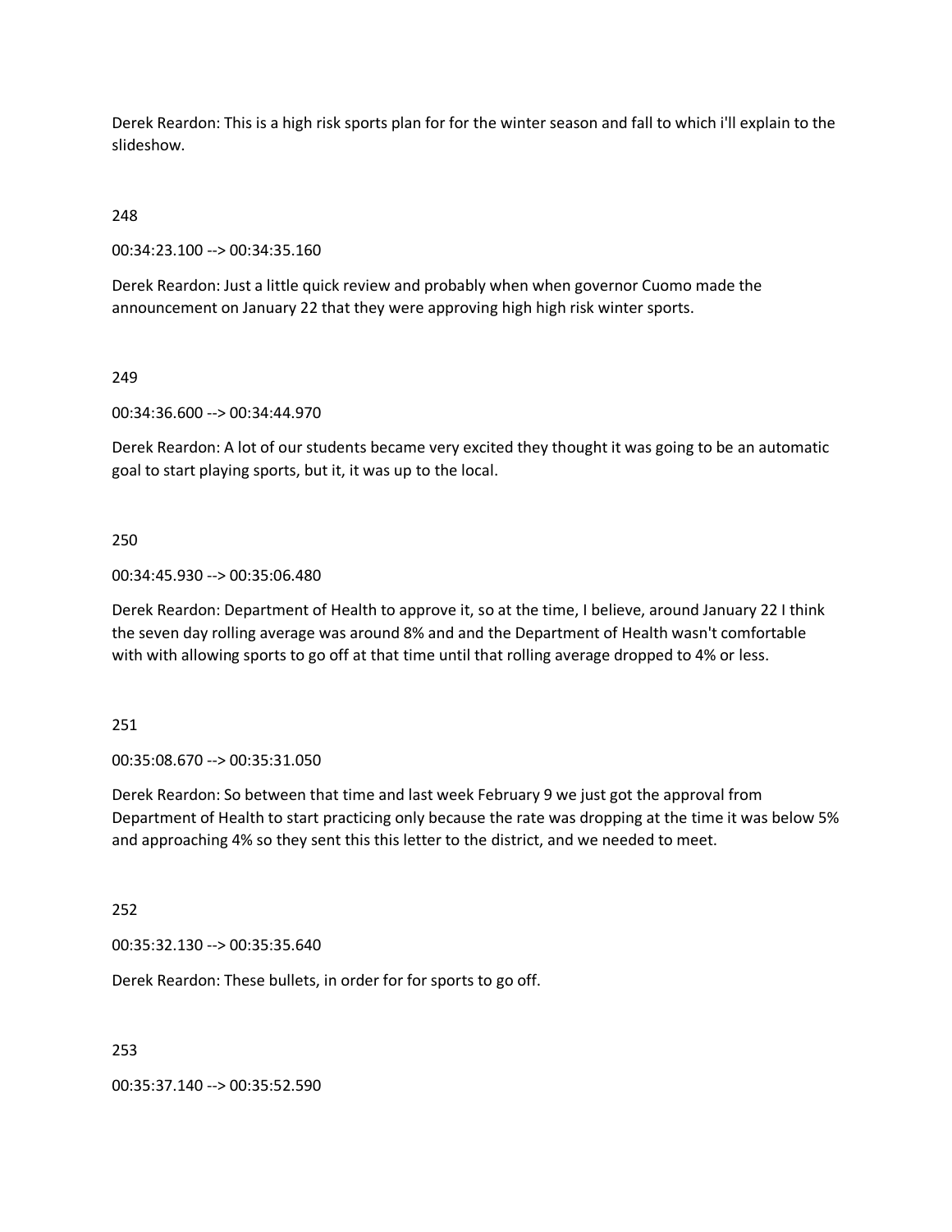Derek Reardon: This is a high risk sports plan for for the winter season and fall to which i'll explain to the slideshow.

248

00:34:23.100 --> 00:34:35.160

Derek Reardon: Just a little quick review and probably when when governor Cuomo made the announcement on January 22 that they were approving high high risk winter sports.

249

00:34:36.600 --> 00:34:44.970

Derek Reardon: A lot of our students became very excited they thought it was going to be an automatic goal to start playing sports, but it, it was up to the local.

250

00:34:45.930 --> 00:35:06.480

Derek Reardon: Department of Health to approve it, so at the time, I believe, around January 22 I think the seven day rolling average was around 8% and and the Department of Health wasn't comfortable with with allowing sports to go off at that time until that rolling average dropped to 4% or less.

251

00:35:08.670 --> 00:35:31.050

Derek Reardon: So between that time and last week February 9 we just got the approval from Department of Health to start practicing only because the rate was dropping at the time it was below 5% and approaching 4% so they sent this this letter to the district, and we needed to meet.

252

00:35:32.130 --> 00:35:35.640

Derek Reardon: These bullets, in order for for sports to go off.

253

00:35:37.140 --> 00:35:52.590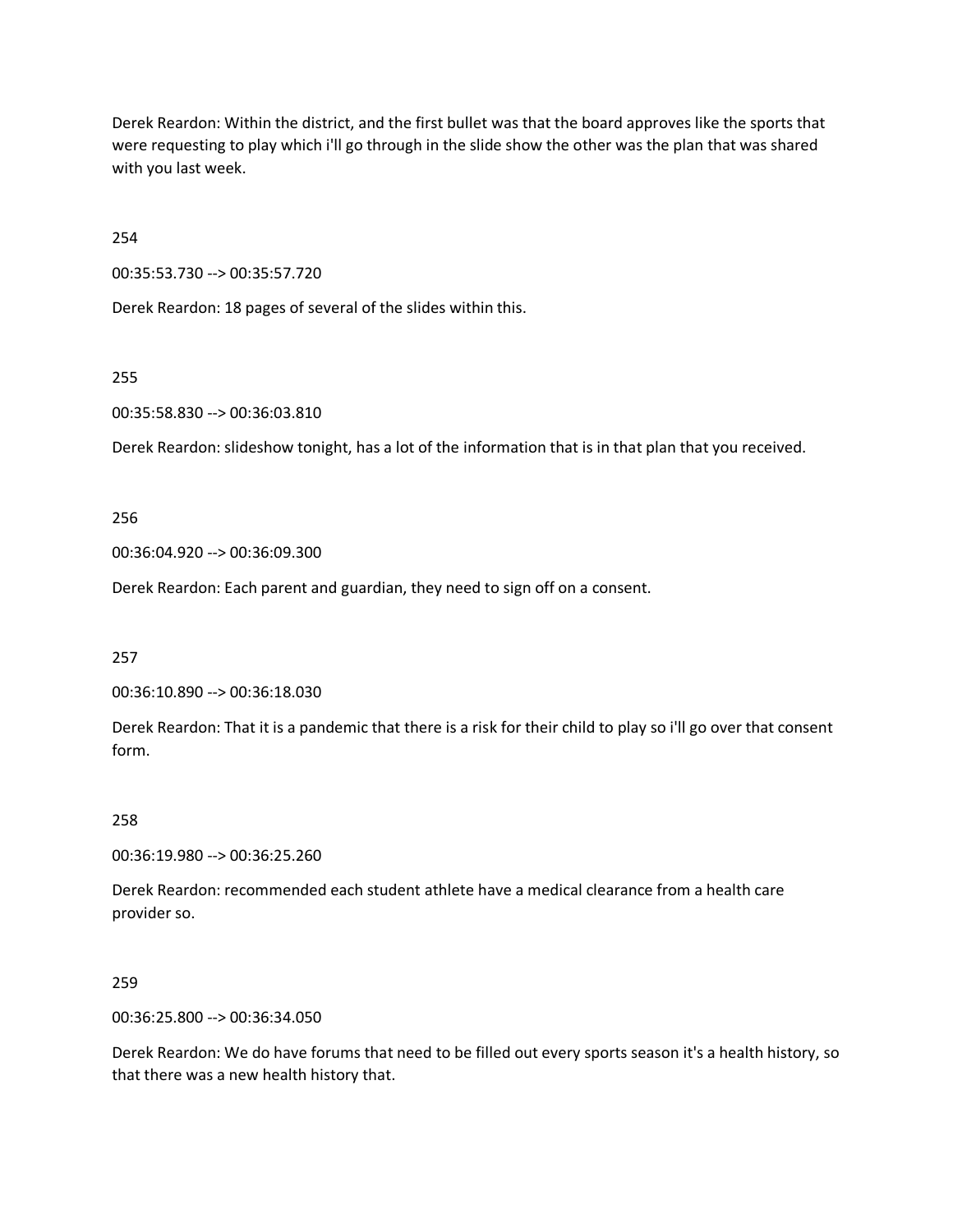Derek Reardon: Within the district, and the first bullet was that the board approves like the sports that were requesting to play which i'll go through in the slide show the other was the plan that was shared with you last week.

254

00:35:53.730 --> 00:35:57.720

Derek Reardon: 18 pages of several of the slides within this.

255

00:35:58.830 --> 00:36:03.810

Derek Reardon: slideshow tonight, has a lot of the information that is in that plan that you received.

256

00:36:04.920 --> 00:36:09.300

Derek Reardon: Each parent and guardian, they need to sign off on a consent.

257

00:36:10.890 --> 00:36:18.030

Derek Reardon: That it is a pandemic that there is a risk for their child to play so i'll go over that consent form.

258

00:36:19.980 --> 00:36:25.260

Derek Reardon: recommended each student athlete have a medical clearance from a health care provider so.

259

00:36:25.800 --> 00:36:34.050

Derek Reardon: We do have forums that need to be filled out every sports season it's a health history, so that there was a new health history that.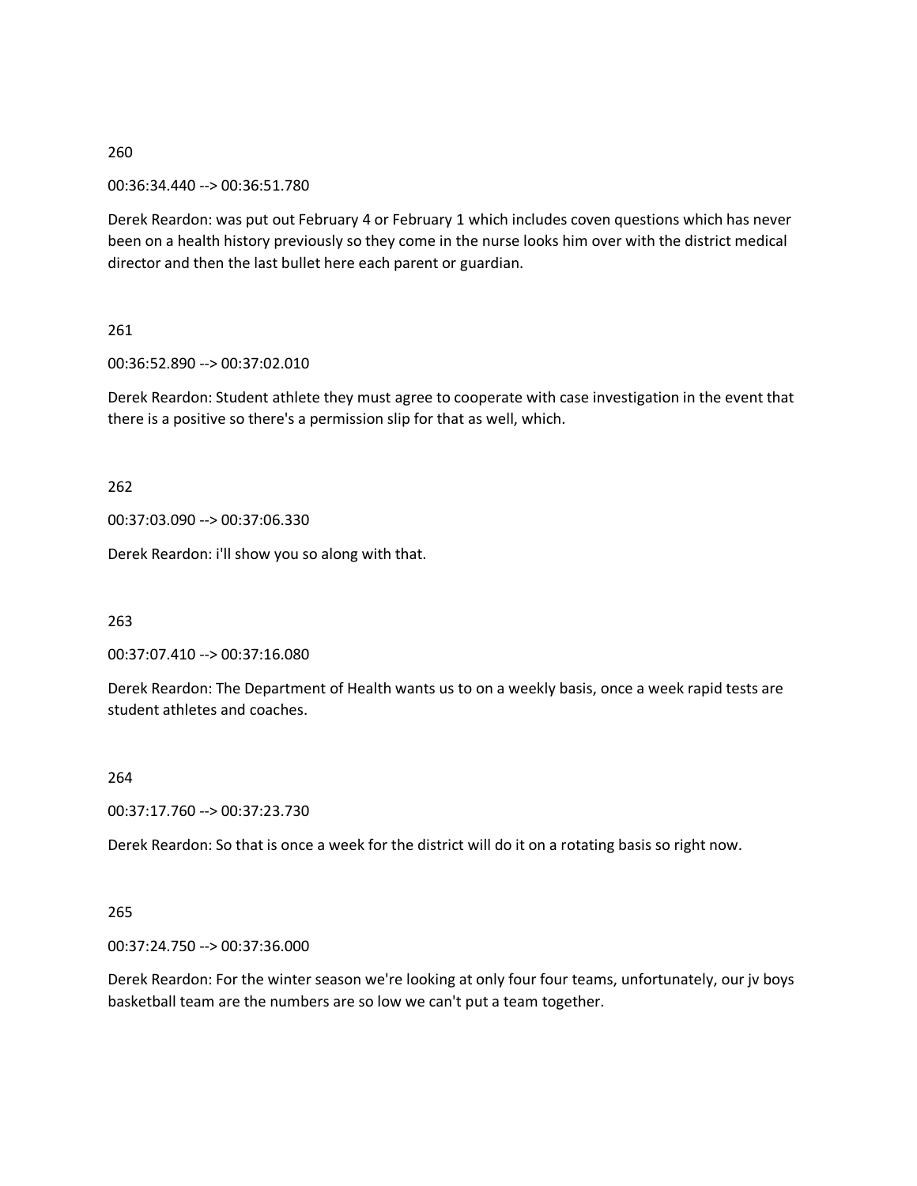260

00:36:34.440 --> 00:36:51.780

Derek Reardon: was put out February 4 or February 1 which includes coven questions which has never been on a health history previously so they come in the nurse looks him over with the district medical director and then the last bullet here each parent or guardian.

261

00:36:52.890 --> 00:37:02.010

Derek Reardon: Student athlete they must agree to cooperate with case investigation in the event that there is a positive so there's a permission slip for that as well, which.

262

00:37:03.090 --> 00:37:06.330

Derek Reardon: i'll show you so along with that.

263

00:37:07.410 --> 00:37:16.080

Derek Reardon: The Department of Health wants us to on a weekly basis, once a week rapid tests are student athletes and coaches.

264

00:37:17.760 --> 00:37:23.730

Derek Reardon: So that is once a week for the district will do it on a rotating basis so right now.

265

00:37:24.750 --> 00:37:36.000

Derek Reardon: For the winter season we're looking at only four four teams, unfortunately, our jv boys basketball team are the numbers are so low we can't put a team together.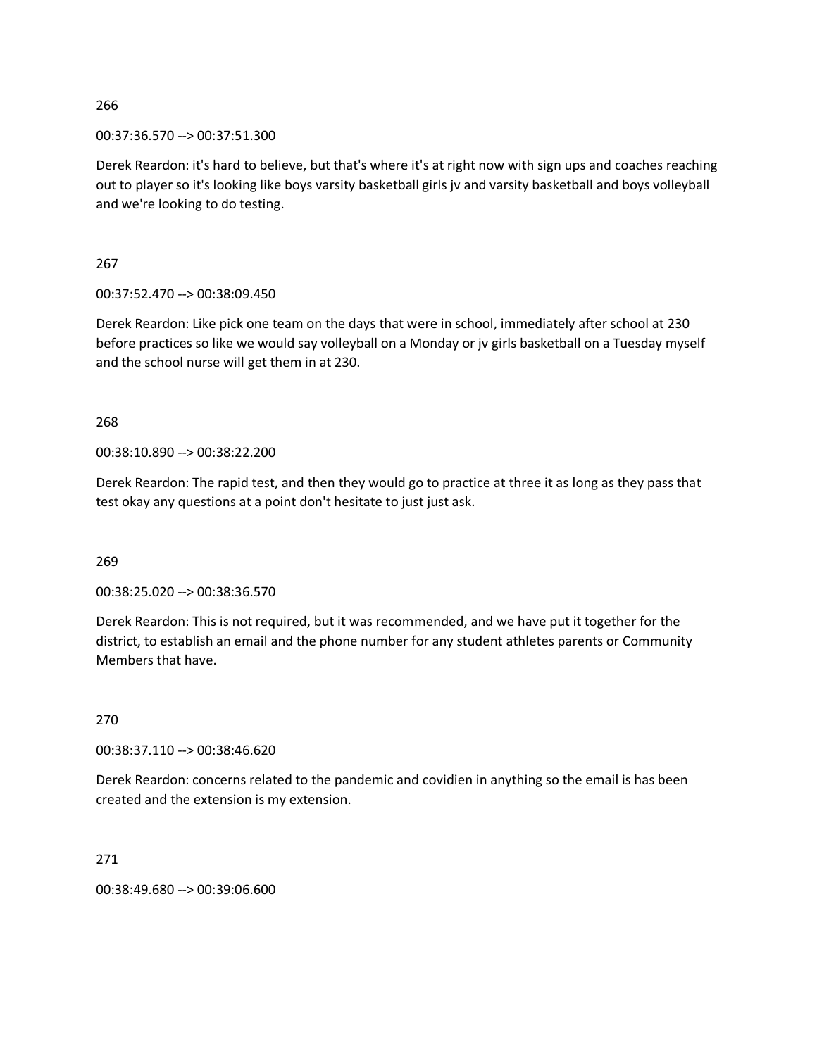266

00:37:36.570 --> 00:37:51.300

Derek Reardon: it's hard to believe, but that's where it's at right now with sign ups and coaches reaching out to player so it's looking like boys varsity basketball girls jv and varsity basketball and boys volleyball and we're looking to do testing.

267

00:37:52.470 --> 00:38:09.450

Derek Reardon: Like pick one team on the days that were in school, immediately after school at 230 before practices so like we would say volleyball on a Monday or jv girls basketball on a Tuesday myself and the school nurse will get them in at 230.

268

00:38:10.890 --> 00:38:22.200

Derek Reardon: The rapid test, and then they would go to practice at three it as long as they pass that test okay any questions at a point don't hesitate to just just ask.

269

00:38:25.020 --> 00:38:36.570

Derek Reardon: This is not required, but it was recommended, and we have put it together for the district, to establish an email and the phone number for any student athletes parents or Community Members that have.

270

00:38:37.110 --> 00:38:46.620

Derek Reardon: concerns related to the pandemic and covidien in anything so the email is has been created and the extension is my extension.

271

00:38:49.680 --> 00:39:06.600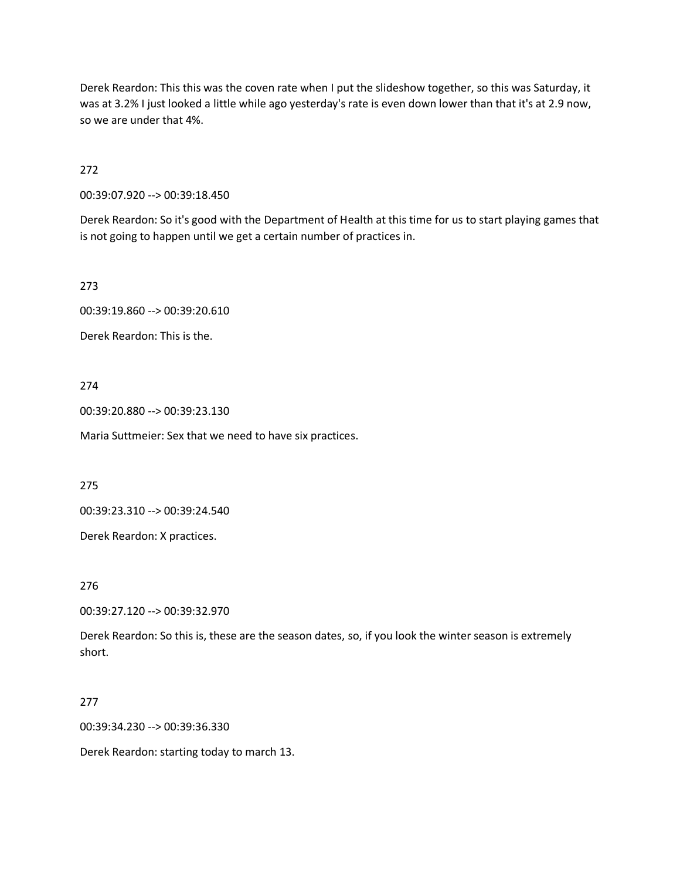Derek Reardon: This this was the coven rate when I put the slideshow together, so this was Saturday, it was at 3.2% I just looked a little while ago yesterday's rate is even down lower than that it's at 2.9 now, so we are under that 4%.

272

00:39:07.920 --> 00:39:18.450

Derek Reardon: So it's good with the Department of Health at this time for us to start playing games that is not going to happen until we get a certain number of practices in.

273

00:39:19.860 --> 00:39:20.610

Derek Reardon: This is the.

274

00:39:20.880 --> 00:39:23.130

Maria Suttmeier: Sex that we need to have six practices.

275

00:39:23.310 --> 00:39:24.540

Derek Reardon: X practices.

276

00:39:27.120 --> 00:39:32.970

Derek Reardon: So this is, these are the season dates, so, if you look the winter season is extremely short.

277

00:39:34.230 --> 00:39:36.330

Derek Reardon: starting today to march 13.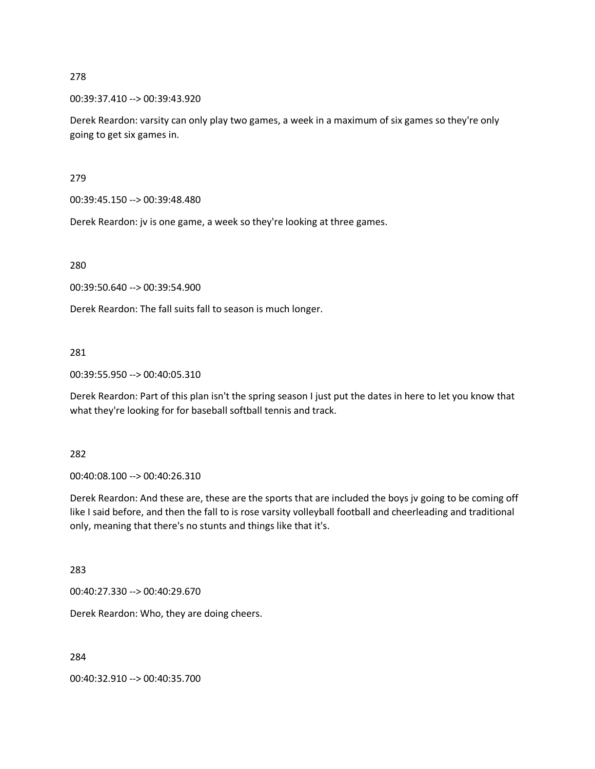278

00:39:37.410 --> 00:39:43.920

Derek Reardon: varsity can only play two games, a week in a maximum of six games so they're only going to get six games in.

279

00:39:45.150 --> 00:39:48.480

Derek Reardon: jv is one game, a week so they're looking at three games.

280

00:39:50.640 --> 00:39:54.900

Derek Reardon: The fall suits fall to season is much longer.

281

00:39:55.950 --> 00:40:05.310

Derek Reardon: Part of this plan isn't the spring season I just put the dates in here to let you know that what they're looking for for baseball softball tennis and track.

282

00:40:08.100 --> 00:40:26.310

Derek Reardon: And these are, these are the sports that are included the boys jv going to be coming off like I said before, and then the fall to is rose varsity volleyball football and cheerleading and traditional only, meaning that there's no stunts and things like that it's.

283

00:40:27.330 --> 00:40:29.670

Derek Reardon: Who, they are doing cheers.

284

00:40:32.910 --> 00:40:35.700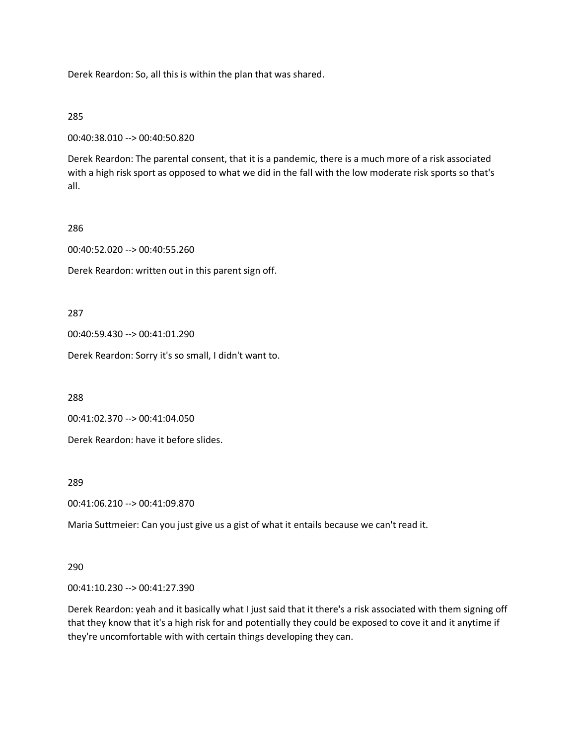Derek Reardon: So, all this is within the plan that was shared.

285

00:40:38.010 --> 00:40:50.820

Derek Reardon: The parental consent, that it is a pandemic, there is a much more of a risk associated with a high risk sport as opposed to what we did in the fall with the low moderate risk sports so that's all.

286

00:40:52.020 --> 00:40:55.260

Derek Reardon: written out in this parent sign off.

287

00:40:59.430 --> 00:41:01.290

Derek Reardon: Sorry it's so small, I didn't want to.

288

00:41:02.370 --> 00:41:04.050

Derek Reardon: have it before slides.

289

00:41:06.210 --> 00:41:09.870

Maria Suttmeier: Can you just give us a gist of what it entails because we can't read it.

290

00:41:10.230 --> 00:41:27.390

Derek Reardon: yeah and it basically what I just said that it there's a risk associated with them signing off that they know that it's a high risk for and potentially they could be exposed to cove it and it anytime if they're uncomfortable with with certain things developing they can.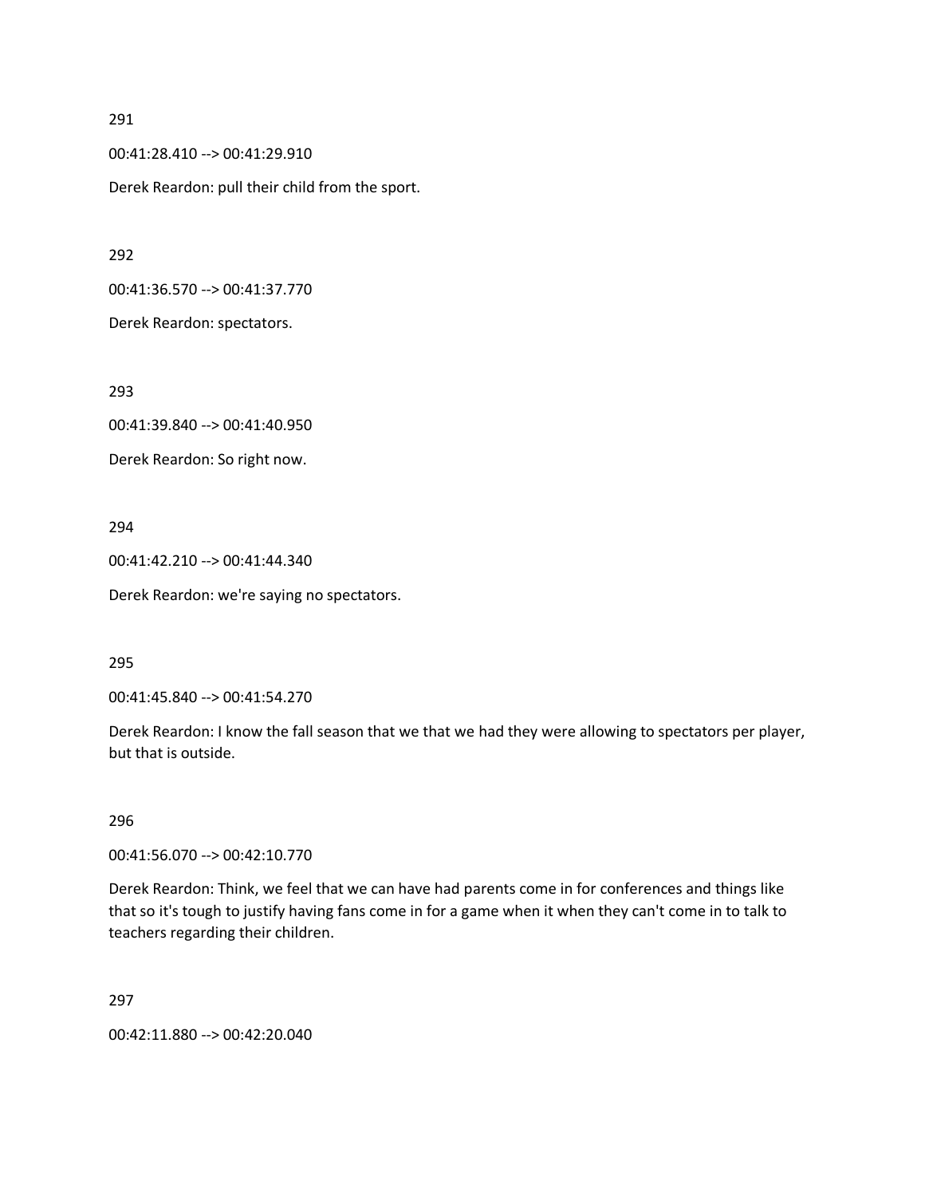291

00:41:28.410 --> 00:41:29.910

Derek Reardon: pull their child from the sport.

292

00:41:36.570 --> 00:41:37.770

Derek Reardon: spectators.

293

00:41:39.840 --> 00:41:40.950

Derek Reardon: So right now.

294

00:41:42.210 --> 00:41:44.340

Derek Reardon: we're saying no spectators.

295

00:41:45.840 --> 00:41:54.270

Derek Reardon: I know the fall season that we that we had they were allowing to spectators per player, but that is outside.

296

00:41:56.070 --> 00:42:10.770

Derek Reardon: Think, we feel that we can have had parents come in for conferences and things like that so it's tough to justify having fans come in for a game when it when they can't come in to talk to teachers regarding their children.

297

00:42:11.880 --> 00:42:20.040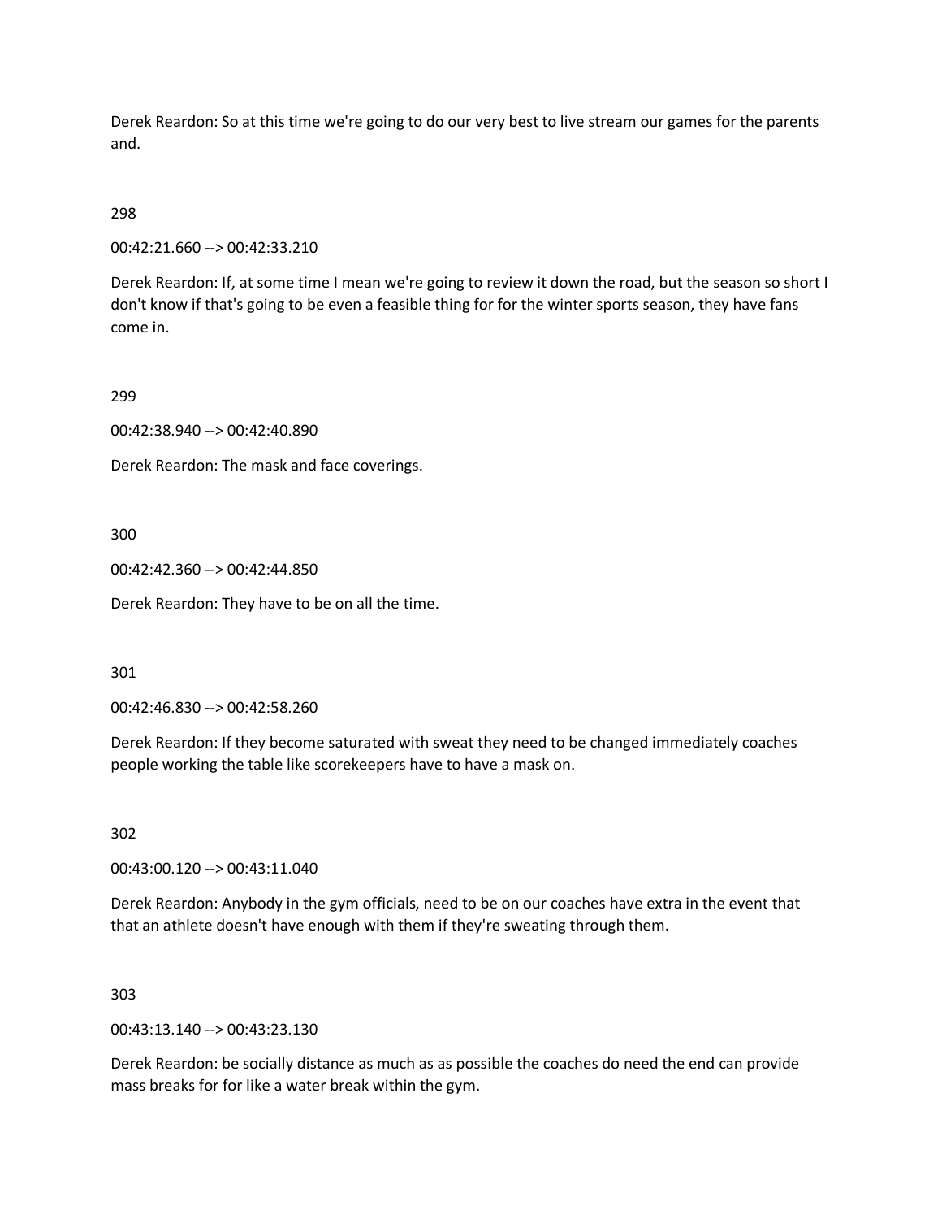Derek Reardon: So at this time we're going to do our very best to live stream our games for the parents and.

298

00:42:21.660 --> 00:42:33.210

Derek Reardon: If, at some time I mean we're going to review it down the road, but the season so short I don't know if that's going to be even a feasible thing for for the winter sports season, they have fans come in.

299

00:42:38.940 --> 00:42:40.890

Derek Reardon: The mask and face coverings.

300

00:42:42.360 --> 00:42:44.850

Derek Reardon: They have to be on all the time.

301

00:42:46.830 --> 00:42:58.260

Derek Reardon: If they become saturated with sweat they need to be changed immediately coaches people working the table like scorekeepers have to have a mask on.

302

00:43:00.120 --> 00:43:11.040

Derek Reardon: Anybody in the gym officials, need to be on our coaches have extra in the event that that an athlete doesn't have enough with them if they're sweating through them.

303

00:43:13.140 --> 00:43:23.130

Derek Reardon: be socially distance as much as as possible the coaches do need the end can provide mass breaks for for like a water break within the gym.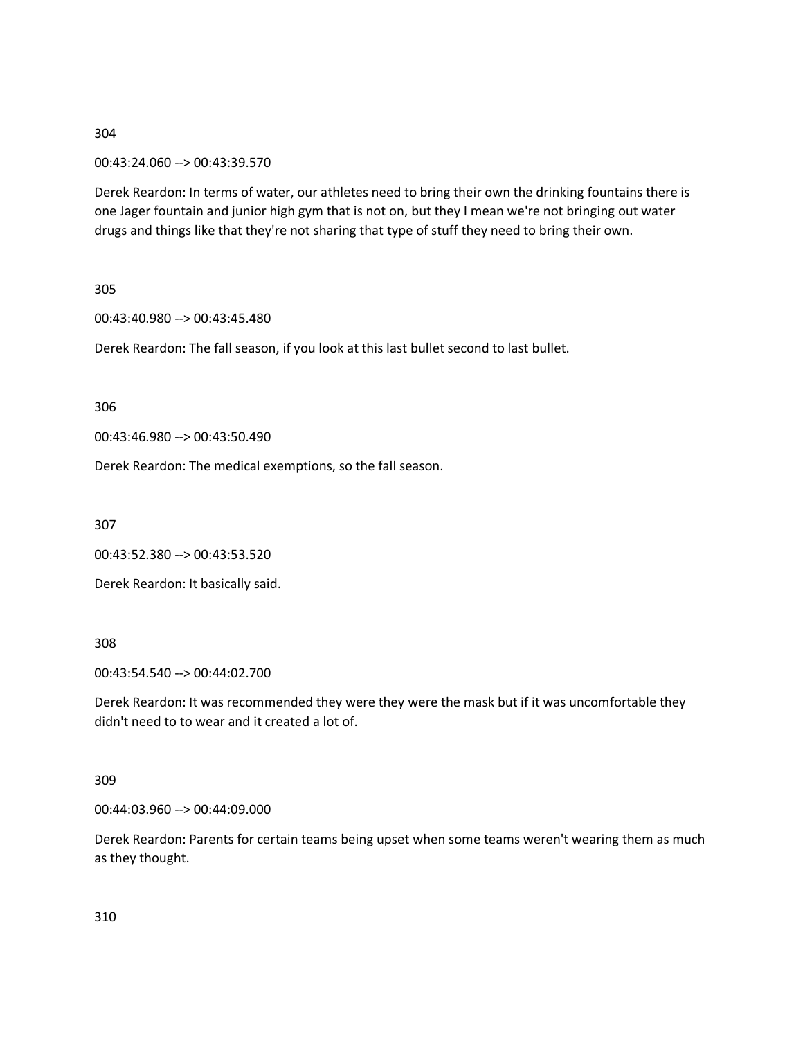304

00:43:24.060 --> 00:43:39.570

Derek Reardon: In terms of water, our athletes need to bring their own the drinking fountains there is one Jager fountain and junior high gym that is not on, but they I mean we're not bringing out water drugs and things like that they're not sharing that type of stuff they need to bring their own.

305

00:43:40.980 --> 00:43:45.480

Derek Reardon: The fall season, if you look at this last bullet second to last bullet.

306

00:43:46.980 --> 00:43:50.490

Derek Reardon: The medical exemptions, so the fall season.

307

00:43:52.380 --> 00:43:53.520

Derek Reardon: It basically said.

308

00:43:54.540 --> 00:44:02.700

Derek Reardon: It was recommended they were they were the mask but if it was uncomfortable they didn't need to to wear and it created a lot of.

309

00:44:03.960 --> 00:44:09.000

Derek Reardon: Parents for certain teams being upset when some teams weren't wearing them as much as they thought.

310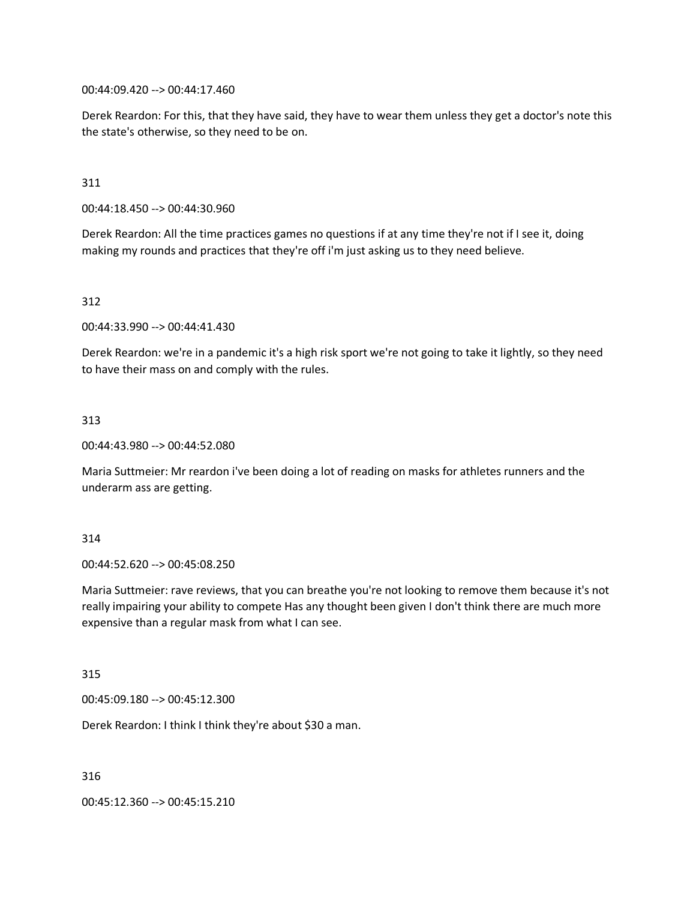00:44:09.420 --> 00:44:17.460

Derek Reardon: For this, that they have said, they have to wear them unless they get a doctor's note this the state's otherwise, so they need to be on.

311

00:44:18.450 --> 00:44:30.960

Derek Reardon: All the time practices games no questions if at any time they're not if I see it, doing making my rounds and practices that they're off i'm just asking us to they need believe.

312

00:44:33.990 --> 00:44:41.430

Derek Reardon: we're in a pandemic it's a high risk sport we're not going to take it lightly, so they need to have their mass on and comply with the rules.

313

00:44:43.980 --> 00:44:52.080

Maria Suttmeier: Mr reardon i've been doing a lot of reading on masks for athletes runners and the underarm ass are getting.

314

00:44:52.620 --> 00:45:08.250

Maria Suttmeier: rave reviews, that you can breathe you're not looking to remove them because it's not really impairing your ability to compete Has any thought been given I don't think there are much more expensive than a regular mask from what I can see.

315

00:45:09.180 --> 00:45:12.300

Derek Reardon: I think I think they're about $30 a man.

316

00:45:12.360 --> 00:45:15.210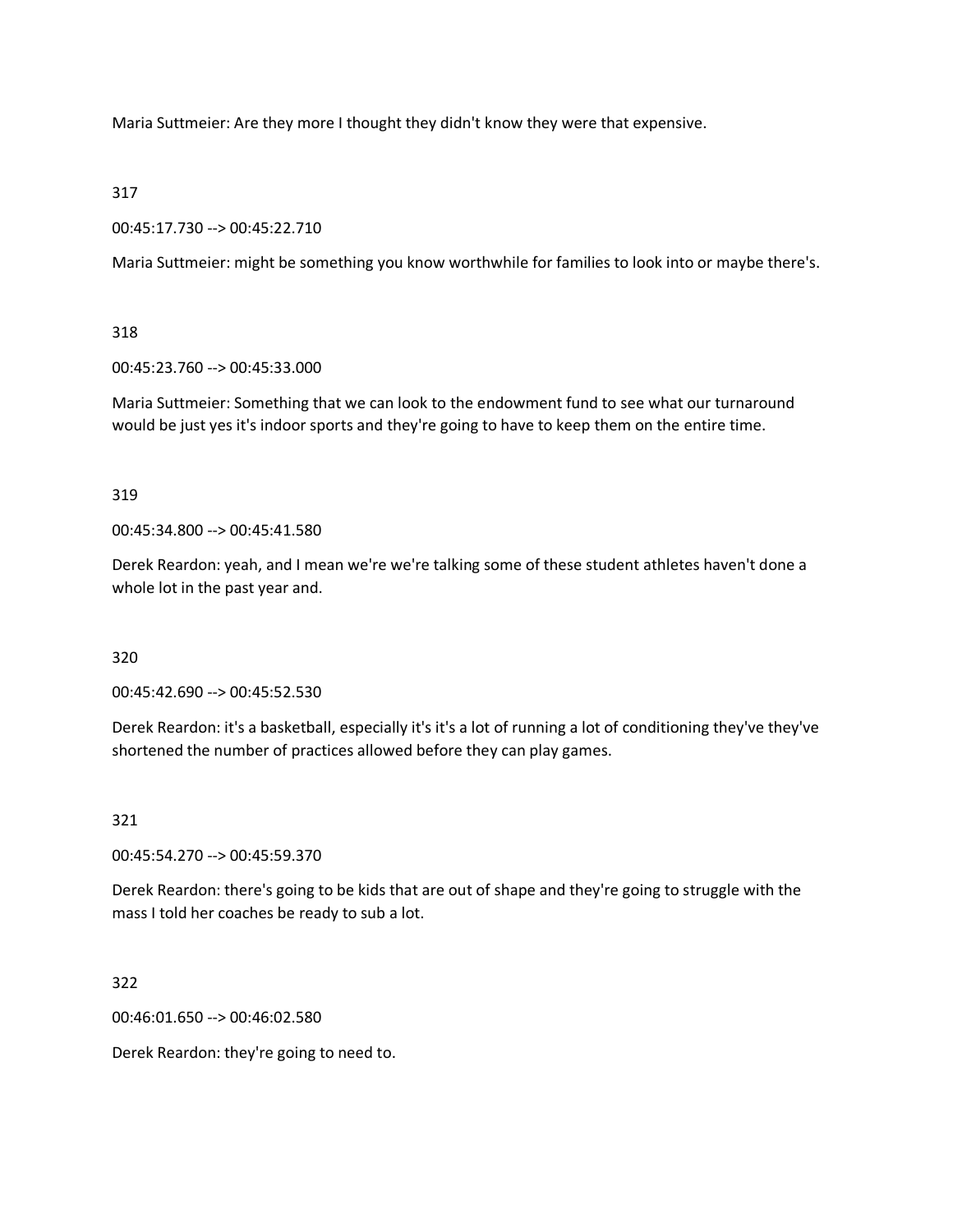Maria Suttmeier: Are they more I thought they didn't know they were that expensive.

317

00:45:17.730 --> 00:45:22.710

Maria Suttmeier: might be something you know worthwhile for families to look into or maybe there's.

318

00:45:23.760 --> 00:45:33.000

Maria Suttmeier: Something that we can look to the endowment fund to see what our turnaround would be just yes it's indoor sports and they're going to have to keep them on the entire time.

319

00:45:34.800 --> 00:45:41.580

Derek Reardon: yeah, and I mean we're we're talking some of these student athletes haven't done a whole lot in the past year and.

320

00:45:42.690 --> 00:45:52.530

Derek Reardon: it's a basketball, especially it's it's a lot of running a lot of conditioning they've they've shortened the number of practices allowed before they can play games.

321

00:45:54.270 --> 00:45:59.370

Derek Reardon: there's going to be kids that are out of shape and they're going to struggle with the mass I told her coaches be ready to sub a lot.

322

00:46:01.650 --> 00:46:02.580

Derek Reardon: they're going to need to.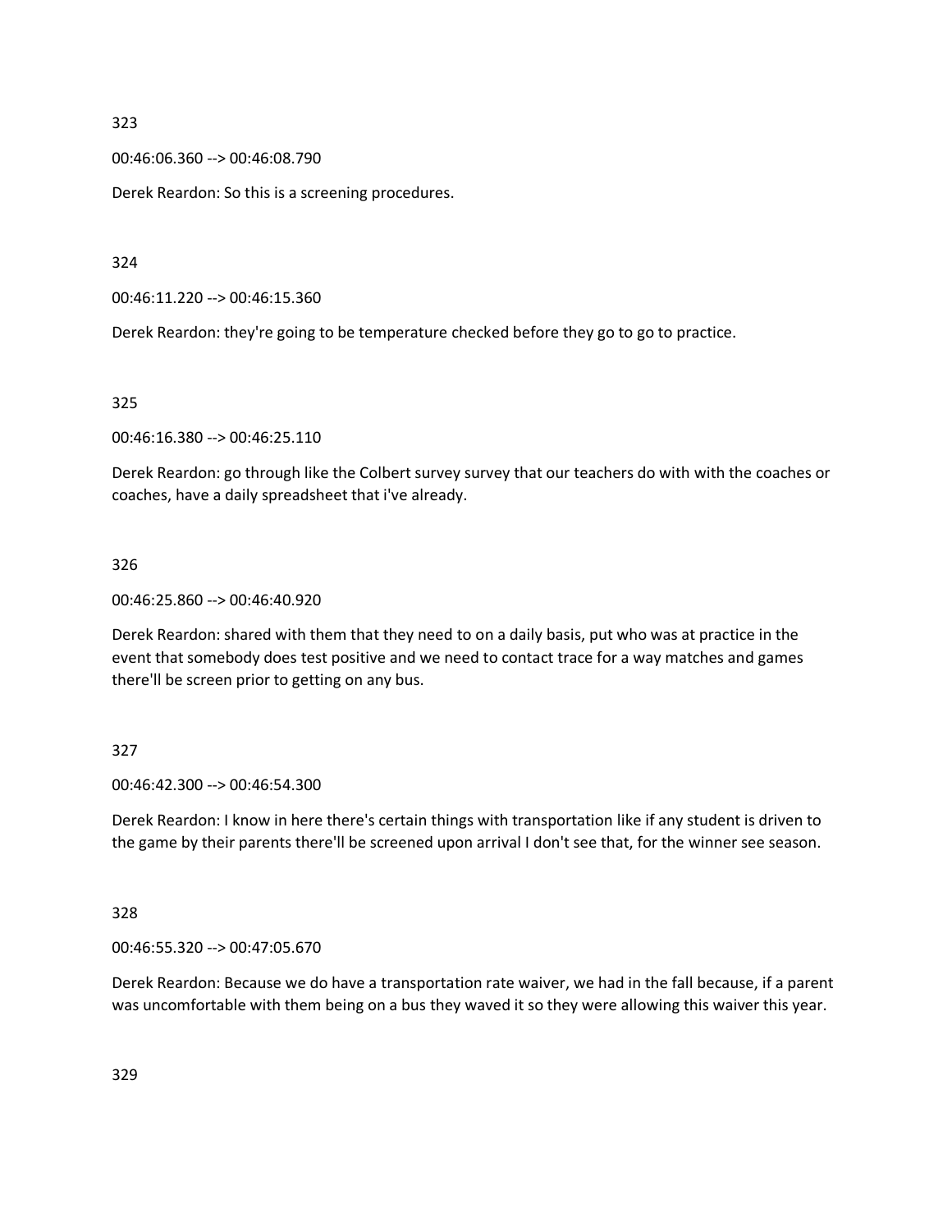323

00:46:06.360 --> 00:46:08.790

Derek Reardon: So this is a screening procedures.

324

00:46:11.220 --> 00:46:15.360

Derek Reardon: they're going to be temperature checked before they go to go to practice.

325

00:46:16.380 --> 00:46:25.110

Derek Reardon: go through like the Colbert survey survey that our teachers do with with the coaches or coaches, have a daily spreadsheet that i've already.

326

00:46:25.860 --> 00:46:40.920

Derek Reardon: shared with them that they need to on a daily basis, put who was at practice in the event that somebody does test positive and we need to contact trace for a way matches and games there'll be screen prior to getting on any bus.

327

00:46:42.300 --> 00:46:54.300

Derek Reardon: I know in here there's certain things with transportation like if any student is driven to the game by their parents there'll be screened upon arrival I don't see that, for the winner see season.

328

00:46:55.320 --> 00:47:05.670

Derek Reardon: Because we do have a transportation rate waiver, we had in the fall because, if a parent was uncomfortable with them being on a bus they waved it so they were allowing this waiver this year.

329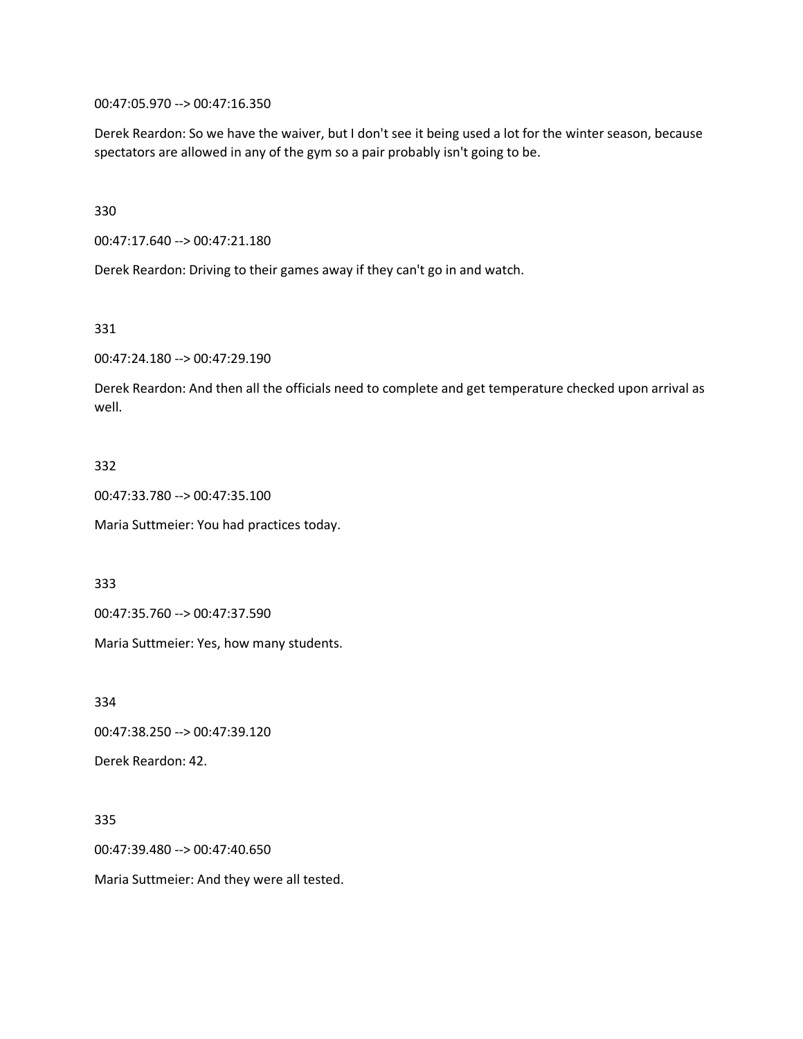00:47:05.970 --> 00:47:16.350

Derek Reardon: So we have the waiver, but I don't see it being used a lot for the winter season, because spectators are allowed in any of the gym so a pair probably isn't going to be.

330

00:47:17.640 --> 00:47:21.180

Derek Reardon: Driving to their games away if they can't go in and watch.

331

00:47:24.180 --> 00:47:29.190

Derek Reardon: And then all the officials need to complete and get temperature checked upon arrival as well.

332

00:47:33.780 --> 00:47:35.100

Maria Suttmeier: You had practices today.

333

00:47:35.760 --> 00:47:37.590

Maria Suttmeier: Yes, how many students.

334

00:47:38.250 --> 00:47:39.120

Derek Reardon: 42.

335

00:47:39.480 --> 00:47:40.650

Maria Suttmeier: And they were all tested.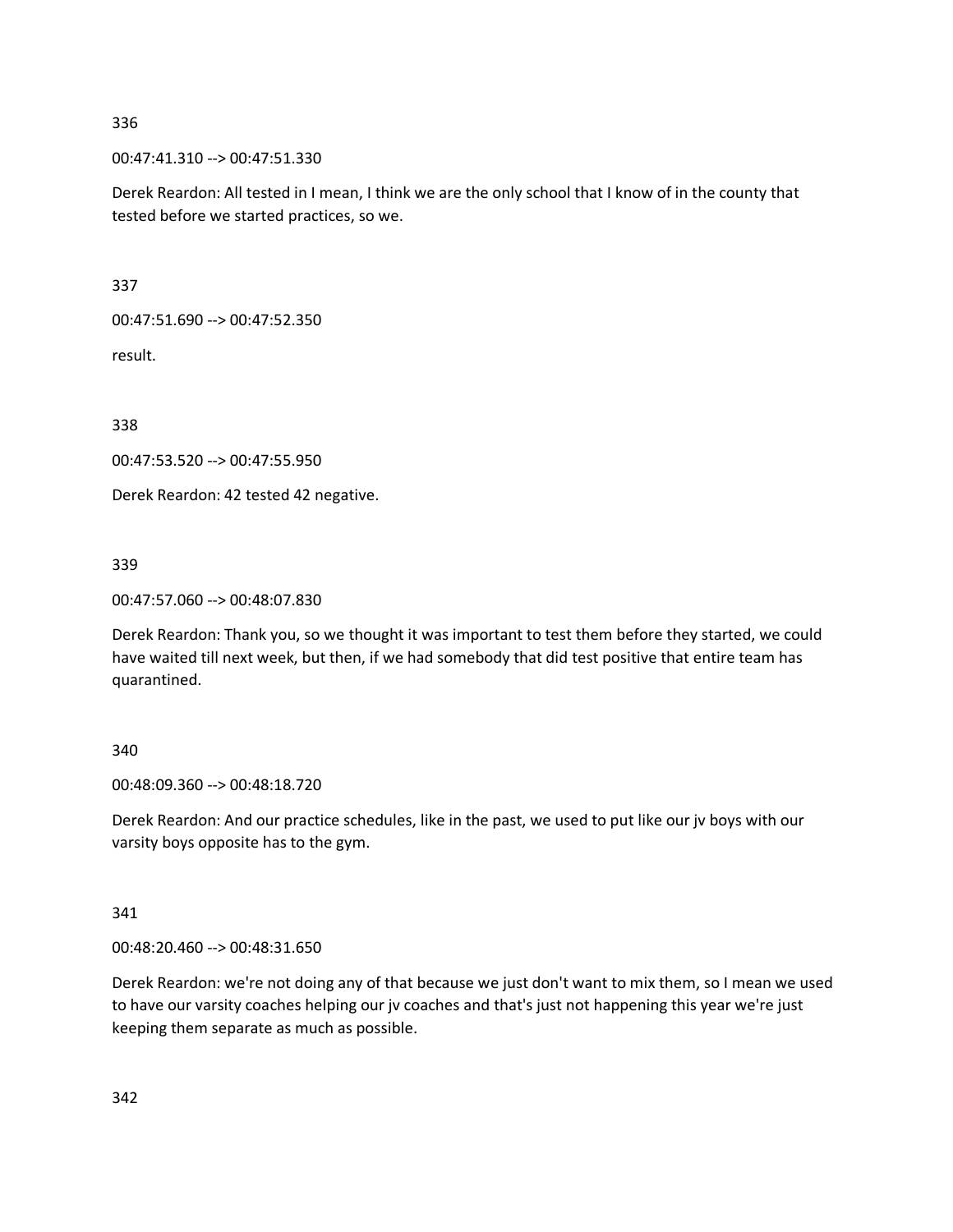336

00:47:41.310 --> 00:47:51.330

Derek Reardon: All tested in I mean, I think we are the only school that I know of in the county that tested before we started practices, so we.

337

00:47:51.690 --> 00:47:52.350

result.

338

00:47:53.520 --> 00:47:55.950

Derek Reardon: 42 tested 42 negative.

339

00:47:57.060 --> 00:48:07.830

Derek Reardon: Thank you, so we thought it was important to test them before they started, we could have waited till next week, but then, if we had somebody that did test positive that entire team has quarantined.

340

00:48:09.360 --> 00:48:18.720

Derek Reardon: And our practice schedules, like in the past, we used to put like our jv boys with our varsity boys opposite has to the gym.

341

00:48:20.460 --> 00:48:31.650

Derek Reardon: we're not doing any of that because we just don't want to mix them, so I mean we used to have our varsity coaches helping our jv coaches and that's just not happening this year we're just keeping them separate as much as possible.

342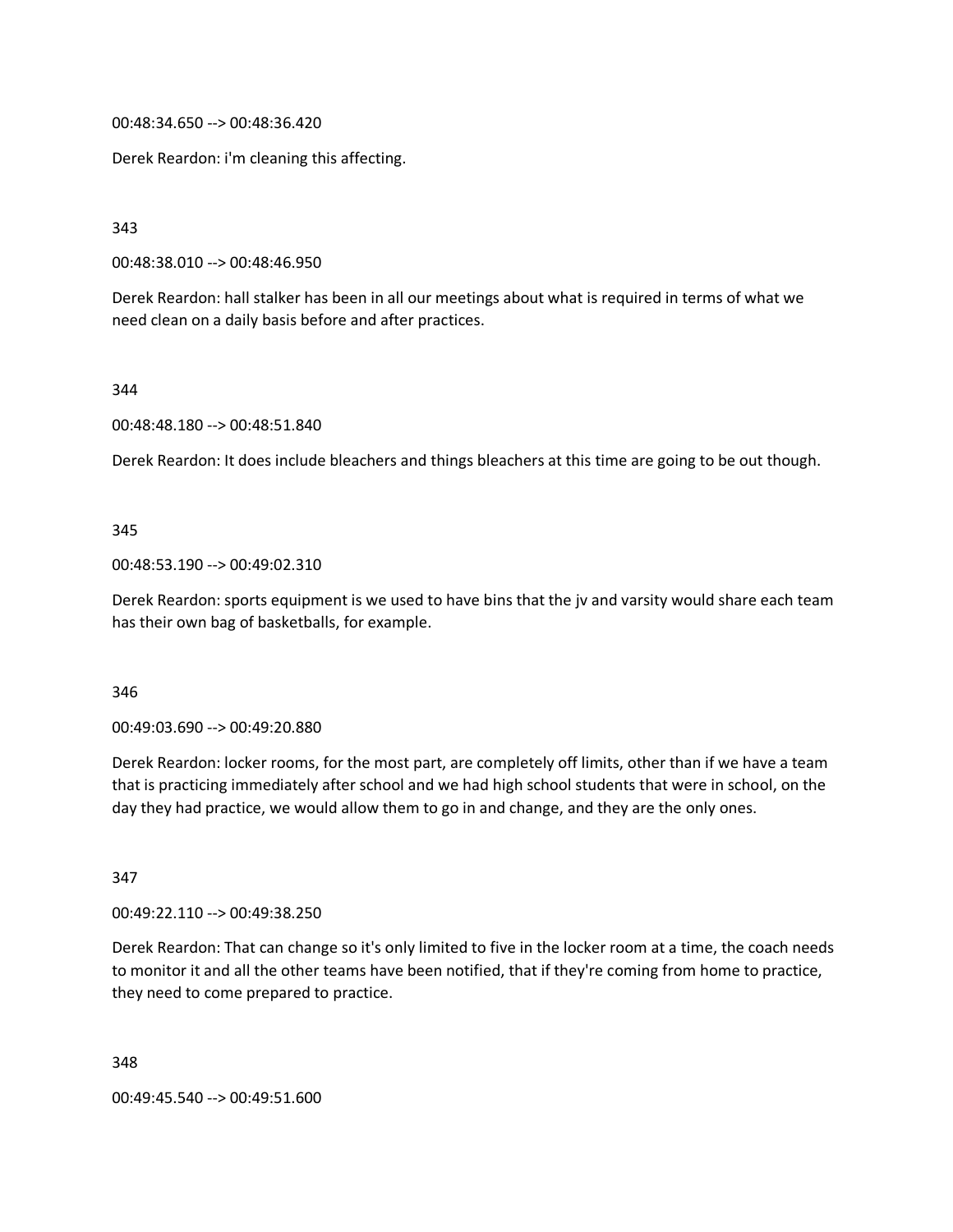00:48:34.650 --> 00:48:36.420

Derek Reardon: i'm cleaning this affecting.

343

00:48:38.010 --> 00:48:46.950

Derek Reardon: hall stalker has been in all our meetings about what is required in terms of what we need clean on a daily basis before and after practices.

344

00:48:48.180 --> 00:48:51.840

Derek Reardon: It does include bleachers and things bleachers at this time are going to be out though.

345

00:48:53.190 --> 00:49:02.310

Derek Reardon: sports equipment is we used to have bins that the jv and varsity would share each team has their own bag of basketballs, for example.

346

00:49:03.690 --> 00:49:20.880

Derek Reardon: locker rooms, for the most part, are completely off limits, other than if we have a team that is practicing immediately after school and we had high school students that were in school, on the day they had practice, we would allow them to go in and change, and they are the only ones.

347

00:49:22.110 --> 00:49:38.250

Derek Reardon: That can change so it's only limited to five in the locker room at a time, the coach needs to monitor it and all the other teams have been notified, that if they're coming from home to practice, they need to come prepared to practice.

348

00:49:45.540 --> 00:49:51.600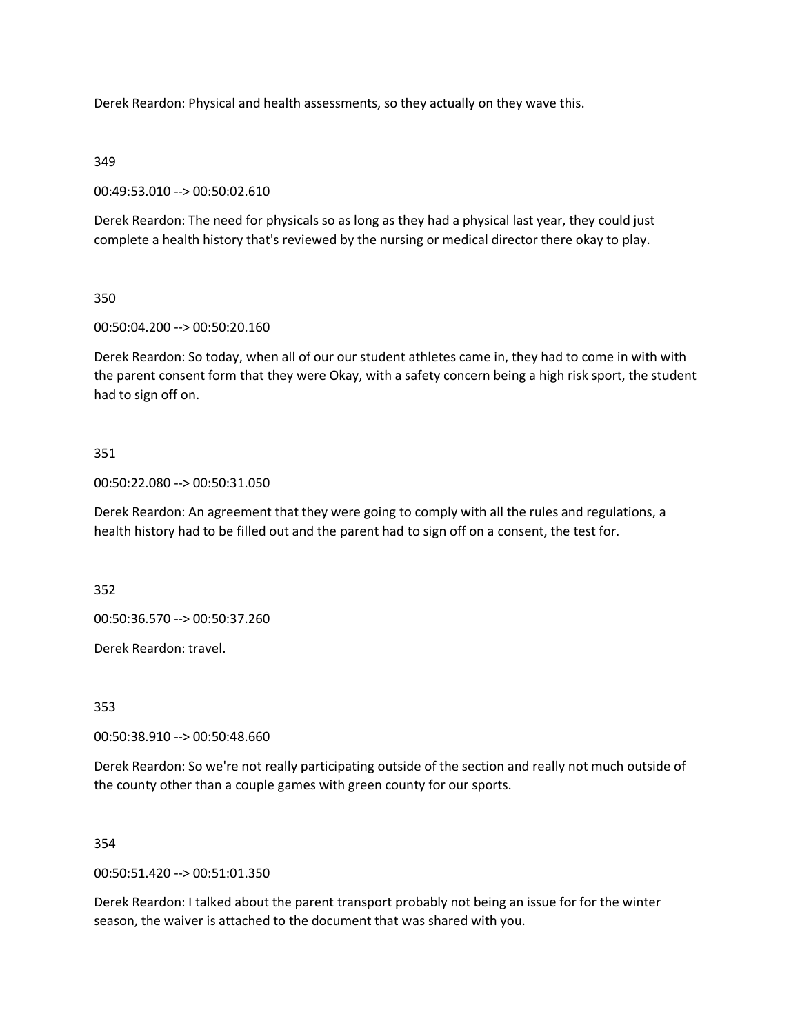Derek Reardon: Physical and health assessments, so they actually on they wave this.

349

00:49:53.010 --> 00:50:02.610

Derek Reardon: The need for physicals so as long as they had a physical last year, they could just complete a health history that's reviewed by the nursing or medical director there okay to play.

350

00:50:04.200 --> 00:50:20.160

Derek Reardon: So today, when all of our our student athletes came in, they had to come in with with the parent consent form that they were Okay, with a safety concern being a high risk sport, the student had to sign off on.

351

00:50:22.080 --> 00:50:31.050

Derek Reardon: An agreement that they were going to comply with all the rules and regulations, a health history had to be filled out and the parent had to sign off on a consent, the test for.

352

00:50:36.570 --> 00:50:37.260

Derek Reardon: travel.

353

00:50:38.910 --> 00:50:48.660

Derek Reardon: So we're not really participating outside of the section and really not much outside of the county other than a couple games with green county for our sports.

354

00:50:51.420 --> 00:51:01.350

Derek Reardon: I talked about the parent transport probably not being an issue for for the winter season, the waiver is attached to the document that was shared with you.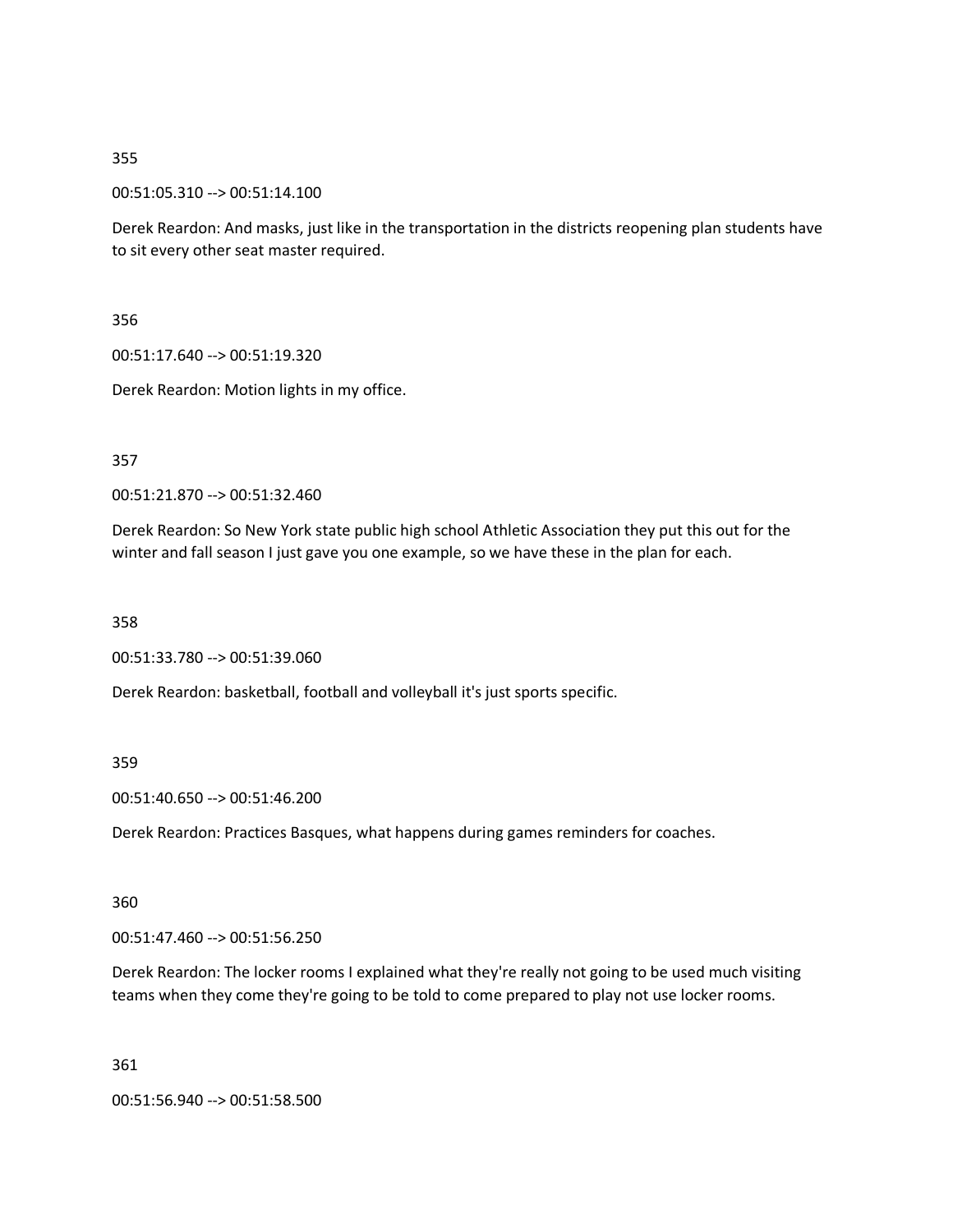355

00:51:05.310 --> 00:51:14.100

Derek Reardon: And masks, just like in the transportation in the districts reopening plan students have to sit every other seat master required.

356

00:51:17.640 --> 00:51:19.320

Derek Reardon: Motion lights in my office.

357

00:51:21.870 --> 00:51:32.460

Derek Reardon: So New York state public high school Athletic Association they put this out for the winter and fall season I just gave you one example, so we have these in the plan for each.

358

00:51:33.780 --> 00:51:39.060

Derek Reardon: basketball, football and volleyball it's just sports specific.

359

00:51:40.650 --> 00:51:46.200

Derek Reardon: Practices Basques, what happens during games reminders for coaches.

360

00:51:47.460 --> 00:51:56.250

Derek Reardon: The locker rooms I explained what they're really not going to be used much visiting teams when they come they're going to be told to come prepared to play not use locker rooms.

361

00:51:56.940 --> 00:51:58.500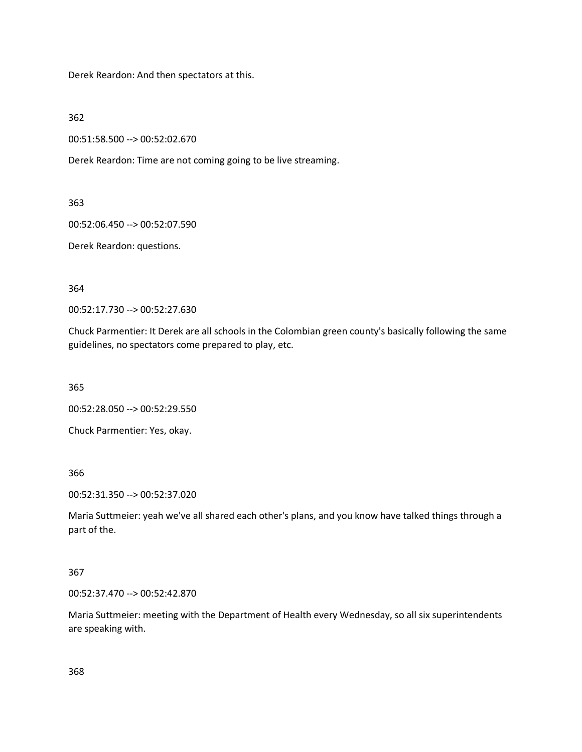Derek Reardon: And then spectators at this.

362

00:51:58.500 --> 00:52:02.670

Derek Reardon: Time are not coming going to be live streaming.

363

00:52:06.450 --> 00:52:07.590

Derek Reardon: questions.

364

00:52:17.730 --> 00:52:27.630

Chuck Parmentier: It Derek are all schools in the Colombian green county's basically following the same guidelines, no spectators come prepared to play, etc.

365

00:52:28.050 --> 00:52:29.550

Chuck Parmentier: Yes, okay.

366

00:52:31.350 --> 00:52:37.020

Maria Suttmeier: yeah we've all shared each other's plans, and you know have talked things through a part of the.

367

00:52:37.470 --> 00:52:42.870

Maria Suttmeier: meeting with the Department of Health every Wednesday, so all six superintendents are speaking with.

368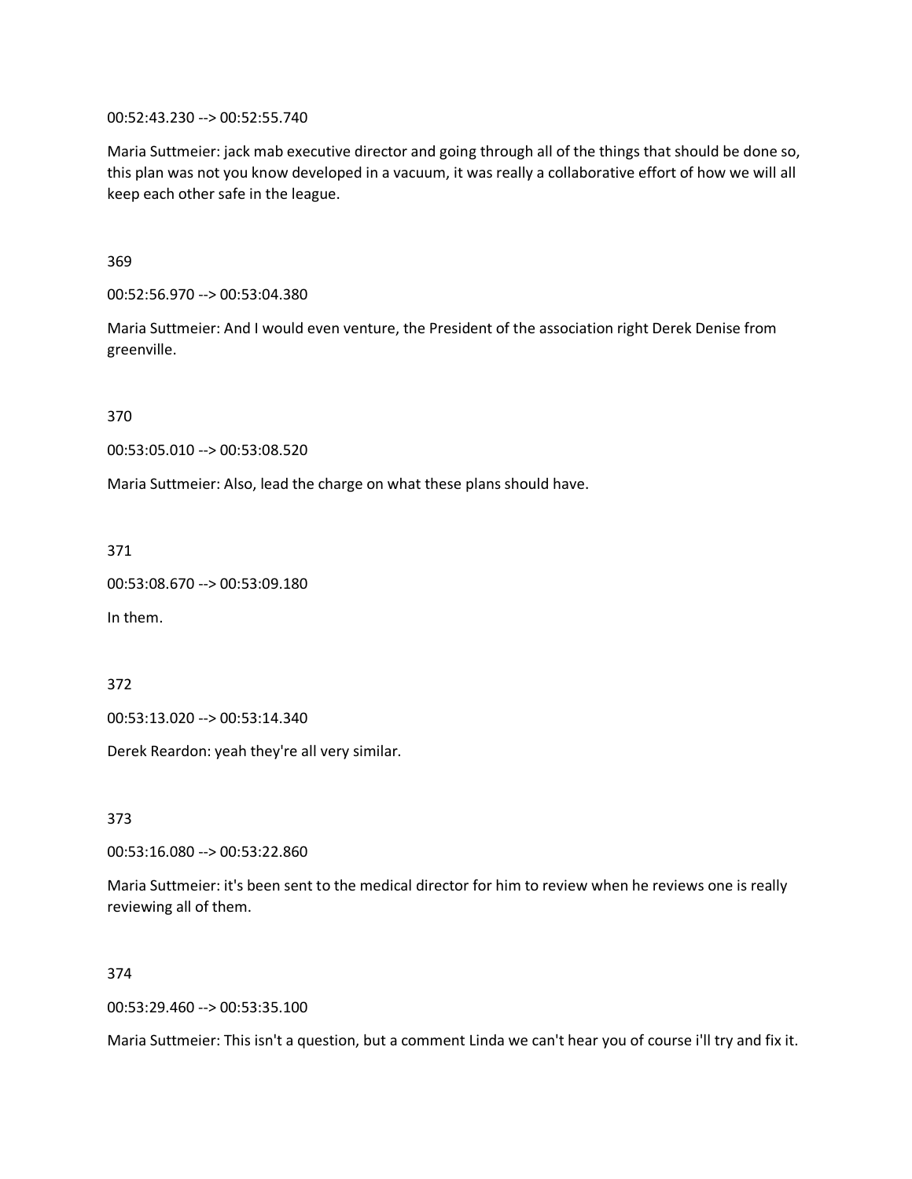00:52:43.230 --> 00:52:55.740

Maria Suttmeier: jack mab executive director and going through all of the things that should be done so, this plan was not you know developed in a vacuum, it was really a collaborative effort of how we will all keep each other safe in the league.

369

00:52:56.970 --> 00:53:04.380

Maria Suttmeier: And I would even venture, the President of the association right Derek Denise from greenville.

370

00:53:05.010 --> 00:53:08.520

Maria Suttmeier: Also, lead the charge on what these plans should have.

371

00:53:08.670 --> 00:53:09.180

In them.

372

00:53:13.020 --> 00:53:14.340

Derek Reardon: yeah they're all very similar.

373

00:53:16.080 --> 00:53:22.860

Maria Suttmeier: it's been sent to the medical director for him to review when he reviews one is really reviewing all of them.

374

00:53:29.460 --> 00:53:35.100

Maria Suttmeier: This isn't a question, but a comment Linda we can't hear you of course i'll try and fix it.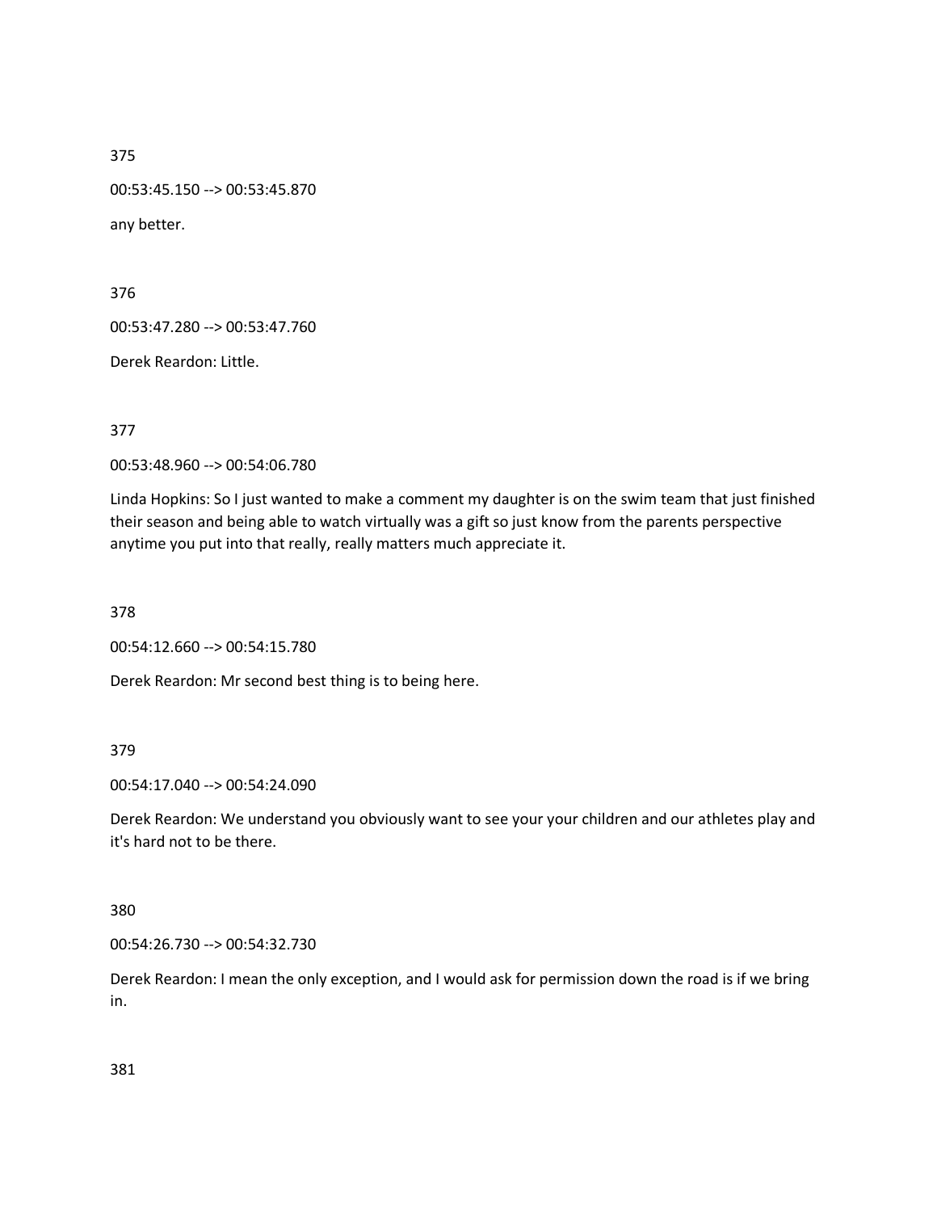375

00:53:45.150 --> 00:53:45.870

any better.

376

00:53:47.280 --> 00:53:47.760

Derek Reardon: Little.

377

00:53:48.960 --> 00:54:06.780

Linda Hopkins: So I just wanted to make a comment my daughter is on the swim team that just finished their season and being able to watch virtually was a gift so just know from the parents perspective anytime you put into that really, really matters much appreciate it.

378

00:54:12.660 --> 00:54:15.780

Derek Reardon: Mr second best thing is to being here.

379

00:54:17.040 --> 00:54:24.090

Derek Reardon: We understand you obviously want to see your your children and our athletes play and it's hard not to be there.

380

00:54:26.730 --> 00:54:32.730

Derek Reardon: I mean the only exception, and I would ask for permission down the road is if we bring in.

381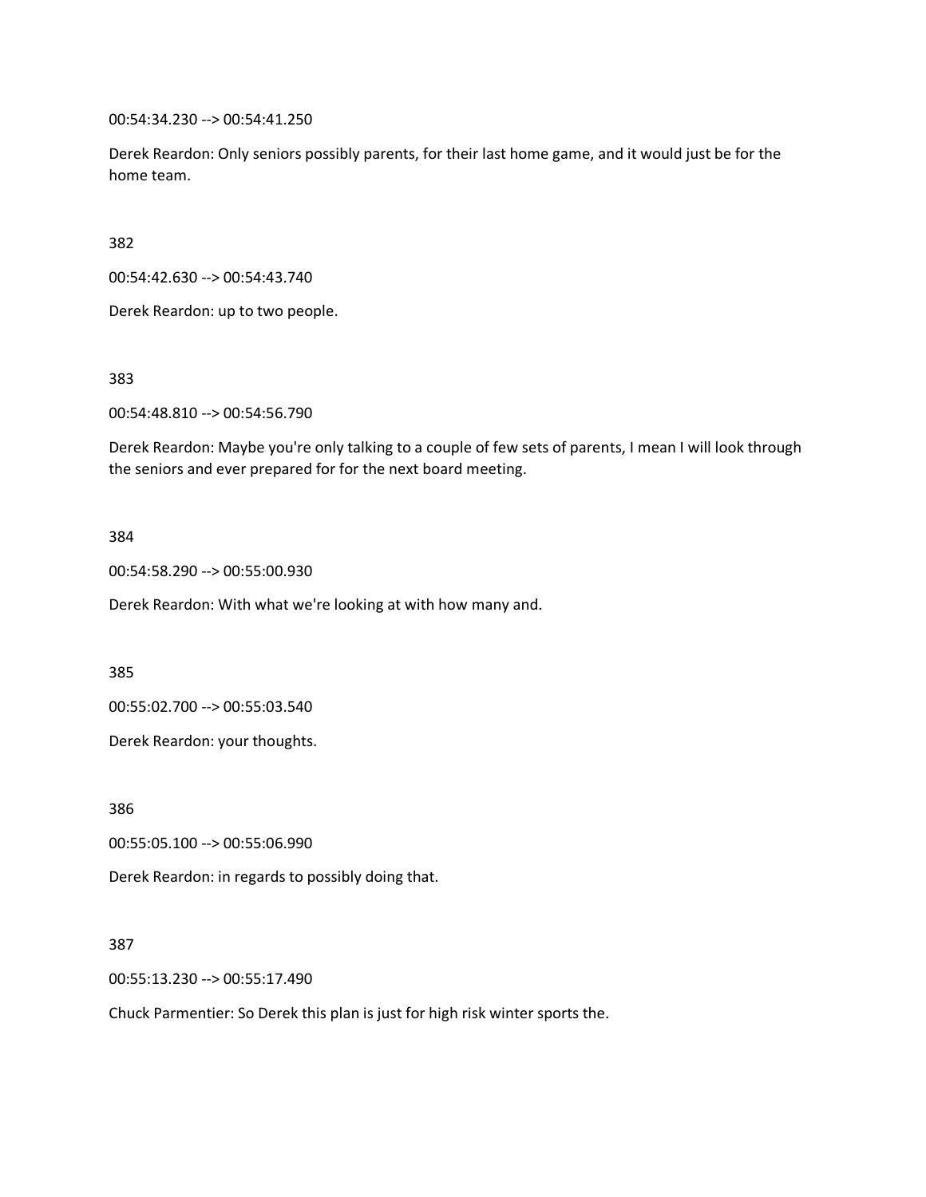00:54:34.230 --> 00:54:41.250

Derek Reardon: Only seniors possibly parents, for their last home game, and it would just be for the home team.

382

00:54:42.630 --> 00:54:43.740

Derek Reardon: up to two people.

383

00:54:48.810 --> 00:54:56.790

Derek Reardon: Maybe you're only talking to a couple of few sets of parents, I mean I will look through the seniors and ever prepared for for the next board meeting.

384

00:54:58.290 --> 00:55:00.930

Derek Reardon: With what we're looking at with how many and.

385

00:55:02.700 --> 00:55:03.540

Derek Reardon: your thoughts.

386

00:55:05.100 --> 00:55:06.990

Derek Reardon: in regards to possibly doing that.

387

00:55:13.230 --> 00:55:17.490

Chuck Parmentier: So Derek this plan is just for high risk winter sports the.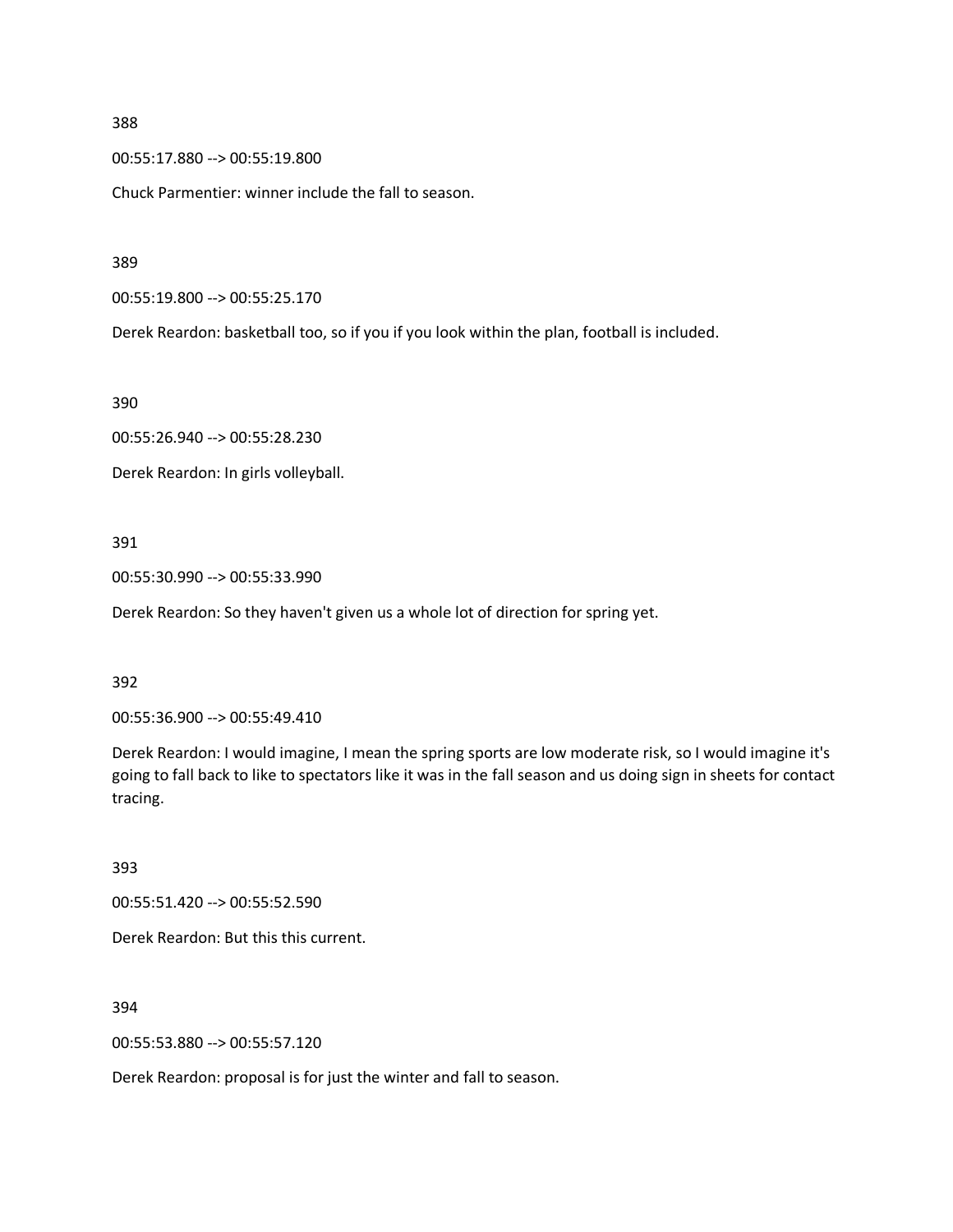388

00:55:17.880 --> 00:55:19.800

Chuck Parmentier: winner include the fall to season.

389

00:55:19.800 --> 00:55:25.170

Derek Reardon: basketball too, so if you if you look within the plan, football is included.

390

00:55:26.940 --> 00:55:28.230

Derek Reardon: In girls volleyball.

391

00:55:30.990 --> 00:55:33.990

Derek Reardon: So they haven't given us a whole lot of direction for spring yet.

392

00:55:36.900 --> 00:55:49.410

Derek Reardon: I would imagine, I mean the spring sports are low moderate risk, so I would imagine it's going to fall back to like to spectators like it was in the fall season and us doing sign in sheets for contact tracing.

393

00:55:51.420 --> 00:55:52.590

Derek Reardon: But this this current.

394

00:55:53.880 --> 00:55:57.120

Derek Reardon: proposal is for just the winter and fall to season.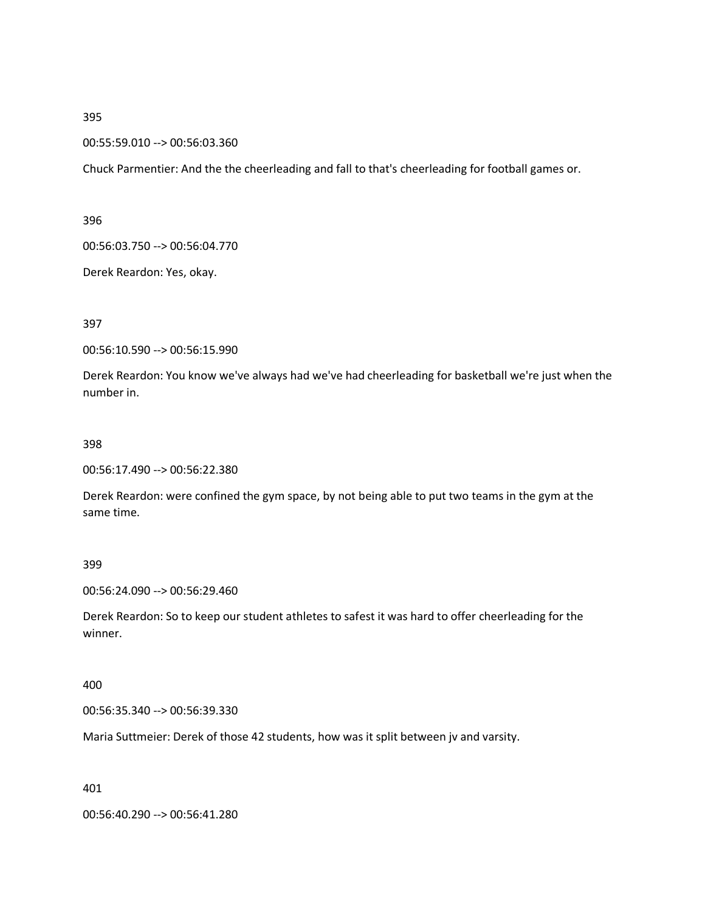395

00:55:59.010 --> 00:56:03.360

Chuck Parmentier: And the the cheerleading and fall to that's cheerleading for football games or.

396

00:56:03.750 --> 00:56:04.770

Derek Reardon: Yes, okay.

397

00:56:10.590 --> 00:56:15.990

Derek Reardon: You know we've always had we've had cheerleading for basketball we're just when the number in.

398

00:56:17.490 --> 00:56:22.380

Derek Reardon: were confined the gym space, by not being able to put two teams in the gym at the same time.

399

00:56:24.090 --> 00:56:29.460

Derek Reardon: So to keep our student athletes to safest it was hard to offer cheerleading for the winner.

400

00:56:35.340 --> 00:56:39.330

Maria Suttmeier: Derek of those 42 students, how was it split between jv and varsity.

401

00:56:40.290 --> 00:56:41.280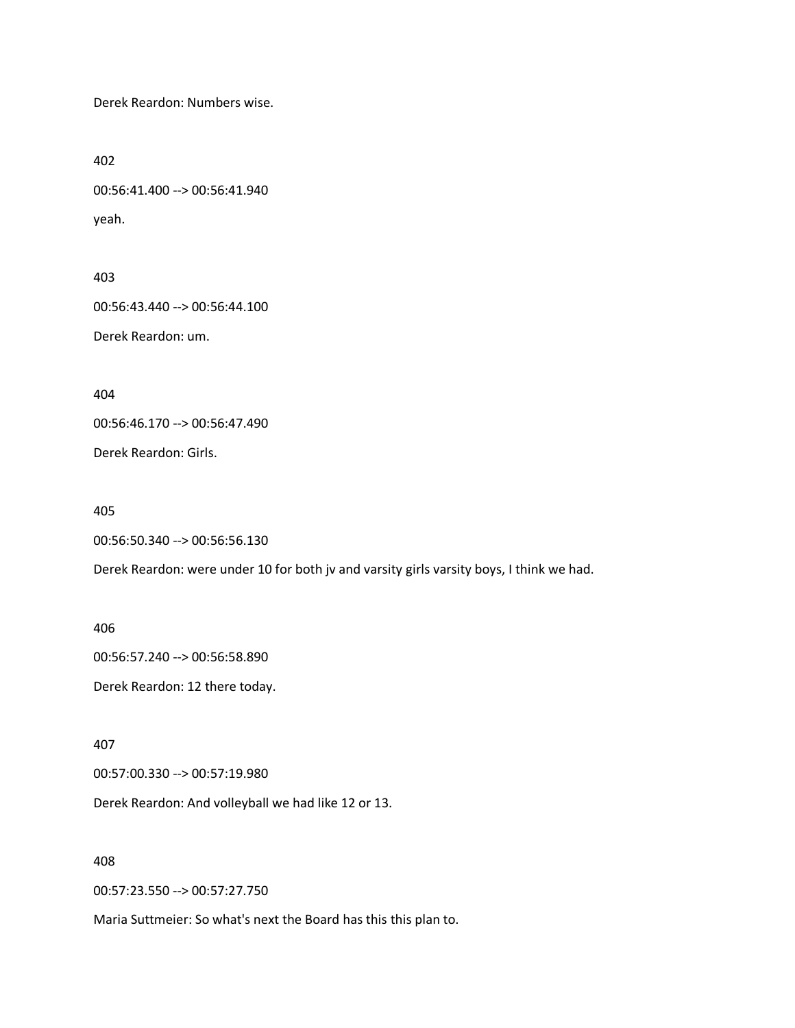Derek Reardon: Numbers wise.

402

00:56:41.400 --> 00:56:41.940

yeah.

403

00:56:43.440 --> 00:56:44.100

Derek Reardon: um.

404

00:56:46.170 --> 00:56:47.490

Derek Reardon: Girls.

405

00:56:50.340 --> 00:56:56.130

Derek Reardon: were under 10 for both jv and varsity girls varsity boys, I think we had.

406

00:56:57.240 --> 00:56:58.890

Derek Reardon: 12 there today.

407

00:57:00.330 --> 00:57:19.980

Derek Reardon: And volleyball we had like 12 or 13.

408

00:57:23.550 --> 00:57:27.750

Maria Suttmeier: So what's next the Board has this this plan to.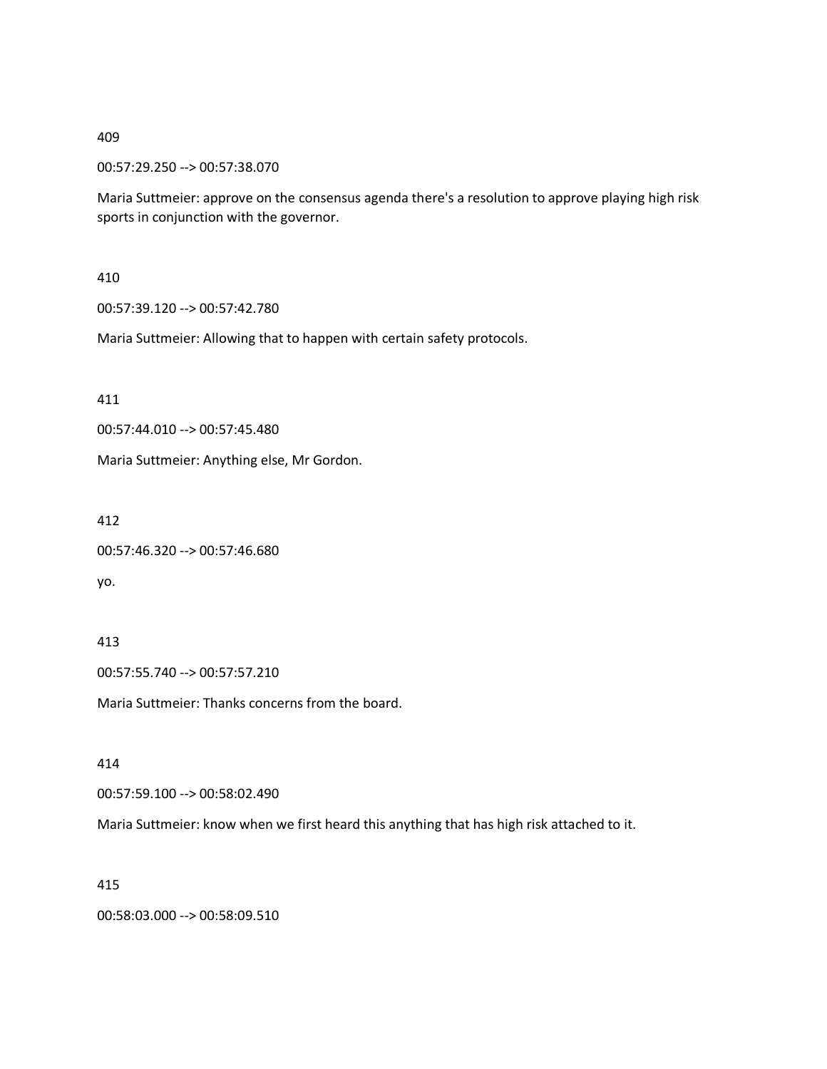409

00:57:29.250 --> 00:57:38.070

Maria Suttmeier: approve on the consensus agenda there's a resolution to approve playing high risk sports in conjunction with the governor.

410

00:57:39.120 --> 00:57:42.780

Maria Suttmeier: Allowing that to happen with certain safety protocols.

411

00:57:44.010 --> 00:57:45.480

Maria Suttmeier: Anything else, Mr Gordon.

412

00:57:46.320 --> 00:57:46.680

yo.

413

00:57:55.740 --> 00:57:57.210

Maria Suttmeier: Thanks concerns from the board.

414

00:57:59.100 --> 00:58:02.490

Maria Suttmeier: know when we first heard this anything that has high risk attached to it.

415

00:58:03.000 --> 00:58:09.510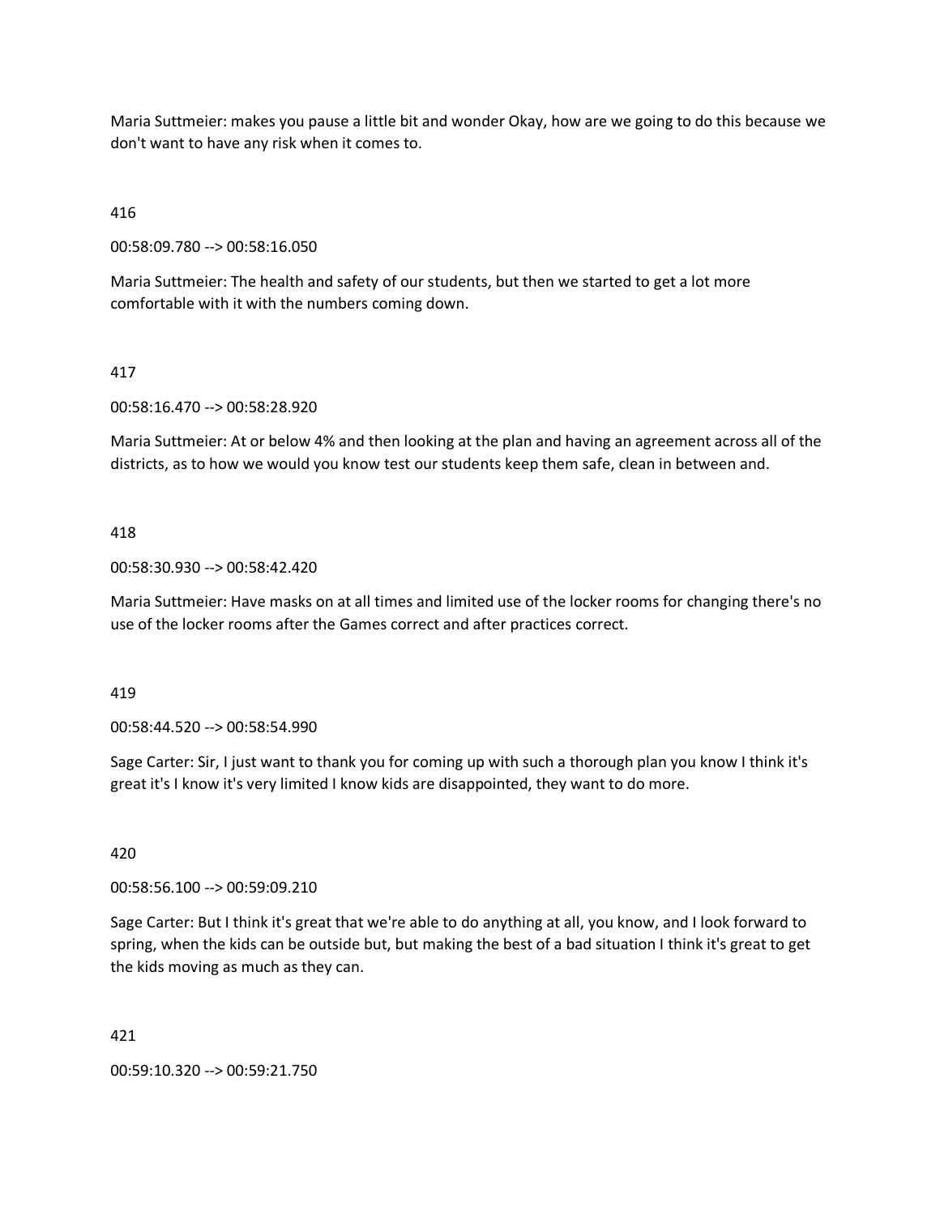Maria Suttmeier: makes you pause a little bit and wonder Okay, how are we going to do this because we don't want to have any risk when it comes to.

416

00:58:09.780 --> 00:58:16.050

Maria Suttmeier: The health and safety of our students, but then we started to get a lot more comfortable with it with the numbers coming down.

417

00:58:16.470 --> 00:58:28.920

Maria Suttmeier: At or below 4% and then looking at the plan and having an agreement across all of the districts, as to how we would you know test our students keep them safe, clean in between and.

418

00:58:30.930 --> 00:58:42.420

Maria Suttmeier: Have masks on at all times and limited use of the locker rooms for changing there's no use of the locker rooms after the Games correct and after practices correct.

419

00:58:44.520 --> 00:58:54.990

Sage Carter: Sir, I just want to thank you for coming up with such a thorough plan you know I think it's great it's I know it's very limited I know kids are disappointed, they want to do more.

420

00:58:56.100 --> 00:59:09.210

Sage Carter: But I think it's great that we're able to do anything at all, you know, and I look forward to spring, when the kids can be outside but, but making the best of a bad situation I think it's great to get the kids moving as much as they can.

421

00:59:10.320 --> 00:59:21.750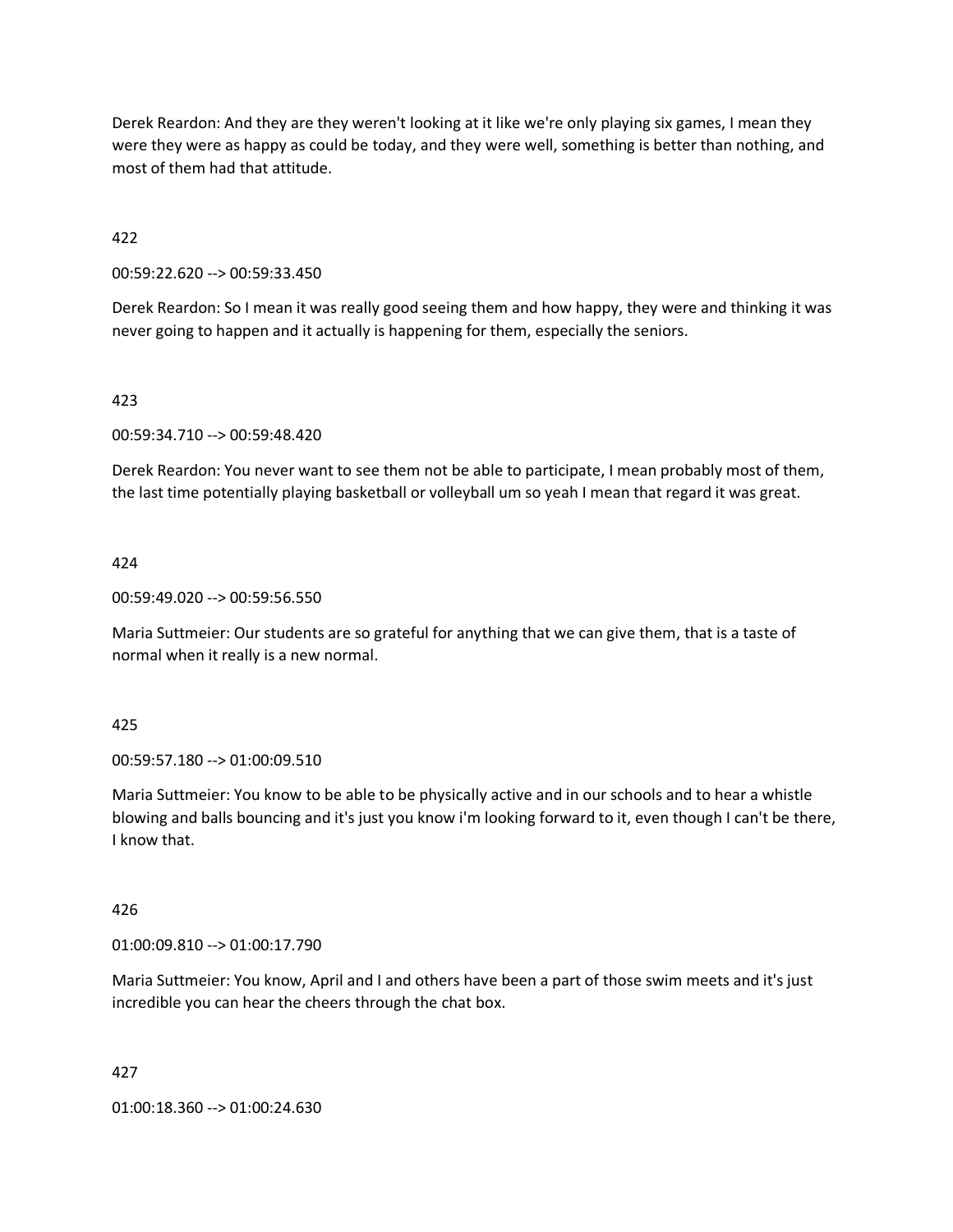Derek Reardon: And they are they weren't looking at it like we're only playing six games, I mean they were they were as happy as could be today, and they were well, something is better than nothing, and most of them had that attitude.

422

00:59:22.620 --> 00:59:33.450

Derek Reardon: So I mean it was really good seeing them and how happy, they were and thinking it was never going to happen and it actually is happening for them, especially the seniors.

423

00:59:34.710 --> 00:59:48.420

Derek Reardon: You never want to see them not be able to participate, I mean probably most of them, the last time potentially playing basketball or volleyball um so yeah I mean that regard it was great.

424

00:59:49.020 --> 00:59:56.550

Maria Suttmeier: Our students are so grateful for anything that we can give them, that is a taste of normal when it really is a new normal.

425

00:59:57.180 --> 01:00:09.510

Maria Suttmeier: You know to be able to be physically active and in our schools and to hear a whistle blowing and balls bouncing and it's just you know i'm looking forward to it, even though I can't be there, I know that.

426

01:00:09.810 --> 01:00:17.790

Maria Suttmeier: You know, April and I and others have been a part of those swim meets and it's just incredible you can hear the cheers through the chat box.

427

01:00:18.360 --> 01:00:24.630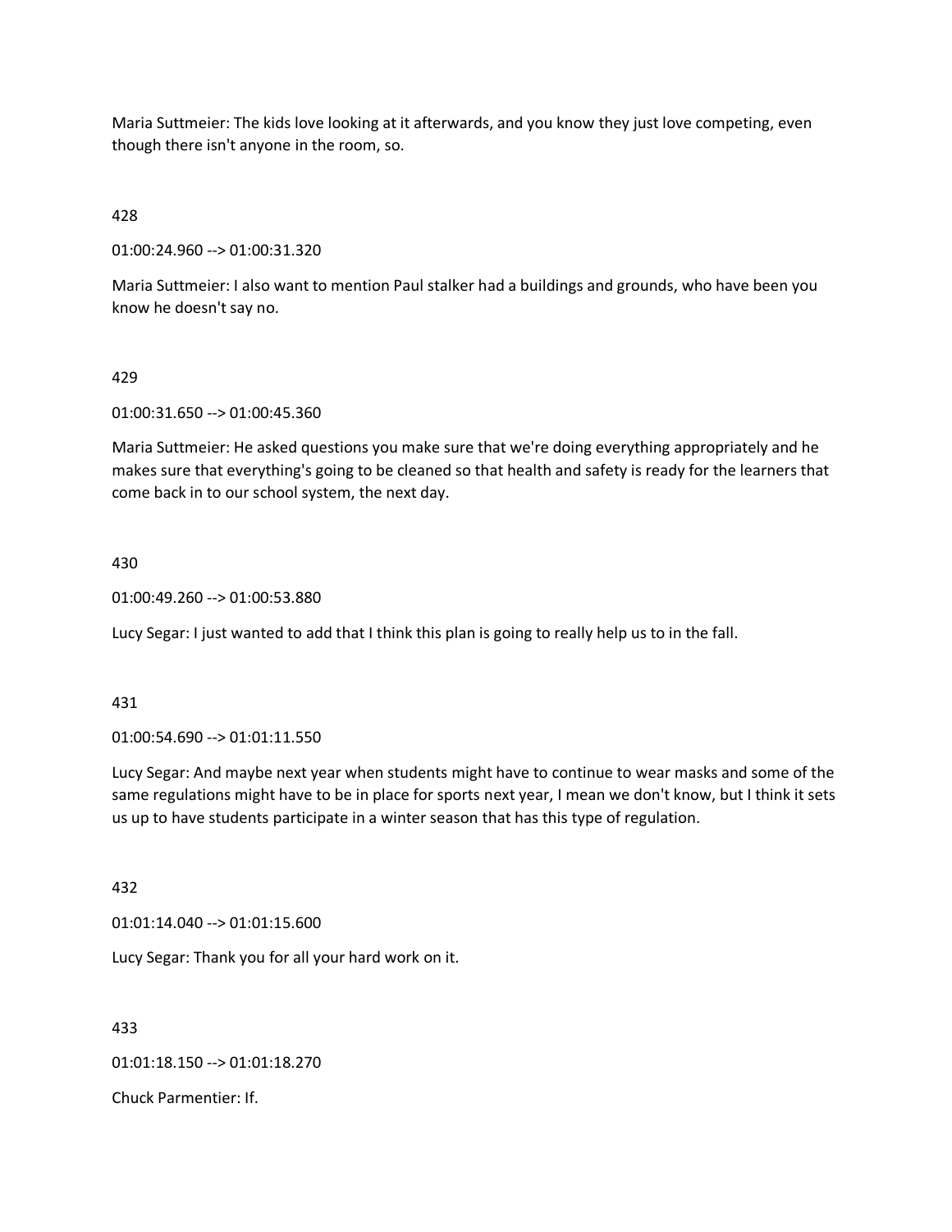Maria Suttmeier: The kids love looking at it afterwards, and you know they just love competing, even though there isn't anyone in the room, so.

428

01:00:24.960 --> 01:00:31.320

Maria Suttmeier: I also want to mention Paul stalker had a buildings and grounds, who have been you know he doesn't say no.

429

01:00:31.650 --> 01:00:45.360

Maria Suttmeier: He asked questions you make sure that we're doing everything appropriately and he makes sure that everything's going to be cleaned so that health and safety is ready for the learners that come back in to our school system, the next day.

430

01:00:49.260 --> 01:00:53.880

Lucy Segar: I just wanted to add that I think this plan is going to really help us to in the fall.

431

01:00:54.690 --> 01:01:11.550

Lucy Segar: And maybe next year when students might have to continue to wear masks and some of the same regulations might have to be in place for sports next year, I mean we don't know, but I think it sets us up to have students participate in a winter season that has this type of regulation.

432

01:01:14.040 --> 01:01:15.600

Lucy Segar: Thank you for all your hard work on it.

433

01:01:18.150 --> 01:01:18.270

Chuck Parmentier: If.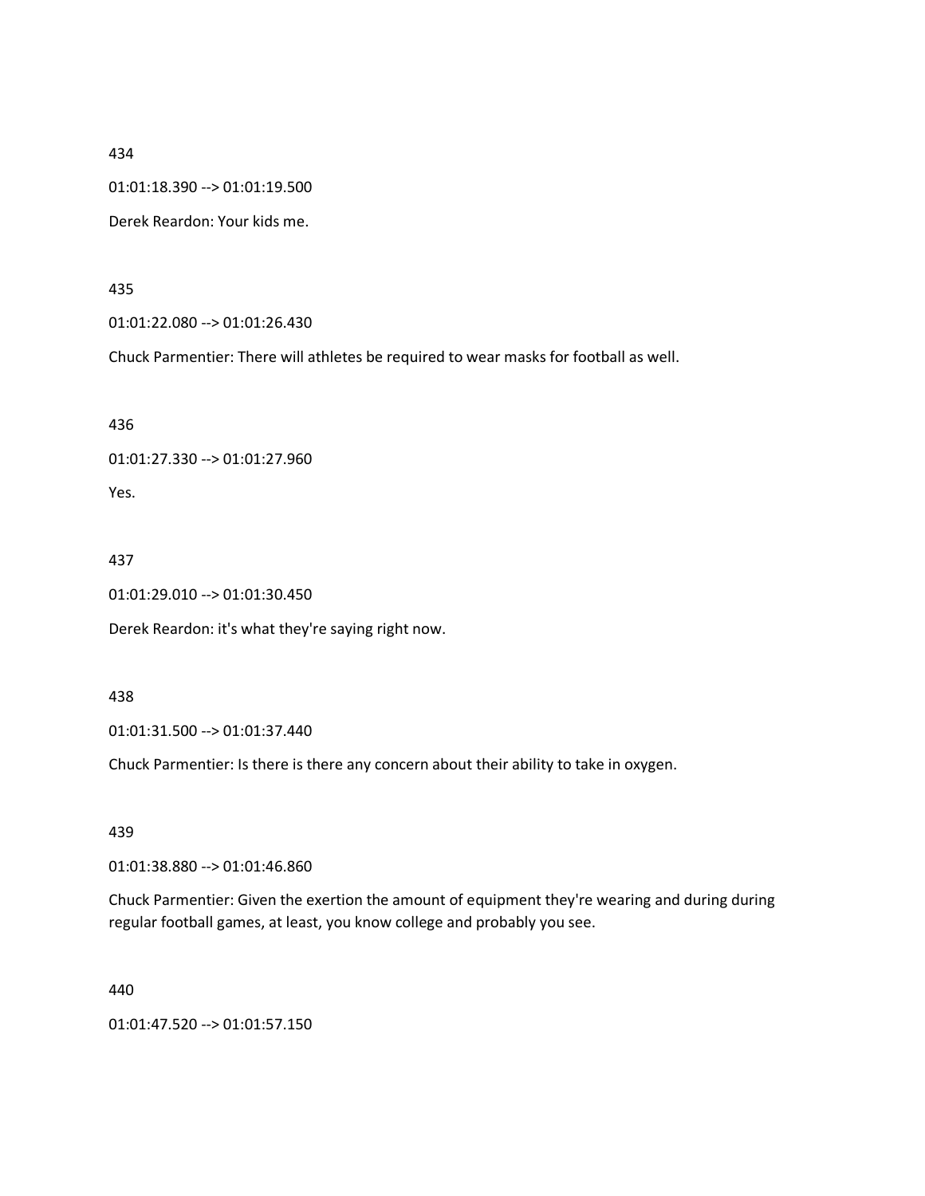434

01:01:18.390 --> 01:01:19.500

Derek Reardon: Your kids me.

435

01:01:22.080 --> 01:01:26.430

Chuck Parmentier: There will athletes be required to wear masks for football as well.

436

01:01:27.330 --> 01:01:27.960

Yes.

437

01:01:29.010 --> 01:01:30.450

Derek Reardon: it's what they're saying right now.

438

01:01:31.500 --> 01:01:37.440

Chuck Parmentier: Is there is there any concern about their ability to take in oxygen.

439

01:01:38.880 --> 01:01:46.860

Chuck Parmentier: Given the exertion the amount of equipment they're wearing and during during regular football games, at least, you know college and probably you see.

440

01:01:47.520 --> 01:01:57.150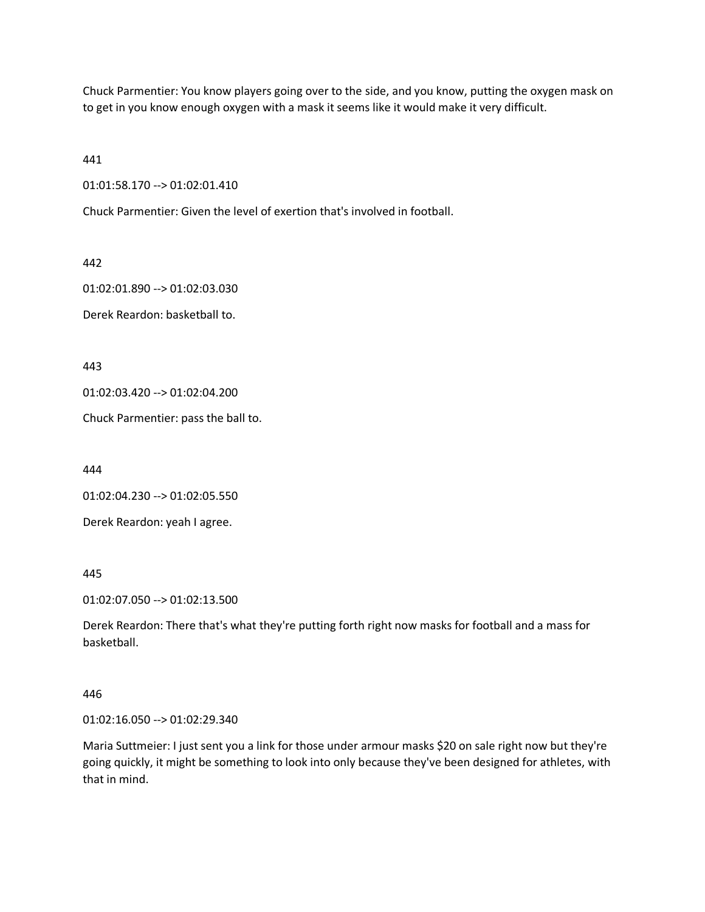Chuck Parmentier: You know players going over to the side, and you know, putting the oxygen mask on to get in you know enough oxygen with a mask it seems like it would make it very difficult.

441

01:01:58.170 --> 01:02:01.410

Chuck Parmentier: Given the level of exertion that's involved in football.

442

01:02:01.890 --> 01:02:03.030

Derek Reardon: basketball to.

443

01:02:03.420 --> 01:02:04.200

Chuck Parmentier: pass the ball to.

444

01:02:04.230 --> 01:02:05.550

Derek Reardon: yeah I agree.

445

01:02:07.050 --> 01:02:13.500

Derek Reardon: There that's what they're putting forth right now masks for football and a mass for basketball.

446

01:02:16.050 --> 01:02:29.340

Maria Suttmeier: I just sent you a link for those under armour masks $20 on sale right now but they're going quickly, it might be something to look into only because they've been designed for athletes, with that in mind.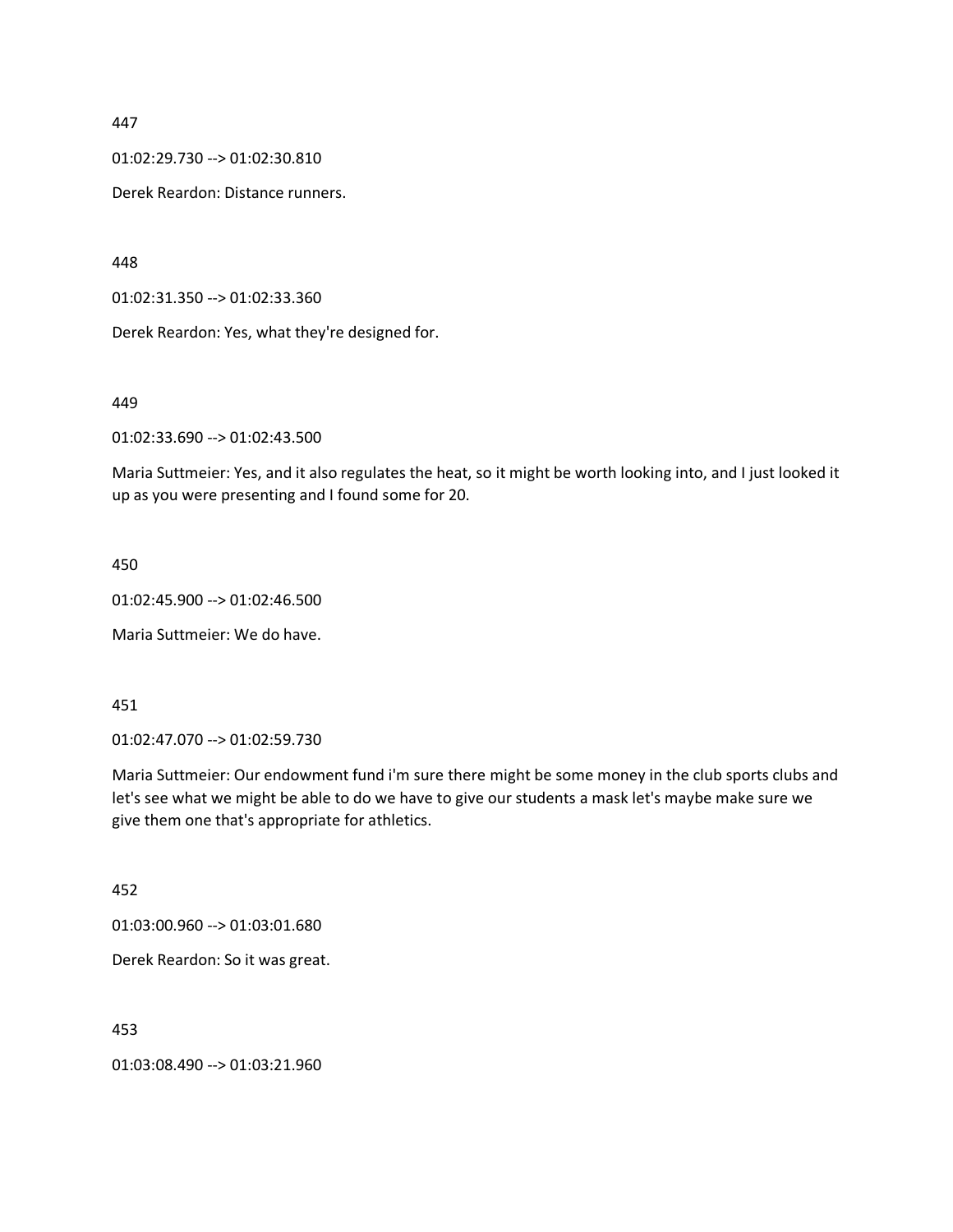447

01:02:29.730 --> 01:02:30.810

Derek Reardon: Distance runners.

448

01:02:31.350 --> 01:02:33.360

Derek Reardon: Yes, what they're designed for.

449

01:02:33.690 --> 01:02:43.500

Maria Suttmeier: Yes, and it also regulates the heat, so it might be worth looking into, and I just looked it up as you were presenting and I found some for 20.

450

01:02:45.900 --> 01:02:46.500

Maria Suttmeier: We do have.

451

01:02:47.070 --> 01:02:59.730

Maria Suttmeier: Our endowment fund i'm sure there might be some money in the club sports clubs and let's see what we might be able to do we have to give our students a mask let's maybe make sure we give them one that's appropriate for athletics.

452

01:03:00.960 --> 01:03:01.680

Derek Reardon: So it was great.

453

01:03:08.490 --> 01:03:21.960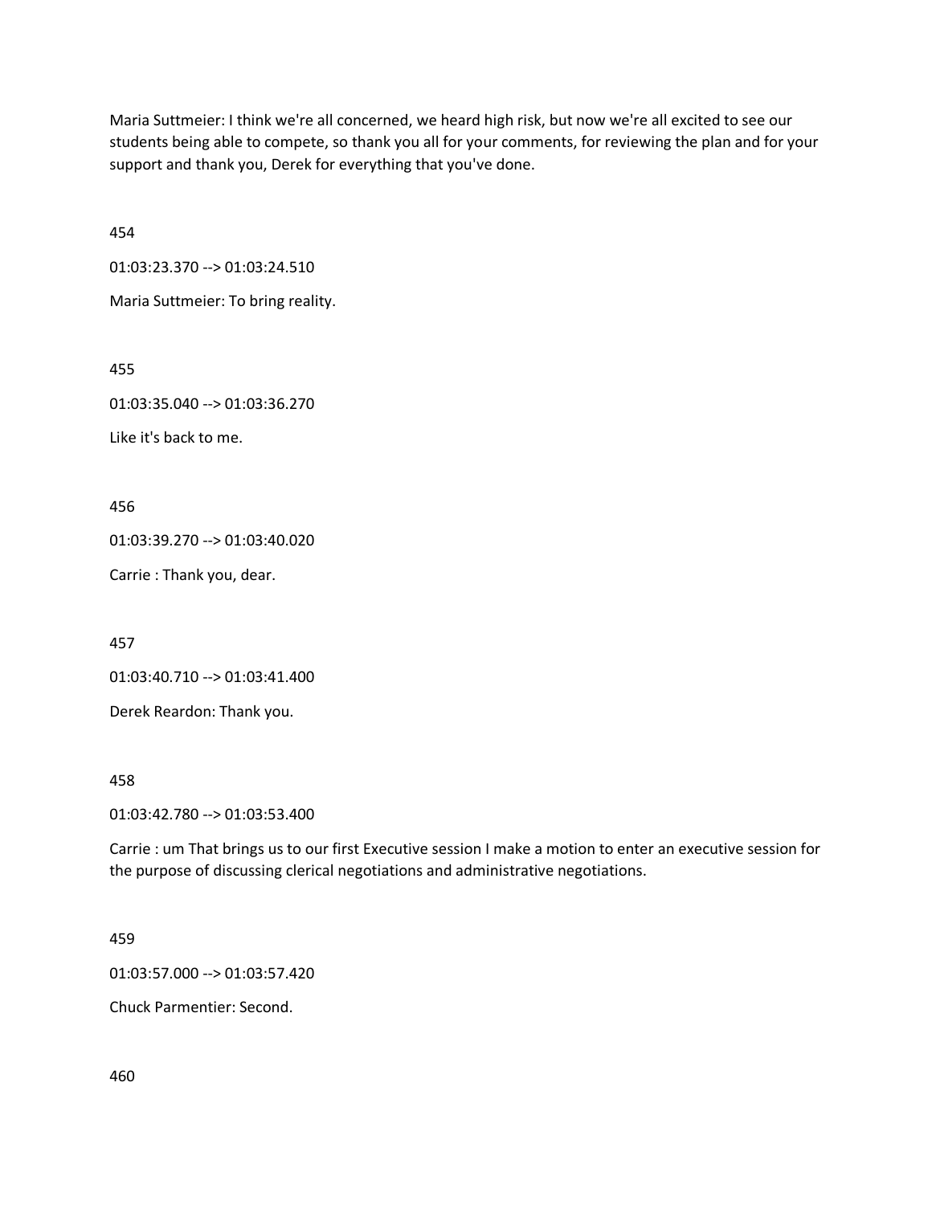Maria Suttmeier: I think we're all concerned, we heard high risk, but now we're all excited to see our students being able to compete, so thank you all for your comments, for reviewing the plan and for your support and thank you, Derek for everything that you've done.

454

01:03:23.370 --> 01:03:24.510

Maria Suttmeier: To bring reality.

455

01:03:35.040 --> 01:03:36.270

Like it's back to me.

456

01:03:39.270 --> 01:03:40.020

Carrie : Thank you, dear.

457

01:03:40.710 --> 01:03:41.400

Derek Reardon: Thank you.

458

01:03:42.780 --> 01:03:53.400

Carrie : um That brings us to our first Executive session I make a motion to enter an executive session for the purpose of discussing clerical negotiations and administrative negotiations.

459

01:03:57.000 --> 01:03:57.420

Chuck Parmentier: Second.

460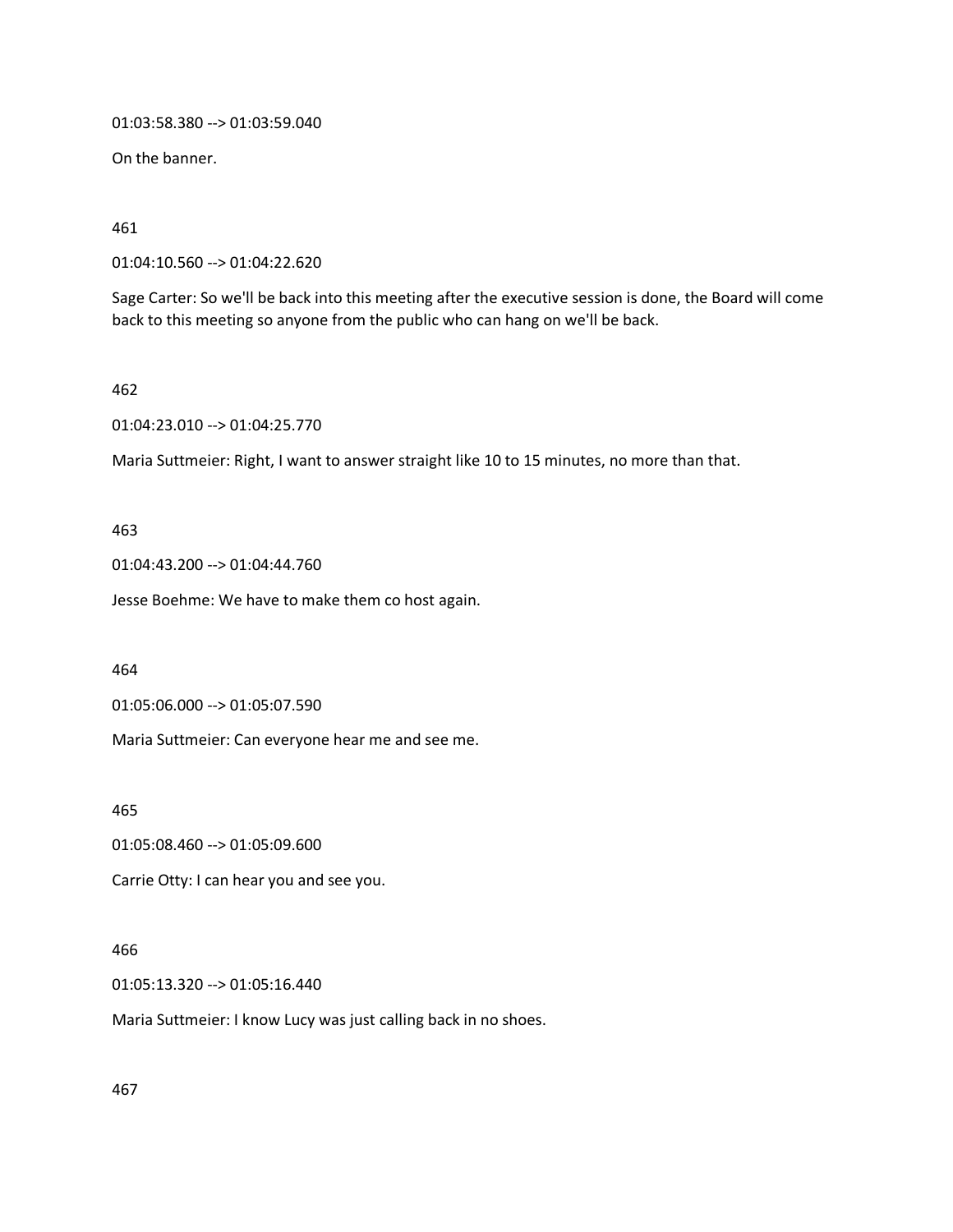01:03:58.380 --> 01:03:59.040

On the banner.

461

01:04:10.560 --> 01:04:22.620

Sage Carter: So we'll be back into this meeting after the executive session is done, the Board will come back to this meeting so anyone from the public who can hang on we'll be back.

462

01:04:23.010 --> 01:04:25.770

Maria Suttmeier: Right, I want to answer straight like 10 to 15 minutes, no more than that.

463

01:04:43.200 --> 01:04:44.760

Jesse Boehme: We have to make them co host again.

464

01:05:06.000 --> 01:05:07.590

Maria Suttmeier: Can everyone hear me and see me.

465

01:05:08.460 --> 01:05:09.600

Carrie Otty: I can hear you and see you.

466

01:05:13.320 --> 01:05:16.440

Maria Suttmeier: I know Lucy was just calling back in no shoes.

467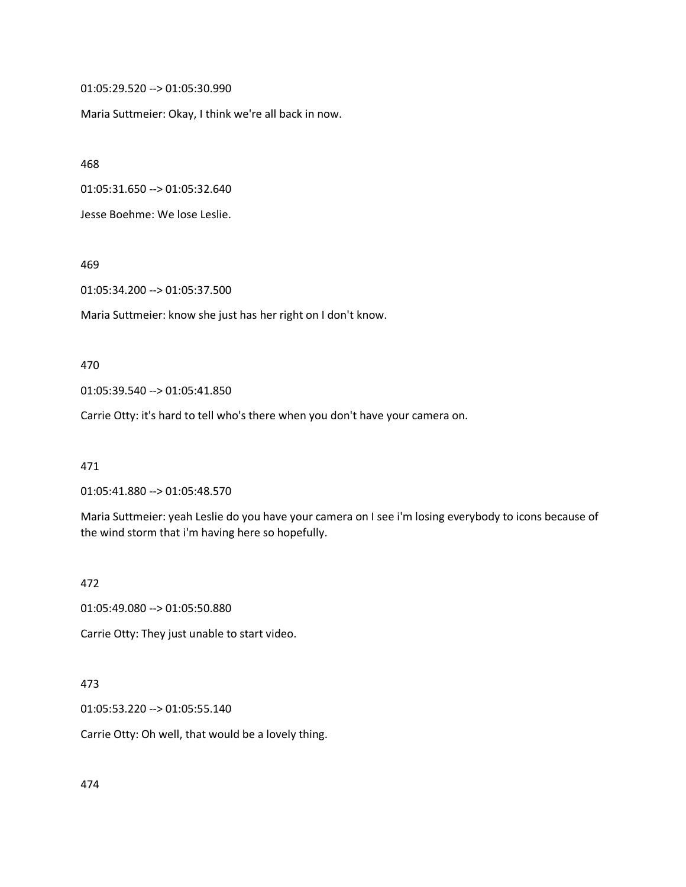01:05:29.520 --> 01:05:30.990

Maria Suttmeier: Okay, I think we're all back in now.

468

01:05:31.650 --> 01:05:32.640

Jesse Boehme: We lose Leslie.

469

01:05:34.200 --> 01:05:37.500

Maria Suttmeier: know she just has her right on I don't know.

470

01:05:39.540 --> 01:05:41.850

Carrie Otty: it's hard to tell who's there when you don't have your camera on.

471

01:05:41.880 --> 01:05:48.570

Maria Suttmeier: yeah Leslie do you have your camera on I see i'm losing everybody to icons because of the wind storm that i'm having here so hopefully.

472

01:05:49.080 --> 01:05:50.880

Carrie Otty: They just unable to start video.

473

01:05:53.220 --> 01:05:55.140

Carrie Otty: Oh well, that would be a lovely thing.

474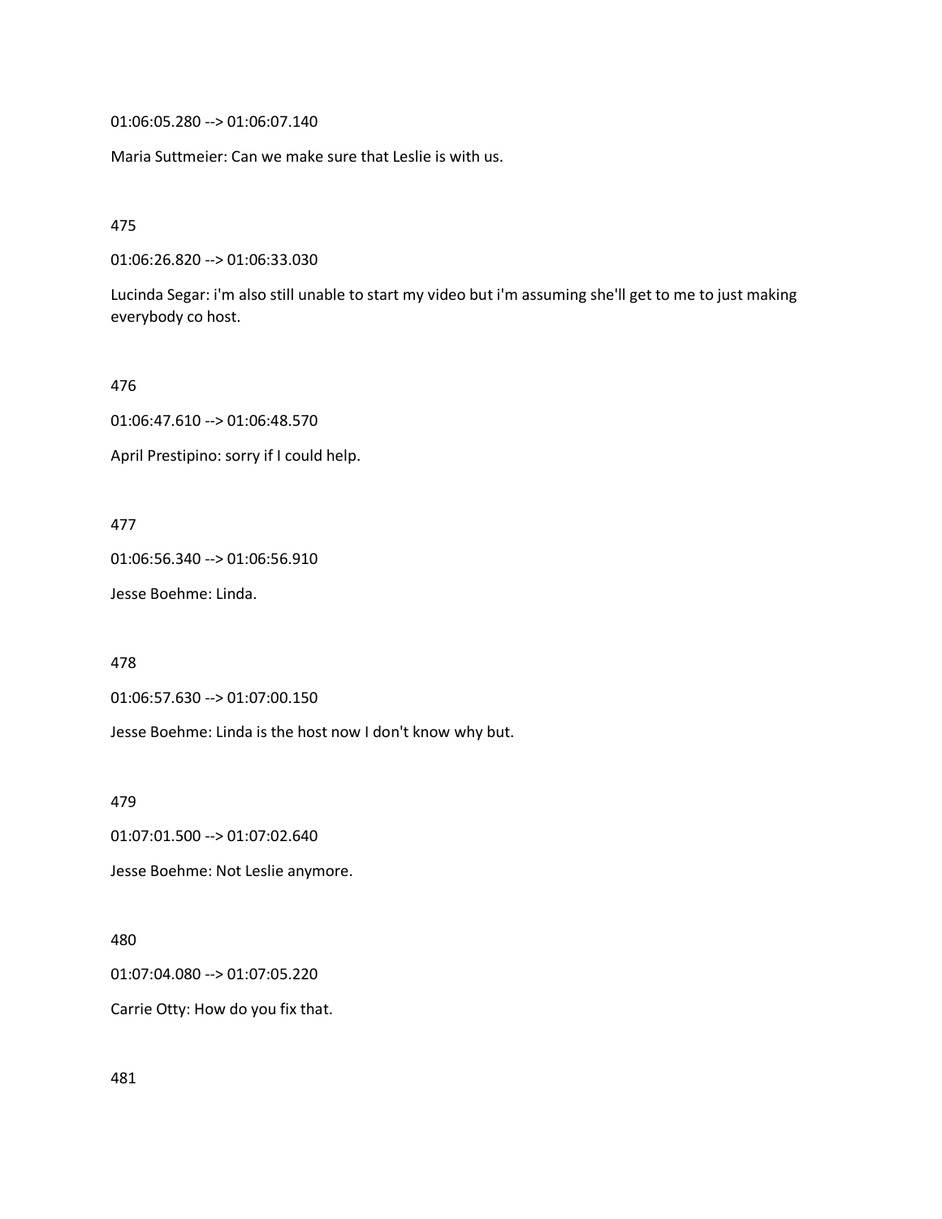01:06:05.280 --> 01:06:07.140

Maria Suttmeier: Can we make sure that Leslie is with us.

475

01:06:26.820 --> 01:06:33.030

Lucinda Segar: i'm also still unable to start my video but i'm assuming she'll get to me to just making everybody co host.

476

01:06:47.610 --> 01:06:48.570

April Prestipino: sorry if I could help.

477

01:06:56.340 --> 01:06:56.910

Jesse Boehme: Linda.

478

01:06:57.630 --> 01:07:00.150

Jesse Boehme: Linda is the host now I don't know why but.

479

01:07:01.500 --> 01:07:02.640

Jesse Boehme: Not Leslie anymore.

480

01:07:04.080 --> 01:07:05.220

Carrie Otty: How do you fix that.

481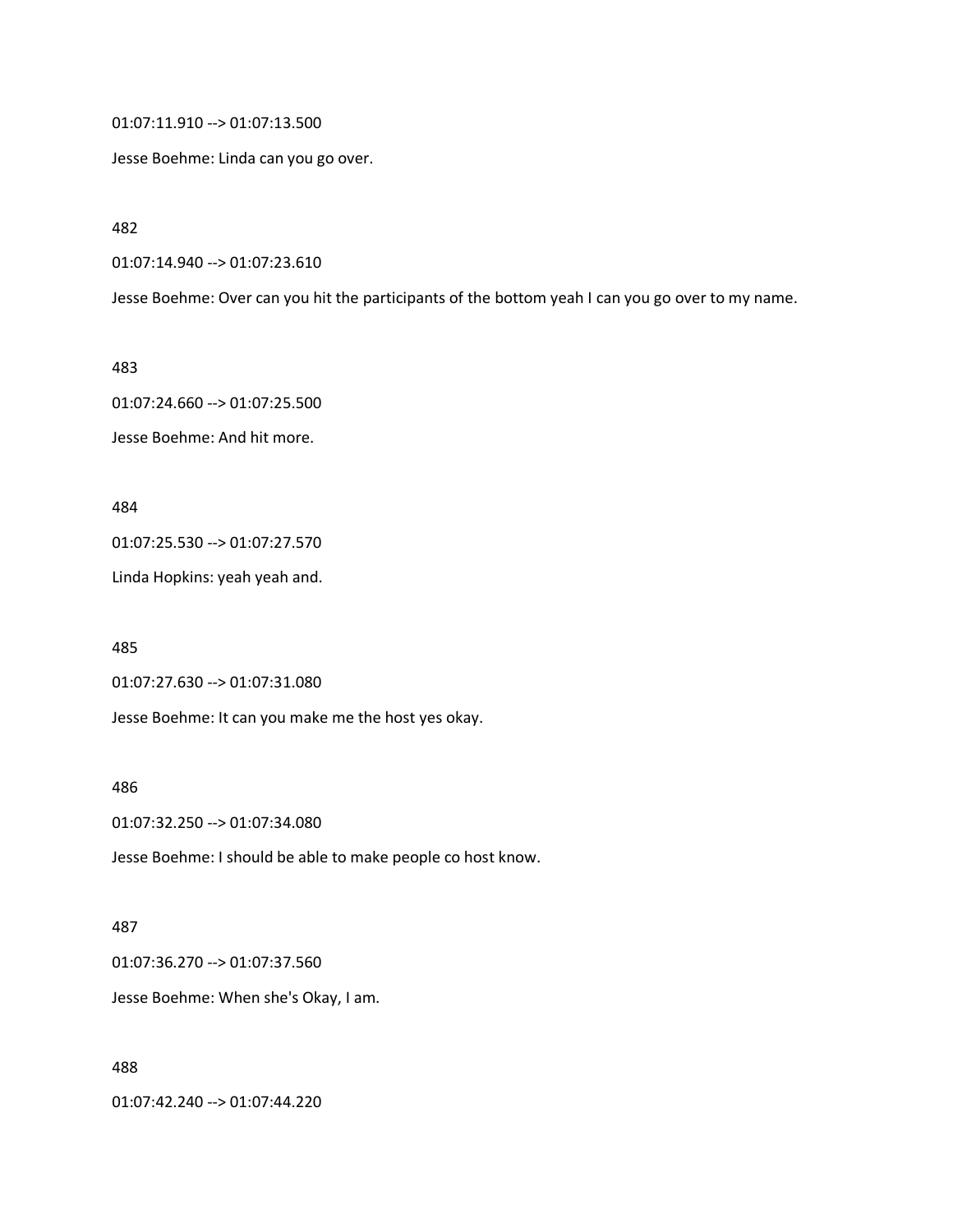01:07:11.910 --> 01:07:13.500

Jesse Boehme: Linda can you go over.

482

01:07:14.940 --> 01:07:23.610

Jesse Boehme: Over can you hit the participants of the bottom yeah I can you go over to my name.

483

01:07:24.660 --> 01:07:25.500

Jesse Boehme: And hit more.

484

01:07:25.530 --> 01:07:27.570

Linda Hopkins: yeah yeah and.

485

01:07:27.630 --> 01:07:31.080

Jesse Boehme: It can you make me the host yes okay.

486

01:07:32.250 --> 01:07:34.080

Jesse Boehme: I should be able to make people co host know.

487

01:07:36.270 --> 01:07:37.560

Jesse Boehme: When she's Okay, I am.

488

01:07:42.240 --> 01:07:44.220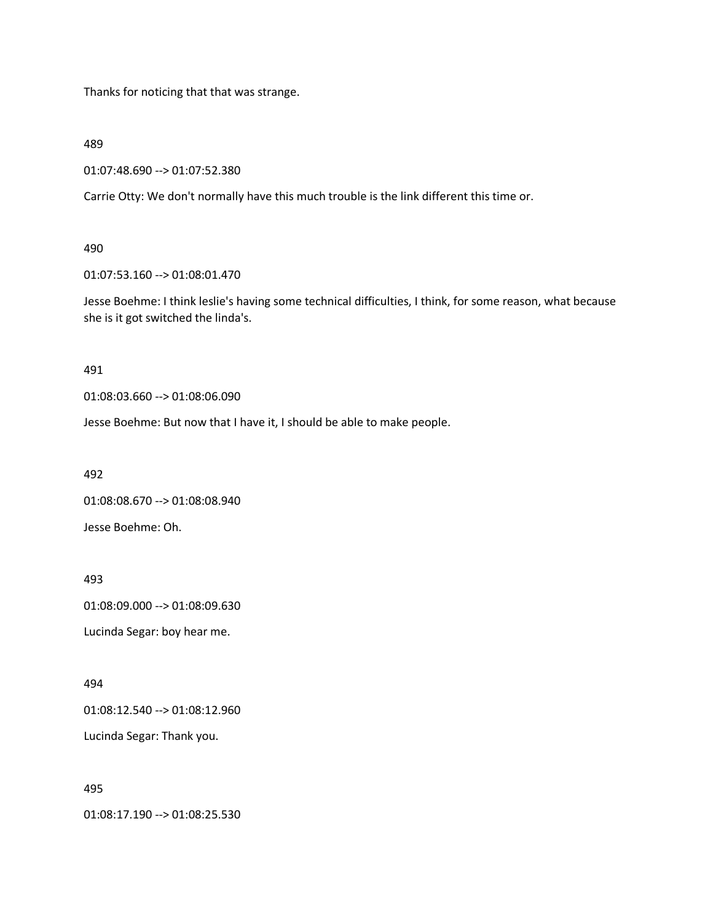Thanks for noticing that that was strange.

489

01:07:48.690 --> 01:07:52.380

Carrie Otty: We don't normally have this much trouble is the link different this time or.

490

01:07:53.160 --> 01:08:01.470

Jesse Boehme: I think leslie's having some technical difficulties, I think, for some reason, what because she is it got switched the linda's.

491

01:08:03.660 --> 01:08:06.090

Jesse Boehme: But now that I have it, I should be able to make people.

492

01:08:08.670 --> 01:08:08.940

Jesse Boehme: Oh.

493

01:08:09.000 --> 01:08:09.630

Lucinda Segar: boy hear me.

494

01:08:12.540 --> 01:08:12.960

Lucinda Segar: Thank you.

495

01:08:17.190 --> 01:08:25.530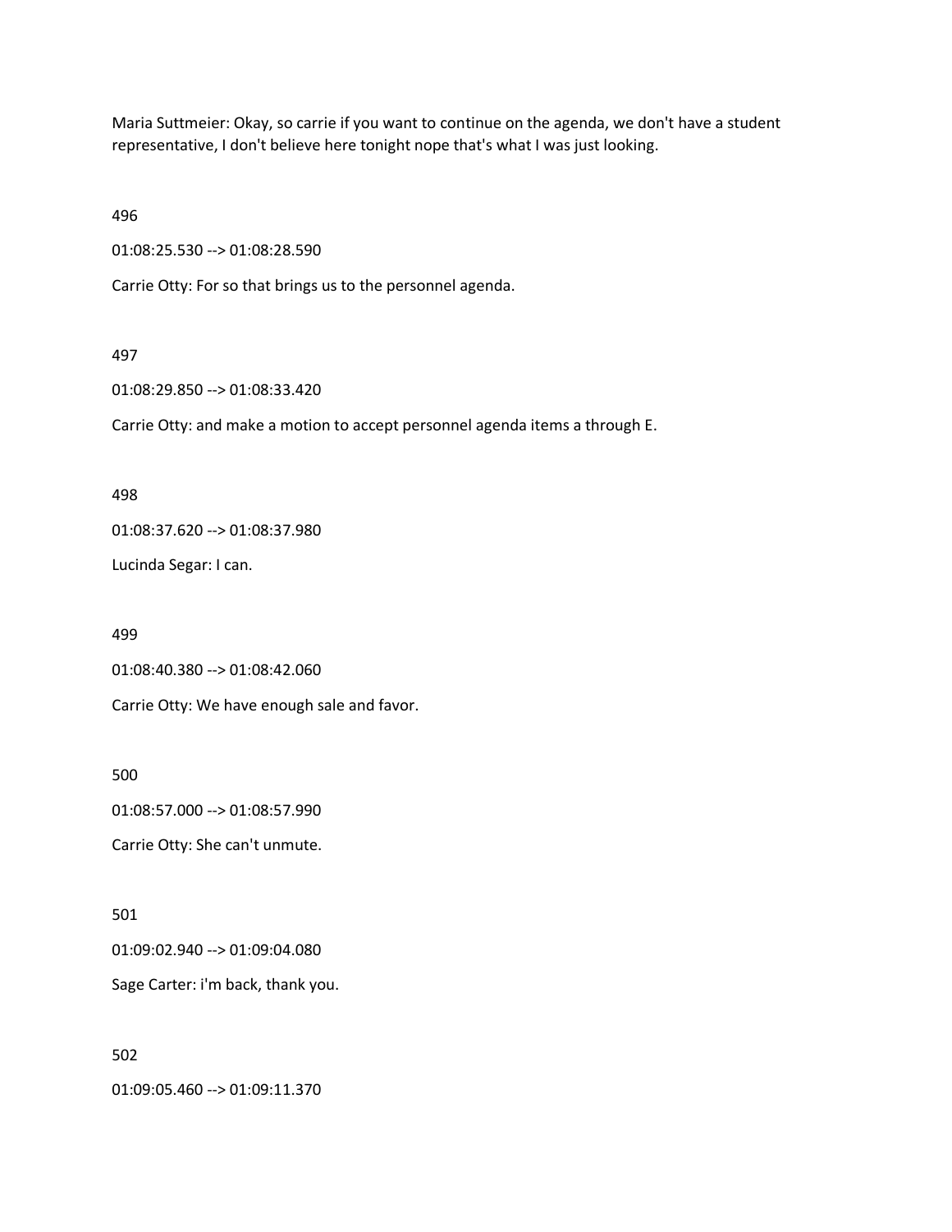Maria Suttmeier: Okay, so carrie if you want to continue on the agenda, we don't have a student representative, I don't believe here tonight nope that's what I was just looking.

496

01:08:25.530 --> 01:08:28.590

Carrie Otty: For so that brings us to the personnel agenda.

497

01:08:29.850 --> 01:08:33.420

Carrie Otty: and make a motion to accept personnel agenda items a through E.

498

01:08:37.620 --> 01:08:37.980

Lucinda Segar: I can.

499

01:08:40.380 --> 01:08:42.060

Carrie Otty: We have enough sale and favor.

500

01:08:57.000 --> 01:08:57.990

Carrie Otty: She can't unmute.

501

01:09:02.940 --> 01:09:04.080

Sage Carter: i'm back, thank you.

502

01:09:05.460 --> 01:09:11.370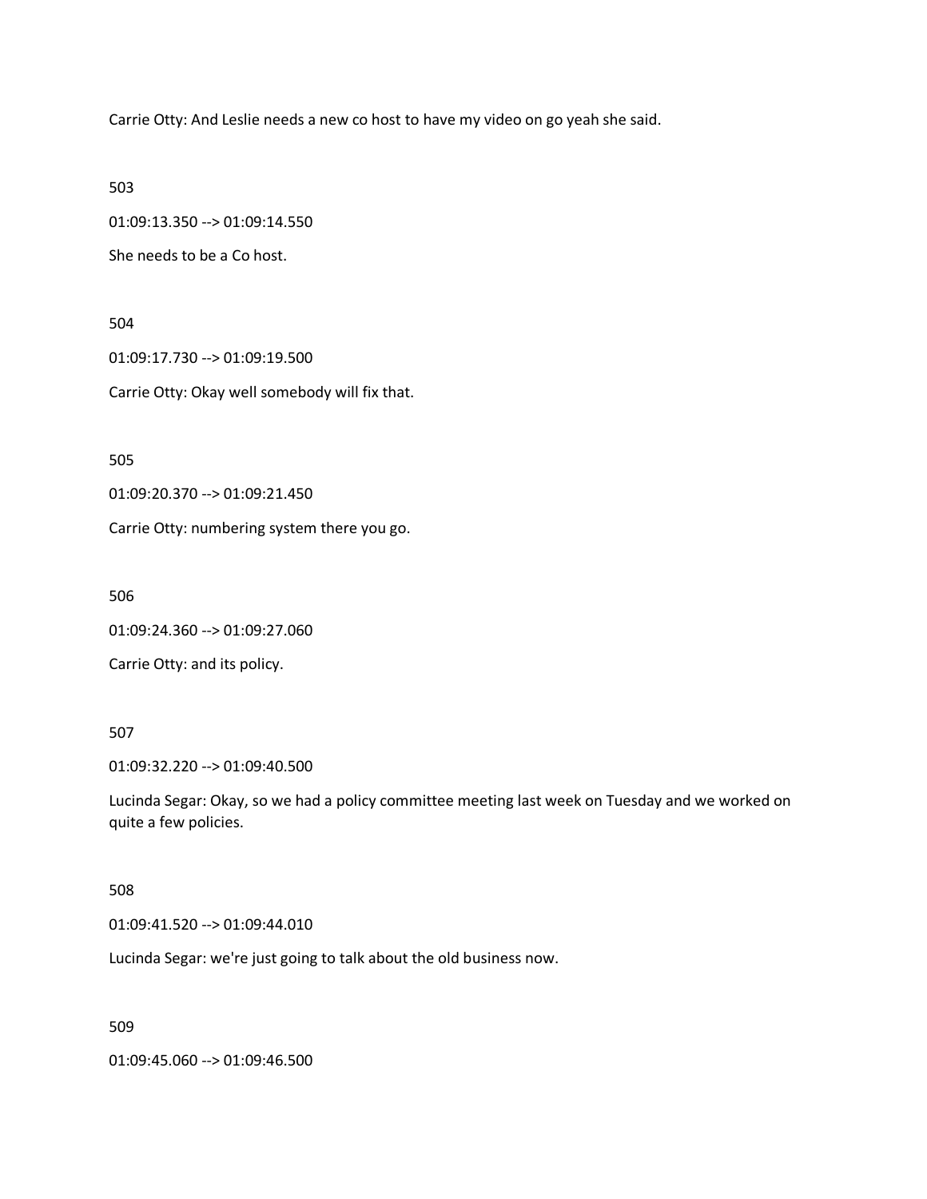Carrie Otty: And Leslie needs a new co host to have my video on go yeah she said.

503

01:09:13.350 --> 01:09:14.550

She needs to be a Co host.

504

01:09:17.730 --> 01:09:19.500

Carrie Otty: Okay well somebody will fix that.

505

01:09:20.370 --> 01:09:21.450

Carrie Otty: numbering system there you go.

506

01:09:24.360 --> 01:09:27.060

Carrie Otty: and its policy.

507

01:09:32.220 --> 01:09:40.500

Lucinda Segar: Okay, so we had a policy committee meeting last week on Tuesday and we worked on quite a few policies.

508

01:09:41.520 --> 01:09:44.010

Lucinda Segar: we're just going to talk about the old business now.

509

01:09:45.060 --> 01:09:46.500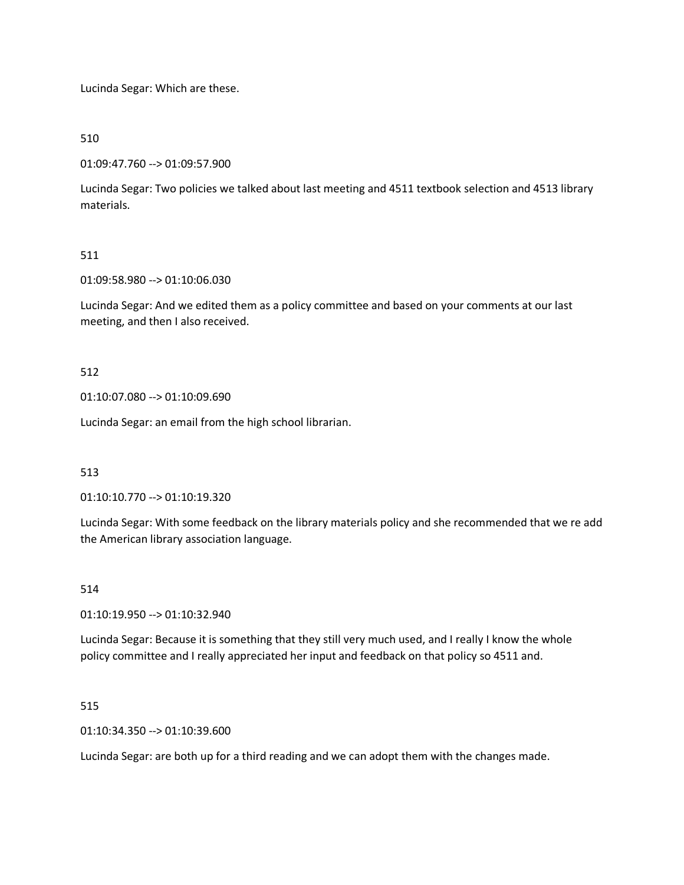Lucinda Segar: Which are these.

510

01:09:47.760 --> 01:09:57.900

Lucinda Segar: Two policies we talked about last meeting and 4511 textbook selection and 4513 library materials.

511

01:09:58.980 --> 01:10:06.030

Lucinda Segar: And we edited them as a policy committee and based on your comments at our last meeting, and then I also received.

512

01:10:07.080 --> 01:10:09.690

Lucinda Segar: an email from the high school librarian.

513

01:10:10.770 --> 01:10:19.320

Lucinda Segar: With some feedback on the library materials policy and she recommended that we re add the American library association language.

514

01:10:19.950 --> 01:10:32.940

Lucinda Segar: Because it is something that they still very much used, and I really I know the whole policy committee and I really appreciated her input and feedback on that policy so 4511 and.

515

01:10:34.350 --> 01:10:39.600

Lucinda Segar: are both up for a third reading and we can adopt them with the changes made.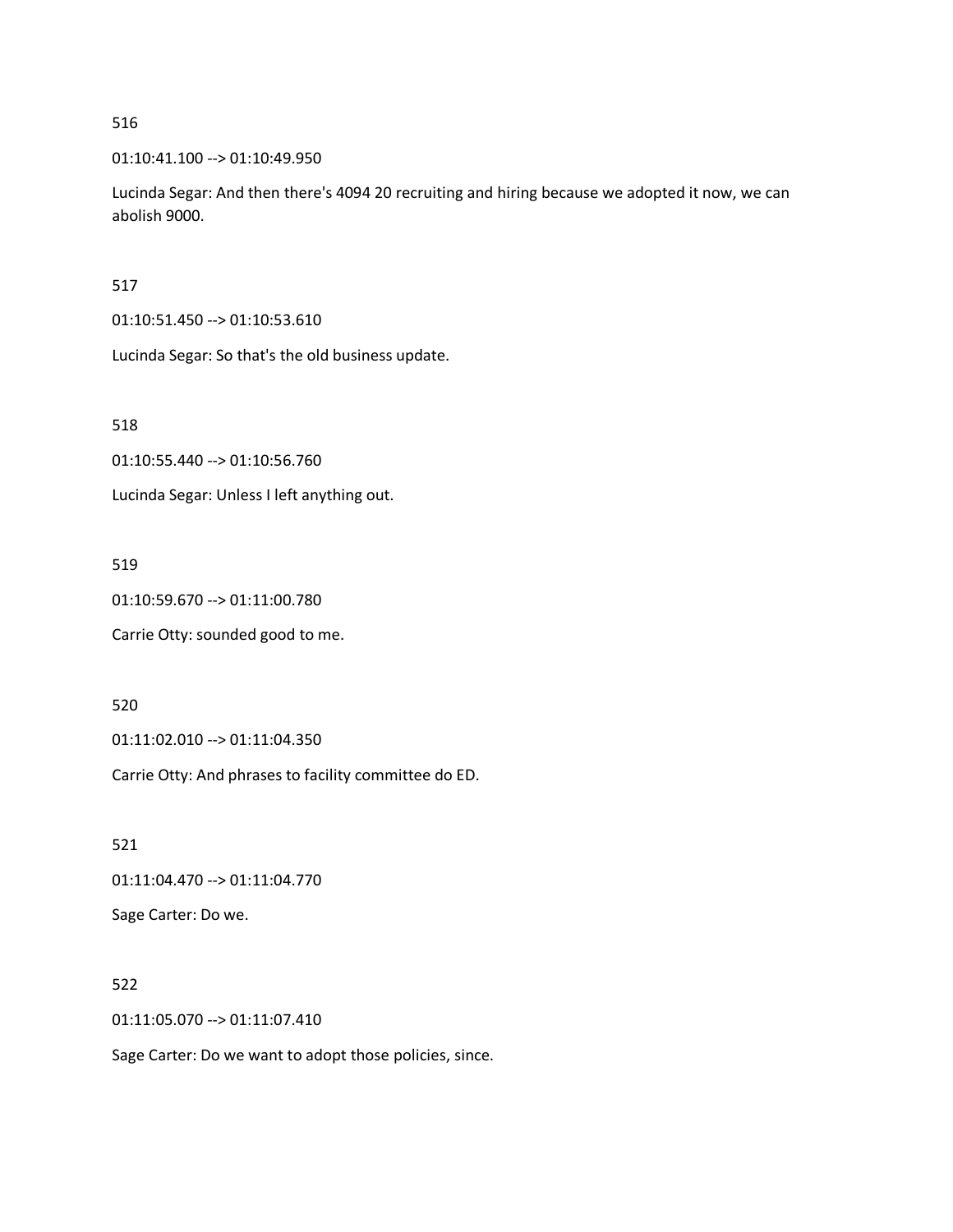516

01:10:41.100 --> 01:10:49.950

Lucinda Segar: And then there's 4094 20 recruiting and hiring because we adopted it now, we can abolish 9000.

517

01:10:51.450 --> 01:10:53.610

Lucinda Segar: So that's the old business update.

518

01:10:55.440 --> 01:10:56.760

Lucinda Segar: Unless I left anything out.

519

01:10:59.670 --> 01:11:00.780

Carrie Otty: sounded good to me.

520

01:11:02.010 --> 01:11:04.350

Carrie Otty: And phrases to facility committee do ED.

521

01:11:04.470 --> 01:11:04.770

Sage Carter: Do we.

522

01:11:05.070 --> 01:11:07.410

Sage Carter: Do we want to adopt those policies, since.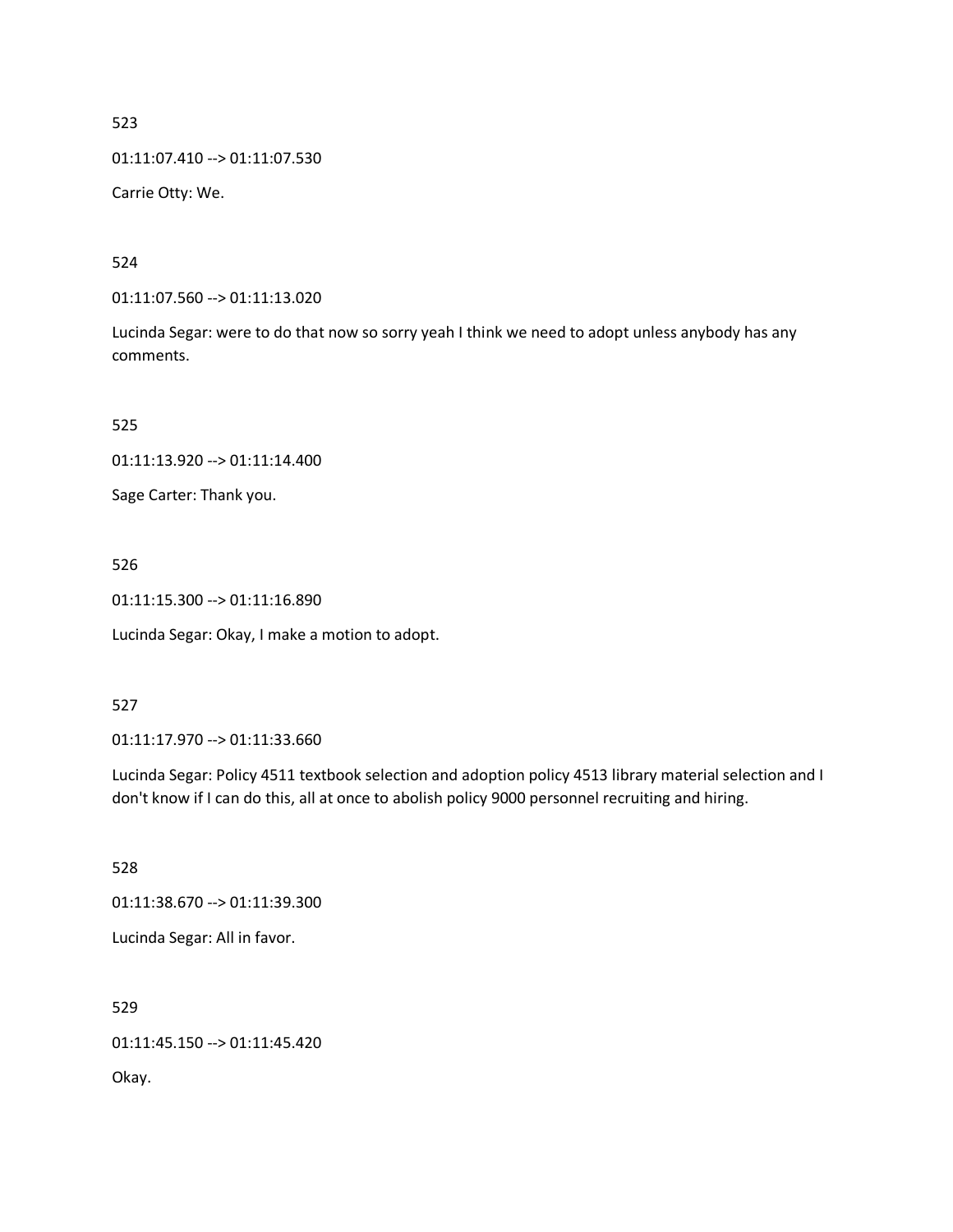523

01:11:07.410 --> 01:11:07.530

Carrie Otty: We.

524

01:11:07.560 --> 01:11:13.020

Lucinda Segar: were to do that now so sorry yeah I think we need to adopt unless anybody has any comments.

525

01:11:13.920 --> 01:11:14.400

Sage Carter: Thank you.

526

01:11:15.300 --> 01:11:16.890

Lucinda Segar: Okay, I make a motion to adopt.

527

01:11:17.970 --> 01:11:33.660

Lucinda Segar: Policy 4511 textbook selection and adoption policy 4513 library material selection and I don't know if I can do this, all at once to abolish policy 9000 personnel recruiting and hiring.

528

01:11:38.670 --> 01:11:39.300

Lucinda Segar: All in favor.

529

01:11:45.150 --> 01:11:45.420

Okay.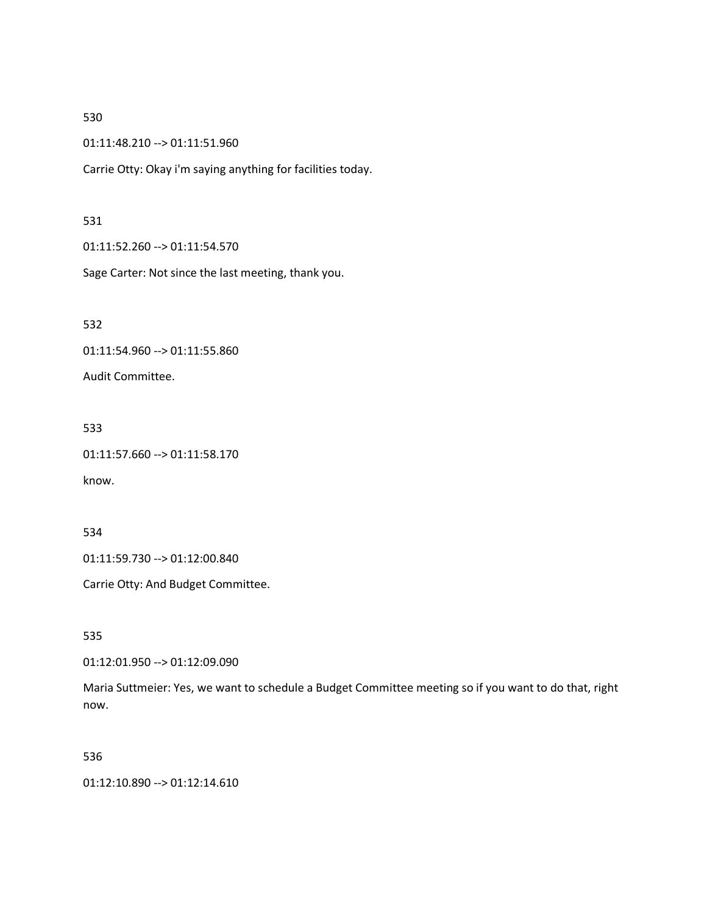530

01:11:48.210 --> 01:11:51.960

Carrie Otty: Okay i'm saying anything for facilities today.

531

01:11:52.260 --> 01:11:54.570

Sage Carter: Not since the last meeting, thank you.

532

01:11:54.960 --> 01:11:55.860

Audit Committee.

533

01:11:57.660 --> 01:11:58.170

know.

534

01:11:59.730 --> 01:12:00.840

Carrie Otty: And Budget Committee.

535

01:12:01.950 --> 01:12:09.090

Maria Suttmeier: Yes, we want to schedule a Budget Committee meeting so if you want to do that, right now.

536

01:12:10.890 --> 01:12:14.610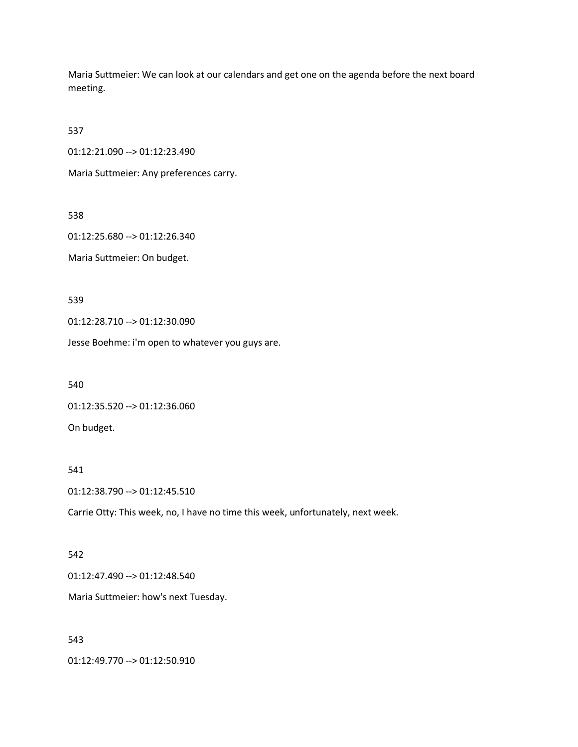Maria Suttmeier: We can look at our calendars and get one on the agenda before the next board meeting.

537

01:12:21.090 --> 01:12:23.490

Maria Suttmeier: Any preferences carry.

538

01:12:25.680 --> 01:12:26.340

Maria Suttmeier: On budget.

539

01:12:28.710 --> 01:12:30.090

Jesse Boehme: i'm open to whatever you guys are.

540

01:12:35.520 --> 01:12:36.060

On budget.

541

01:12:38.790 --> 01:12:45.510

Carrie Otty: This week, no, I have no time this week, unfortunately, next week.

542

01:12:47.490 --> 01:12:48.540

Maria Suttmeier: how's next Tuesday.

543

01:12:49.770 --> 01:12:50.910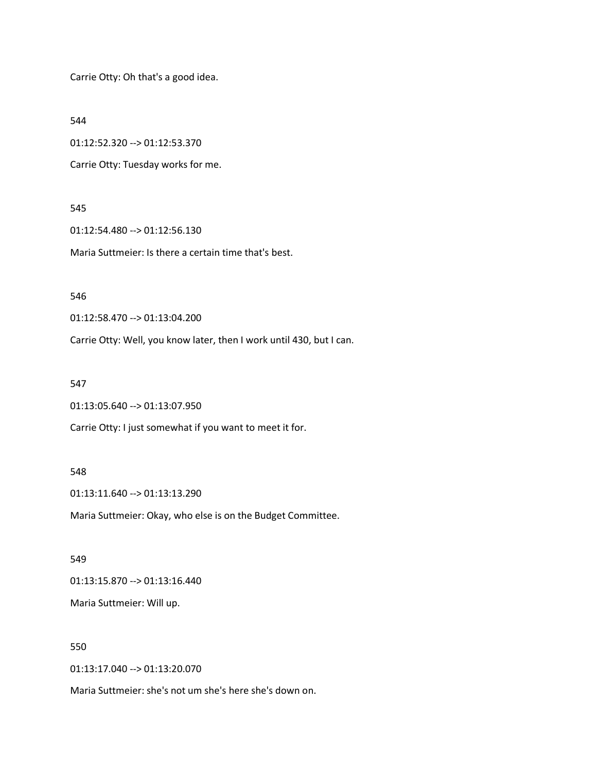Carrie Otty: Oh that's a good idea.

544

01:12:52.320 --> 01:12:53.370

Carrie Otty: Tuesday works for me.

545

01:12:54.480 --> 01:12:56.130

Maria Suttmeier: Is there a certain time that's best.

546

01:12:58.470 --> 01:13:04.200

Carrie Otty: Well, you know later, then I work until 430, but I can.

547

01:13:05.640 --> 01:13:07.950

Carrie Otty: I just somewhat if you want to meet it for.

548

01:13:11.640 --> 01:13:13.290

Maria Suttmeier: Okay, who else is on the Budget Committee.

549

01:13:15.870 --> 01:13:16.440

Maria Suttmeier: Will up.

550

01:13:17.040 --> 01:13:20.070

Maria Suttmeier: she's not um she's here she's down on.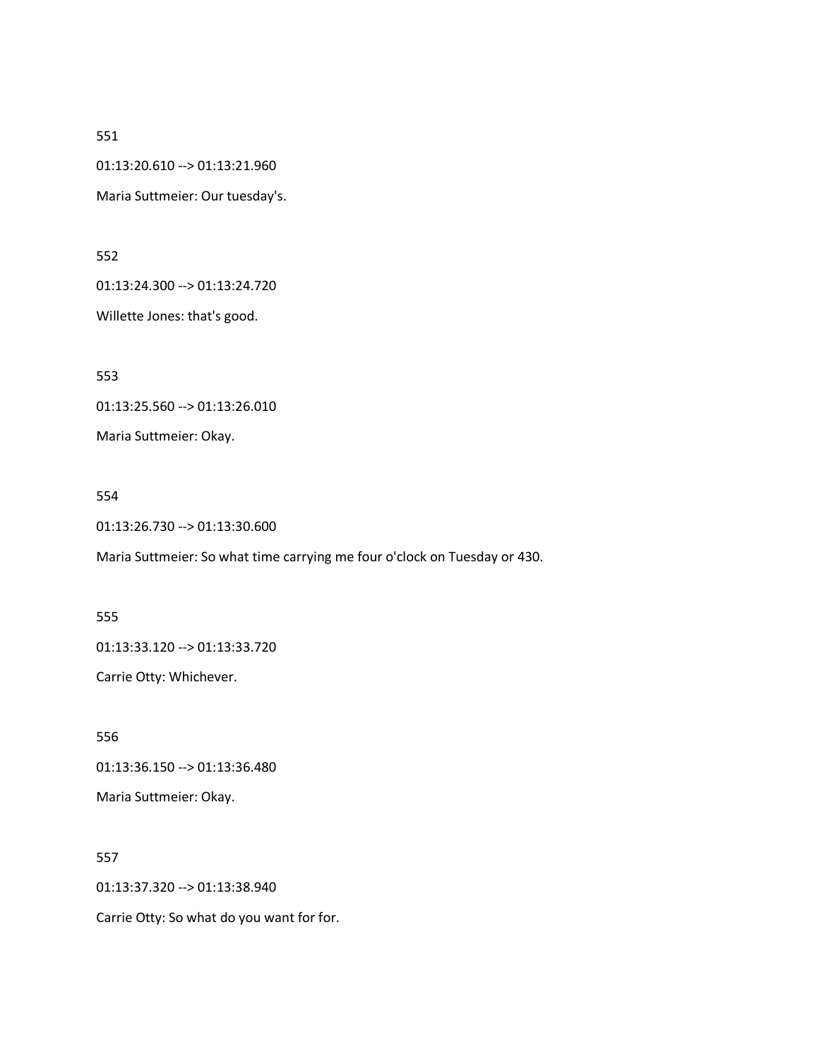551

01:13:20.610 --> 01:13:21.960

Maria Suttmeier: Our tuesday's.

552

01:13:24.300 --> 01:13:24.720

Willette Jones: that's good.

553

01:13:25.560 --> 01:13:26.010

Maria Suttmeier: Okay.

554

01:13:26.730 --> 01:13:30.600

Maria Suttmeier: So what time carrying me four o'clock on Tuesday or 430.

555

01:13:33.120 --> 01:13:33.720

Carrie Otty: Whichever.

556

01:13:36.150 --> 01:13:36.480

Maria Suttmeier: Okay.

557

01:13:37.320 --> 01:13:38.940

Carrie Otty: So what do you want for for.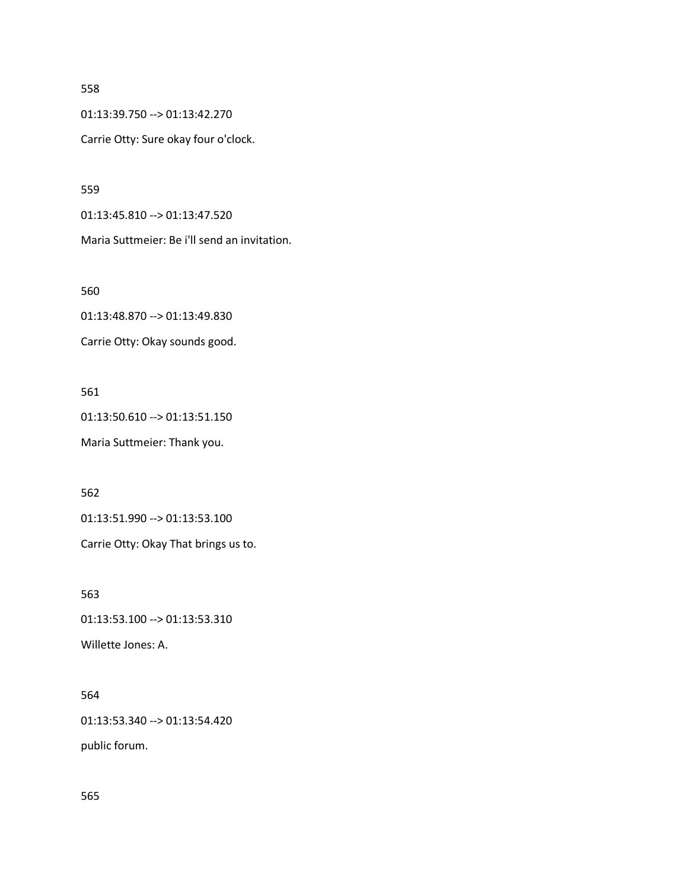558

01:13:39.750 --> 01:13:42.270

Carrie Otty: Sure okay four o'clock.

559

01:13:45.810 --> 01:13:47.520

Maria Suttmeier: Be i'll send an invitation.

560

01:13:48.870 --> 01:13:49.830

Carrie Otty: Okay sounds good.

561

01:13:50.610 --> 01:13:51.150

Maria Suttmeier: Thank you.

562

01:13:51.990 --> 01:13:53.100

Carrie Otty: Okay That brings us to.

563

01:13:53.100 --> 01:13:53.310

Willette Jones: A.

564

01:13:53.340 --> 01:13:54.420

public forum.

565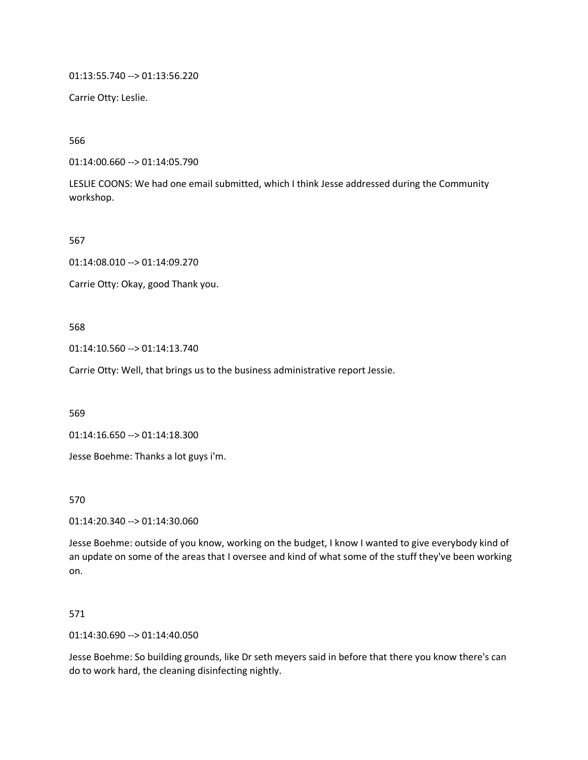01:13:55.740 --> 01:13:56.220

Carrie Otty: Leslie.

566

01:14:00.660 --> 01:14:05.790

LESLIE COONS: We had one email submitted, which I think Jesse addressed during the Community workshop.

567

01:14:08.010 --> 01:14:09.270

Carrie Otty: Okay, good Thank you.

568

01:14:10.560 --> 01:14:13.740

Carrie Otty: Well, that brings us to the business administrative report Jessie.

569

01:14:16.650 --> 01:14:18.300

Jesse Boehme: Thanks a lot guys i'm.

570

01:14:20.340 --> 01:14:30.060

Jesse Boehme: outside of you know, working on the budget, I know I wanted to give everybody kind of an update on some of the areas that I oversee and kind of what some of the stuff they've been working on.

571

01:14:30.690 --> 01:14:40.050

Jesse Boehme: So building grounds, like Dr seth meyers said in before that there you know there's can do to work hard, the cleaning disinfecting nightly.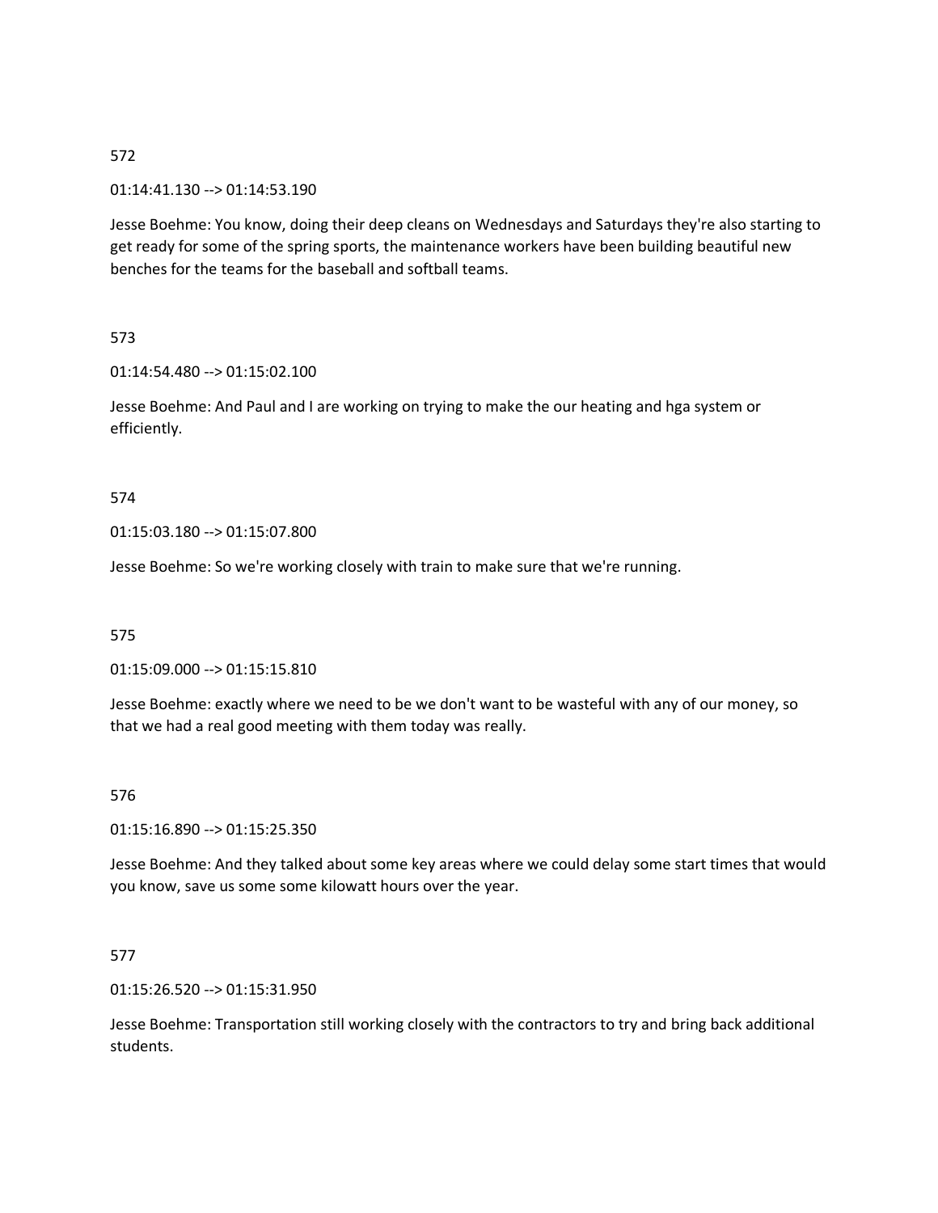572

01:14:41.130 --> 01:14:53.190

Jesse Boehme: You know, doing their deep cleans on Wednesdays and Saturdays they're also starting to get ready for some of the spring sports, the maintenance workers have been building beautiful new benches for the teams for the baseball and softball teams.

573

01:14:54.480 --> 01:15:02.100

Jesse Boehme: And Paul and I are working on trying to make the our heating and hga system or efficiently.

574

01:15:03.180 --> 01:15:07.800

Jesse Boehme: So we're working closely with train to make sure that we're running.

575

01:15:09.000 --> 01:15:15.810

Jesse Boehme: exactly where we need to be we don't want to be wasteful with any of our money, so that we had a real good meeting with them today was really.

576

01:15:16.890 --> 01:15:25.350

Jesse Boehme: And they talked about some key areas where we could delay some start times that would you know, save us some some kilowatt hours over the year.

577

01:15:26.520 --> 01:15:31.950

Jesse Boehme: Transportation still working closely with the contractors to try and bring back additional students.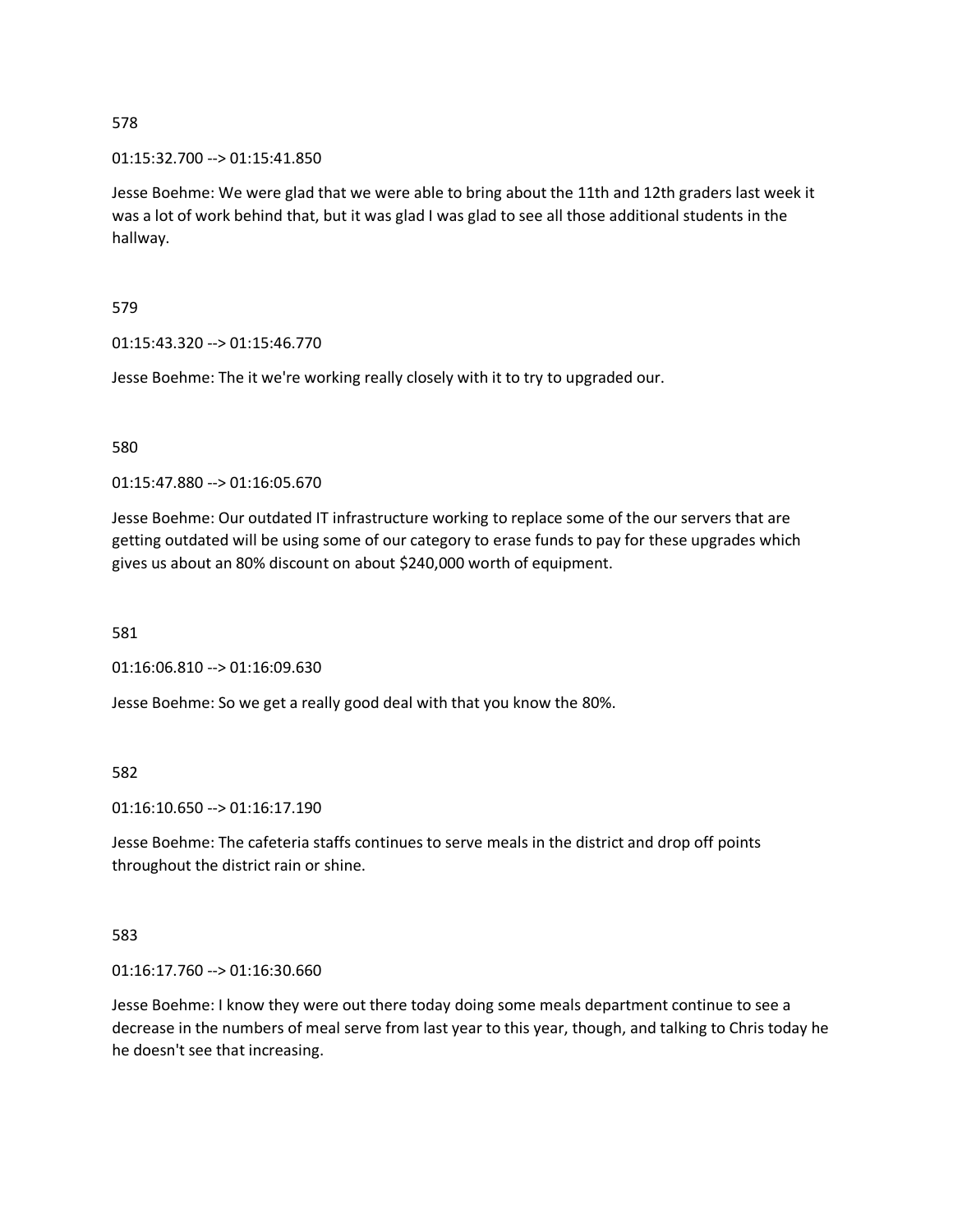578

01:15:32.700 --> 01:15:41.850

Jesse Boehme: We were glad that we were able to bring about the 11th and 12th graders last week it was a lot of work behind that, but it was glad I was glad to see all those additional students in the hallway.

579

01:15:43.320 --> 01:15:46.770

Jesse Boehme: The it we're working really closely with it to try to upgraded our.

580

01:15:47.880 --> 01:16:05.670

Jesse Boehme: Our outdated IT infrastructure working to replace some of the our servers that are getting outdated will be using some of our category to erase funds to pay for these upgrades which gives us about an 80% discount on about $240,000 worth of equipment.

581

01:16:06.810 --> 01:16:09.630

Jesse Boehme: So we get a really good deal with that you know the 80%.

582

01:16:10.650 --> 01:16:17.190

Jesse Boehme: The cafeteria staffs continues to serve meals in the district and drop off points throughout the district rain or shine.

583

01:16:17.760 --> 01:16:30.660

Jesse Boehme: I know they were out there today doing some meals department continue to see a decrease in the numbers of meal serve from last year to this year, though, and talking to Chris today he he doesn't see that increasing.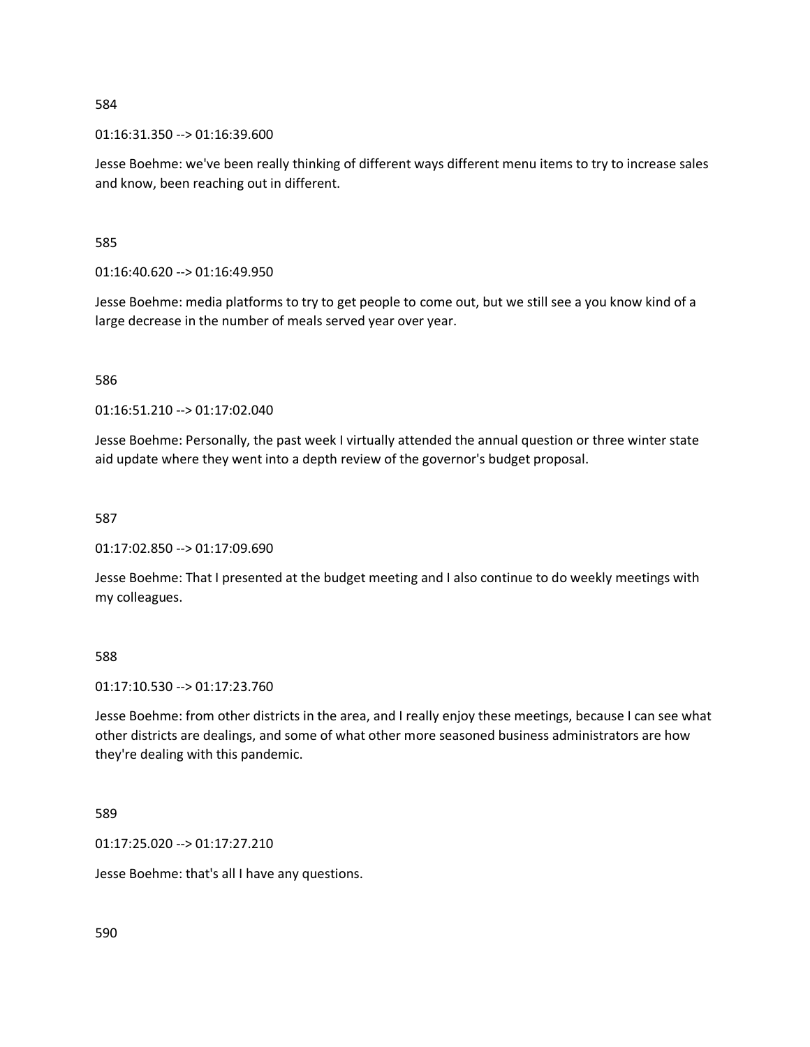584

01:16:31.350 --> 01:16:39.600

Jesse Boehme: we've been really thinking of different ways different menu items to try to increase sales and know, been reaching out in different.

585

01:16:40.620 --> 01:16:49.950

Jesse Boehme: media platforms to try to get people to come out, but we still see a you know kind of a large decrease in the number of meals served year over year.

586

01:16:51.210 --> 01:17:02.040

Jesse Boehme: Personally, the past week I virtually attended the annual question or three winter state aid update where they went into a depth review of the governor's budget proposal.

587

01:17:02.850 --> 01:17:09.690

Jesse Boehme: That I presented at the budget meeting and I also continue to do weekly meetings with my colleagues.

588

01:17:10.530 --> 01:17:23.760

Jesse Boehme: from other districts in the area, and I really enjoy these meetings, because I can see what other districts are dealings, and some of what other more seasoned business administrators are how they're dealing with this pandemic.

589

01:17:25.020 --> 01:17:27.210

Jesse Boehme: that's all I have any questions.

590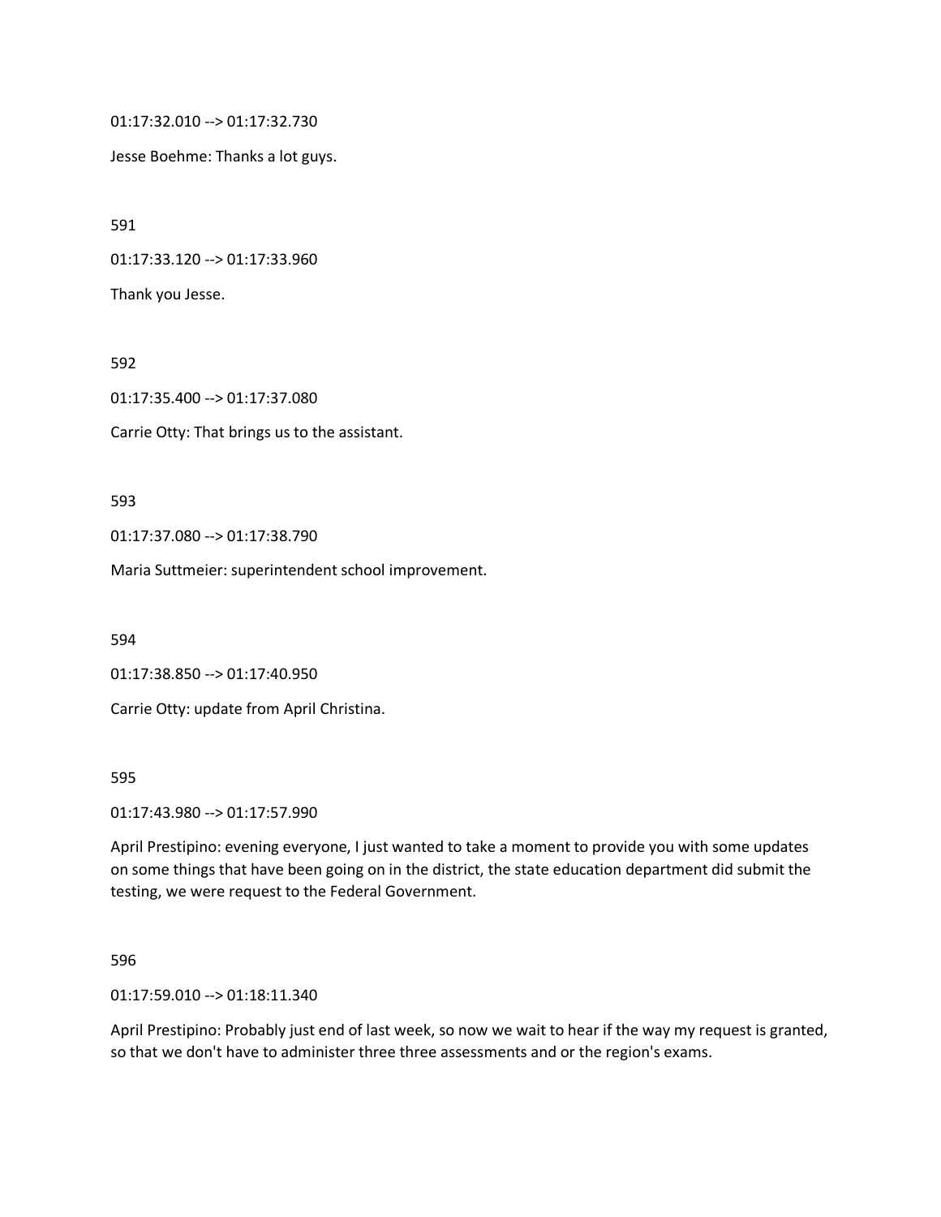01:17:32.010 --> 01:17:32.730

Jesse Boehme: Thanks a lot guys.

591

01:17:33.120 --> 01:17:33.960

Thank you Jesse.

592

01:17:35.400 --> 01:17:37.080

Carrie Otty: That brings us to the assistant.

593

01:17:37.080 --> 01:17:38.790

Maria Suttmeier: superintendent school improvement.

594

01:17:38.850 --> 01:17:40.950

Carrie Otty: update from April Christina.

595

01:17:43.980 --> 01:17:57.990

April Prestipino: evening everyone, I just wanted to take a moment to provide you with some updates on some things that have been going on in the district, the state education department did submit the testing, we were request to the Federal Government.

596

01:17:59.010 --> 01:18:11.340

April Prestipino: Probably just end of last week, so now we wait to hear if the way my request is granted, so that we don't have to administer three three assessments and or the region's exams.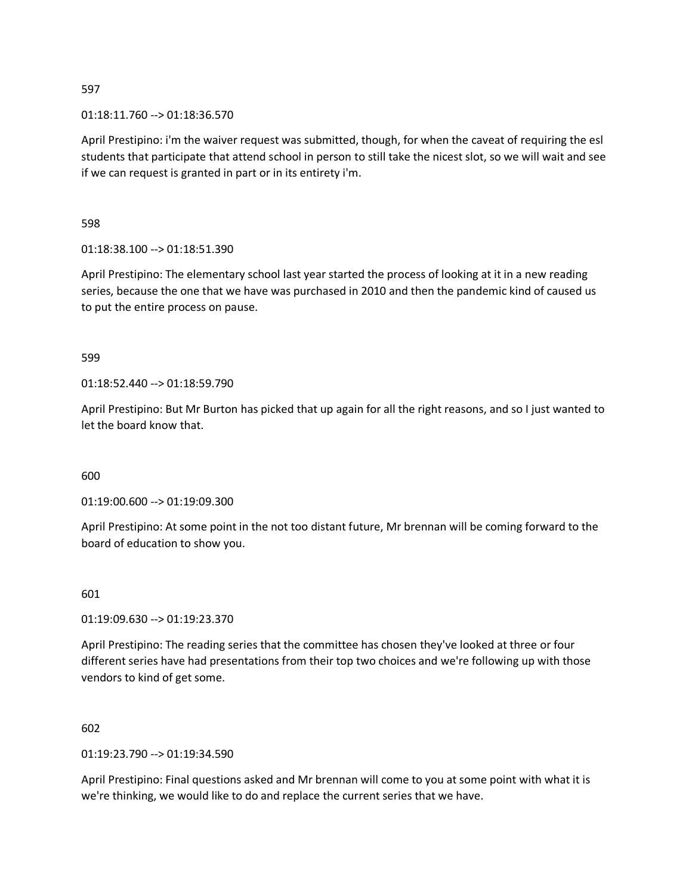597

01:18:11.760 --> 01:18:36.570

April Prestipino: i'm the waiver request was submitted, though, for when the caveat of requiring the esl students that participate that attend school in person to still take the nicest slot, so we will wait and see if we can request is granted in part or in its entirety i'm.

598

01:18:38.100 --> 01:18:51.390

April Prestipino: The elementary school last year started the process of looking at it in a new reading series, because the one that we have was purchased in 2010 and then the pandemic kind of caused us to put the entire process on pause.

599

01:18:52.440 --> 01:18:59.790

April Prestipino: But Mr Burton has picked that up again for all the right reasons, and so I just wanted to let the board know that.

600

01:19:00.600 --> 01:19:09.300

April Prestipino: At some point in the not too distant future, Mr brennan will be coming forward to the board of education to show you.

601

01:19:09.630 --> 01:19:23.370

April Prestipino: The reading series that the committee has chosen they've looked at three or four different series have had presentations from their top two choices and we're following up with those vendors to kind of get some.

602

01:19:23.790 --> 01:19:34.590

April Prestipino: Final questions asked and Mr brennan will come to you at some point with what it is we're thinking, we would like to do and replace the current series that we have.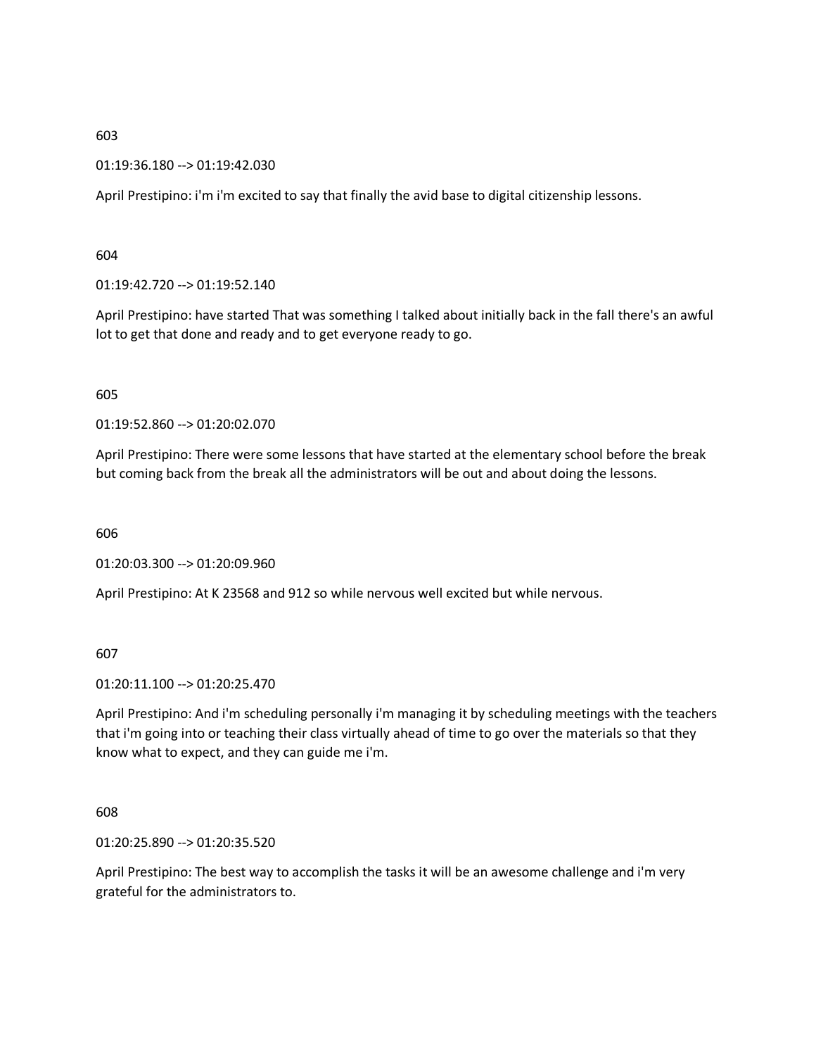603

01:19:36.180 --> 01:19:42.030

April Prestipino: i'm i'm excited to say that finally the avid base to digital citizenship lessons.

604

01:19:42.720 --> 01:19:52.140

April Prestipino: have started That was something I talked about initially back in the fall there's an awful lot to get that done and ready and to get everyone ready to go.

605

01:19:52.860 --> 01:20:02.070

April Prestipino: There were some lessons that have started at the elementary school before the break but coming back from the break all the administrators will be out and about doing the lessons.

606

01:20:03.300 --> 01:20:09.960

April Prestipino: At K 23568 and 912 so while nervous well excited but while nervous.

607

01:20:11.100 --> 01:20:25.470

April Prestipino: And i'm scheduling personally i'm managing it by scheduling meetings with the teachers that i'm going into or teaching their class virtually ahead of time to go over the materials so that they know what to expect, and they can guide me i'm.

608

01:20:25.890 --> 01:20:35.520

April Prestipino: The best way to accomplish the tasks it will be an awesome challenge and i'm very grateful for the administrators to.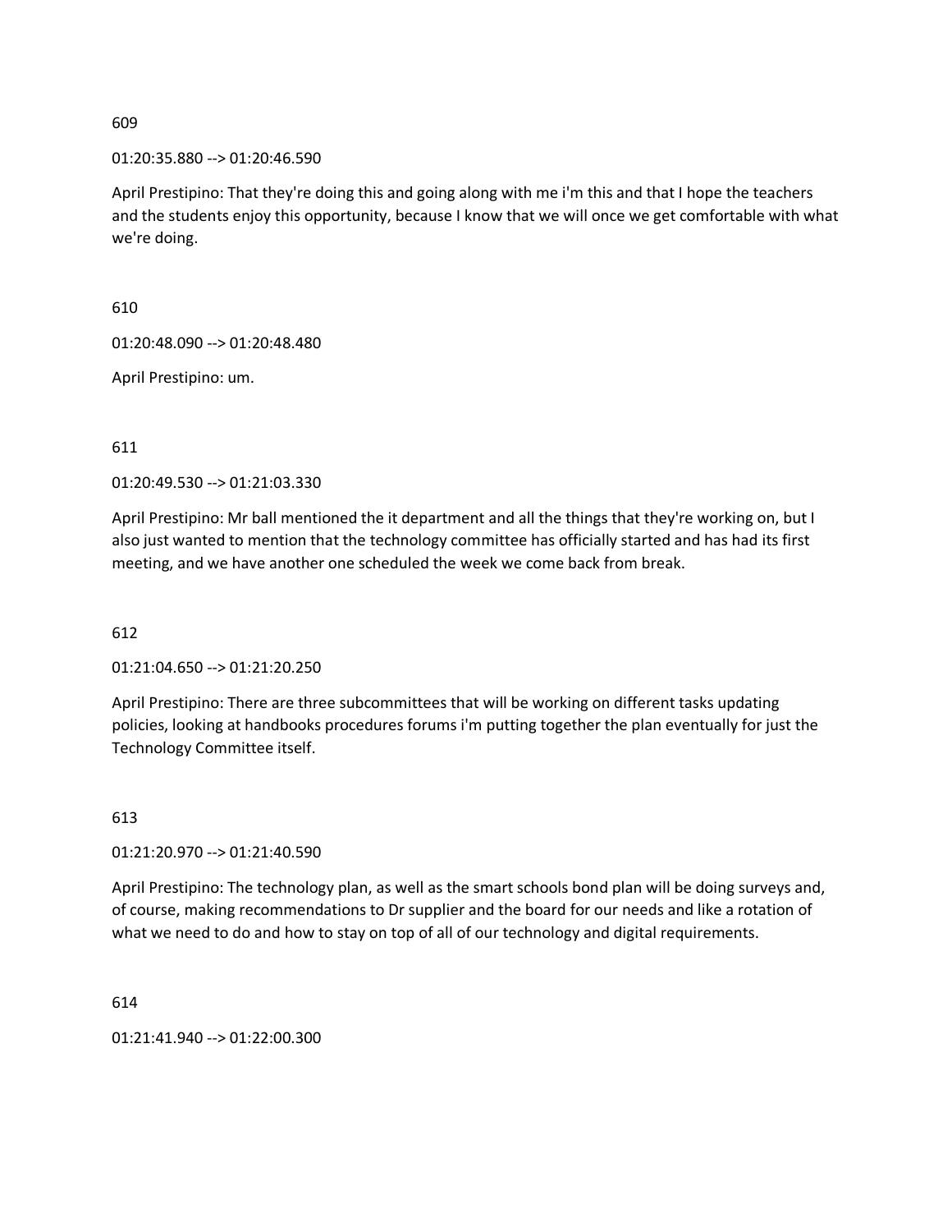609

01:20:35.880 --> 01:20:46.590

April Prestipino: That they're doing this and going along with me i'm this and that I hope the teachers and the students enjoy this opportunity, because I know that we will once we get comfortable with what we're doing.

610

01:20:48.090 --> 01:20:48.480

April Prestipino: um.

611

01:20:49.530 --> 01:21:03.330

April Prestipino: Mr ball mentioned the it department and all the things that they're working on, but I also just wanted to mention that the technology committee has officially started and has had its first meeting, and we have another one scheduled the week we come back from break.

612

01:21:04.650 --> 01:21:20.250

April Prestipino: There are three subcommittees that will be working on different tasks updating policies, looking at handbooks procedures forums i'm putting together the plan eventually for just the Technology Committee itself.

613

01:21:20.970 --> 01:21:40.590

April Prestipino: The technology plan, as well as the smart schools bond plan will be doing surveys and, of course, making recommendations to Dr supplier and the board for our needs and like a rotation of what we need to do and how to stay on top of all of our technology and digital requirements.

614

01:21:41.940 --> 01:22:00.300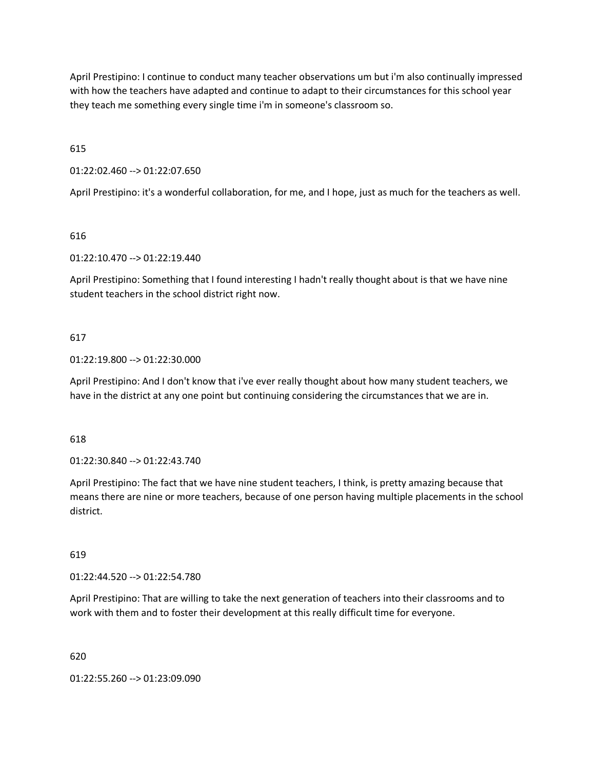April Prestipino: I continue to conduct many teacher observations um but i'm also continually impressed with how the teachers have adapted and continue to adapt to their circumstances for this school year they teach me something every single time i'm in someone's classroom so.

615

01:22:02.460 --> 01:22:07.650

April Prestipino: it's a wonderful collaboration, for me, and I hope, just as much for the teachers as well.

616

01:22:10.470 --> 01:22:19.440

April Prestipino: Something that I found interesting I hadn't really thought about is that we have nine student teachers in the school district right now.

617

01:22:19.800 --> 01:22:30.000

April Prestipino: And I don't know that i've ever really thought about how many student teachers, we have in the district at any one point but continuing considering the circumstances that we are in.

618

01:22:30.840 --> 01:22:43.740

April Prestipino: The fact that we have nine student teachers, I think, is pretty amazing because that means there are nine or more teachers, because of one person having multiple placements in the school district.

619

01:22:44.520 --> 01:22:54.780

April Prestipino: That are willing to take the next generation of teachers into their classrooms and to work with them and to foster their development at this really difficult time for everyone.

620

01:22:55.260 --> 01:23:09.090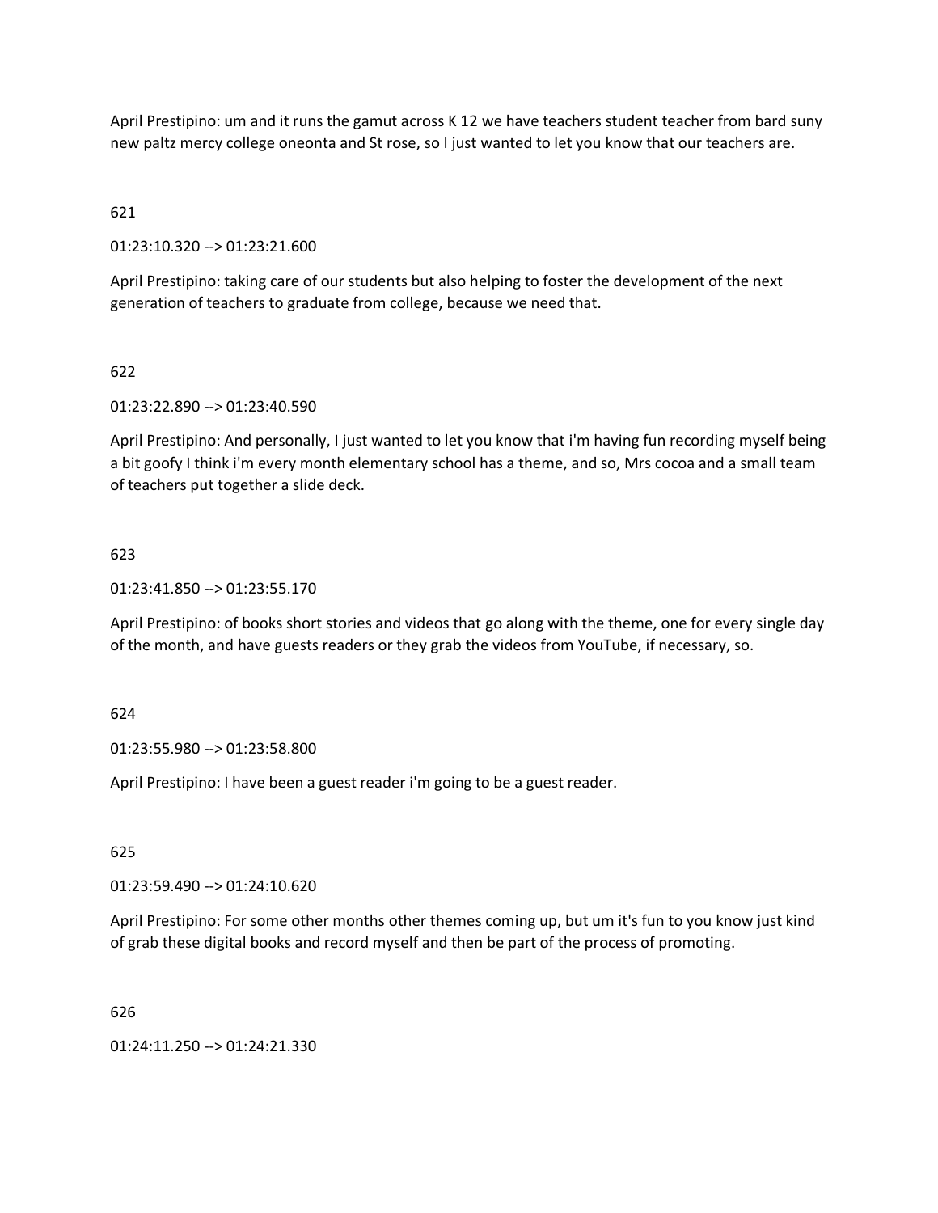April Prestipino: um and it runs the gamut across K 12 we have teachers student teacher from bard suny new paltz mercy college oneonta and St rose, so I just wanted to let you know that our teachers are.

621

01:23:10.320 --> 01:23:21.600

April Prestipino: taking care of our students but also helping to foster the development of the next generation of teachers to graduate from college, because we need that.

622

01:23:22.890 --> 01:23:40.590

April Prestipino: And personally, I just wanted to let you know that i'm having fun recording myself being a bit goofy I think i'm every month elementary school has a theme, and so, Mrs cocoa and a small team of teachers put together a slide deck.

623

01:23:41.850 --> 01:23:55.170

April Prestipino: of books short stories and videos that go along with the theme, one for every single day of the month, and have guests readers or they grab the videos from YouTube, if necessary, so.

624

01:23:55.980 --> 01:23:58.800

April Prestipino: I have been a guest reader i'm going to be a guest reader.

625

01:23:59.490 --> 01:24:10.620

April Prestipino: For some other months other themes coming up, but um it's fun to you know just kind of grab these digital books and record myself and then be part of the process of promoting.

626

01:24:11.250 --> 01:24:21.330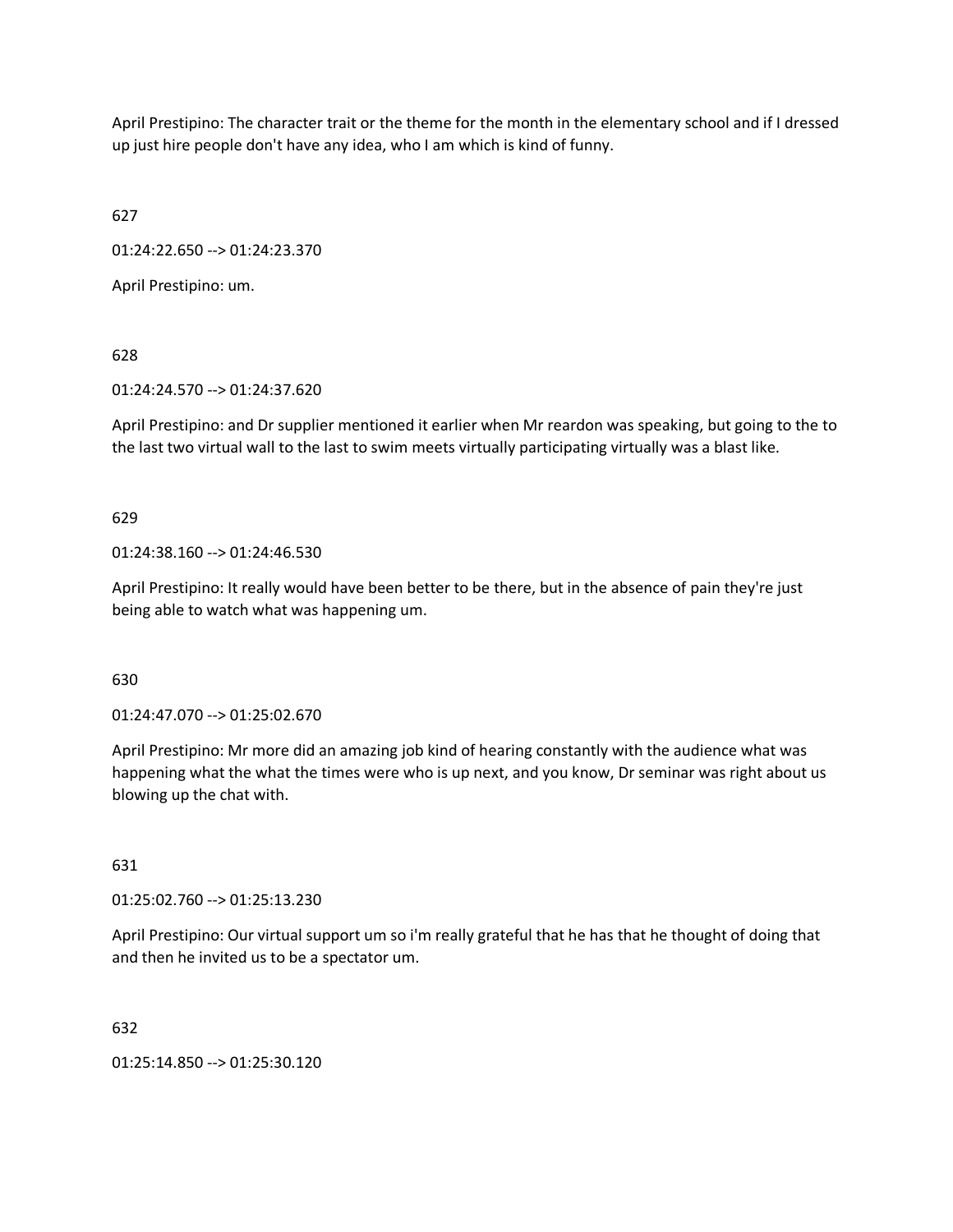April Prestipino: The character trait or the theme for the month in the elementary school and if I dressed up just hire people don't have any idea, who I am which is kind of funny.

627

01:24:22.650 --> 01:24:23.370

April Prestipino: um.

628

01:24:24.570 --> 01:24:37.620

April Prestipino: and Dr supplier mentioned it earlier when Mr reardon was speaking, but going to the to the last two virtual wall to the last to swim meets virtually participating virtually was a blast like.

629

01:24:38.160 --> 01:24:46.530

April Prestipino: It really would have been better to be there, but in the absence of pain they're just being able to watch what was happening um.

630

01:24:47.070 --> 01:25:02.670

April Prestipino: Mr more did an amazing job kind of hearing constantly with the audience what was happening what the what the times were who is up next, and you know, Dr seminar was right about us blowing up the chat with.

631

01:25:02.760 --> 01:25:13.230

April Prestipino: Our virtual support um so i'm really grateful that he has that he thought of doing that and then he invited us to be a spectator um.

632

01:25:14.850 --> 01:25:30.120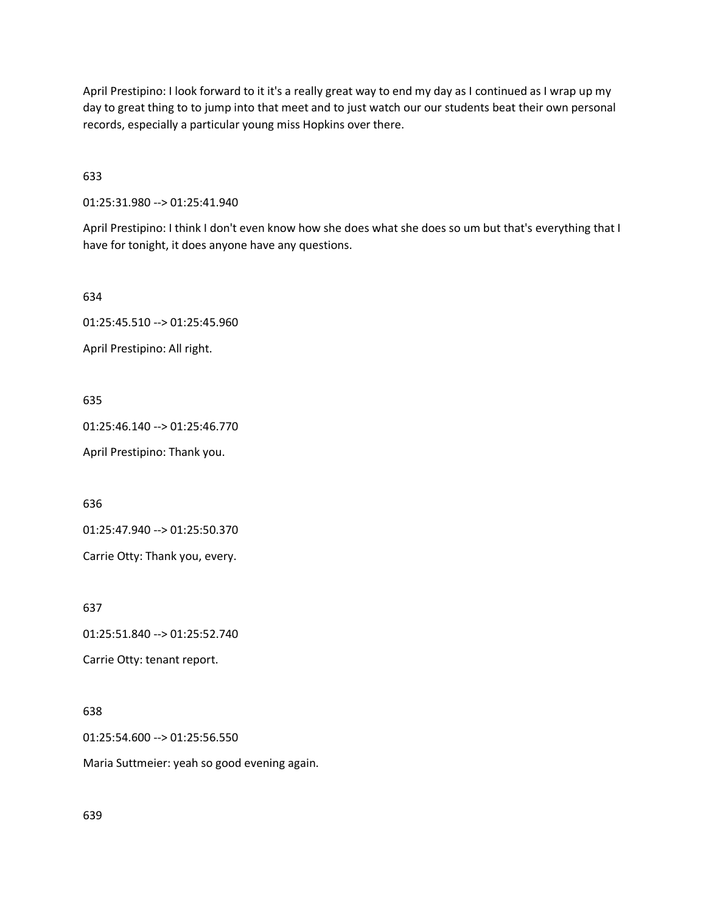April Prestipino: I look forward to it it's a really great way to end my day as I continued as I wrap up my day to great thing to to jump into that meet and to just watch our our students beat their own personal records, especially a particular young miss Hopkins over there.

633

01:25:31.980 --> 01:25:41.940

April Prestipino: I think I don't even know how she does what she does so um but that's everything that I have for tonight, it does anyone have any questions.

634

01:25:45.510 --> 01:25:45.960

April Prestipino: All right.

635

01:25:46.140 --> 01:25:46.770

April Prestipino: Thank you.

636

01:25:47.940 --> 01:25:50.370

Carrie Otty: Thank you, every.

637

01:25:51.840 --> 01:25:52.740

Carrie Otty: tenant report.

638

01:25:54.600 --> 01:25:56.550

Maria Suttmeier: yeah so good evening again.

639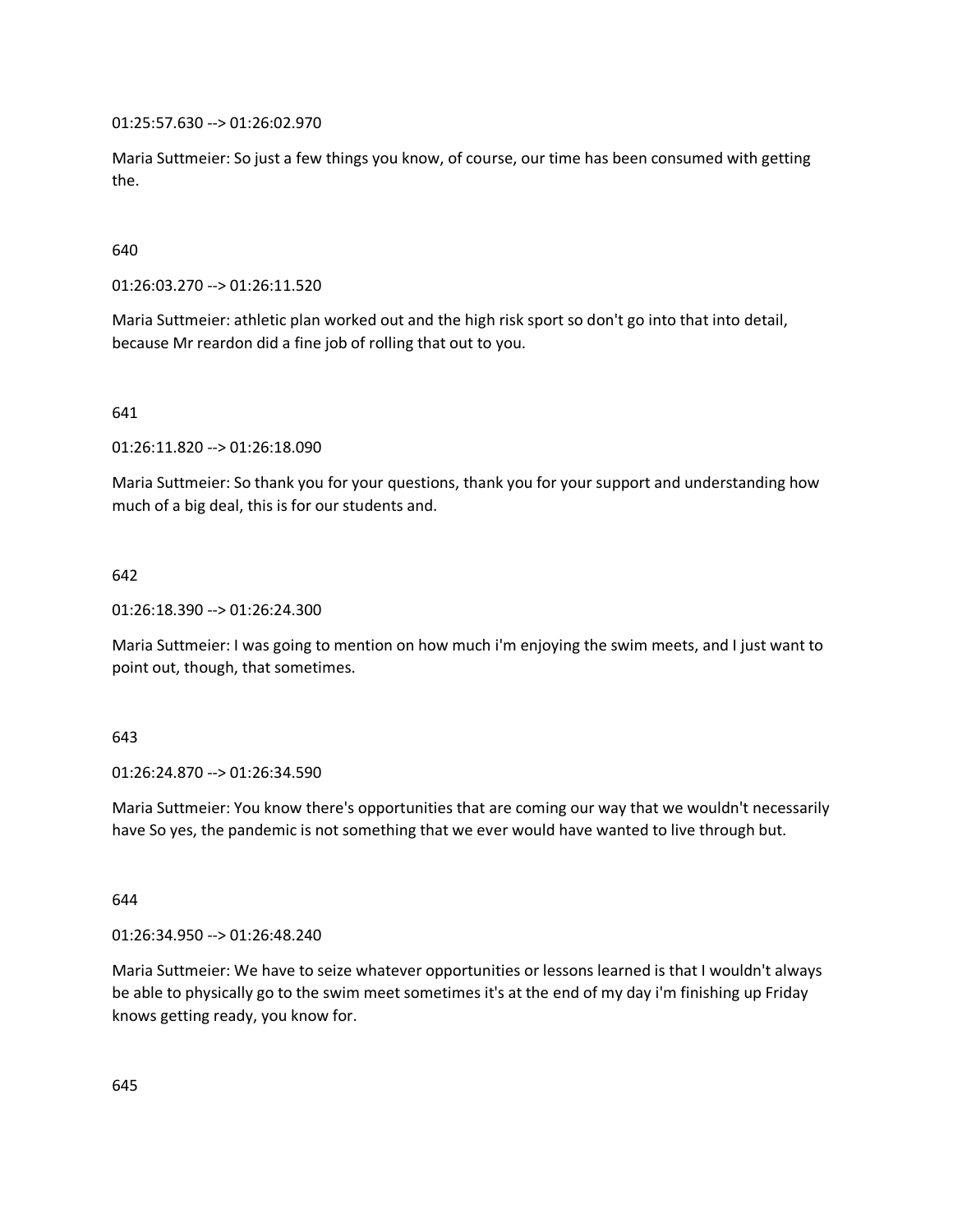01:25:57.630 --> 01:26:02.970

Maria Suttmeier: So just a few things you know, of course, our time has been consumed with getting the.

640

01:26:03.270 --> 01:26:11.520

Maria Suttmeier: athletic plan worked out and the high risk sport so don't go into that into detail, because Mr reardon did a fine job of rolling that out to you.

641

01:26:11.820 --> 01:26:18.090

Maria Suttmeier: So thank you for your questions, thank you for your support and understanding how much of a big deal, this is for our students and.

642

01:26:18.390 --> 01:26:24.300

Maria Suttmeier: I was going to mention on how much i'm enjoying the swim meets, and I just want to point out, though, that sometimes.

643

01:26:24.870 --> 01:26:34.590

Maria Suttmeier: You know there's opportunities that are coming our way that we wouldn't necessarily have So yes, the pandemic is not something that we ever would have wanted to live through but.

644

01:26:34.950 --> 01:26:48.240

Maria Suttmeier: We have to seize whatever opportunities or lessons learned is that I wouldn't always be able to physically go to the swim meet sometimes it's at the end of my day i'm finishing up Friday knows getting ready, you know for.

645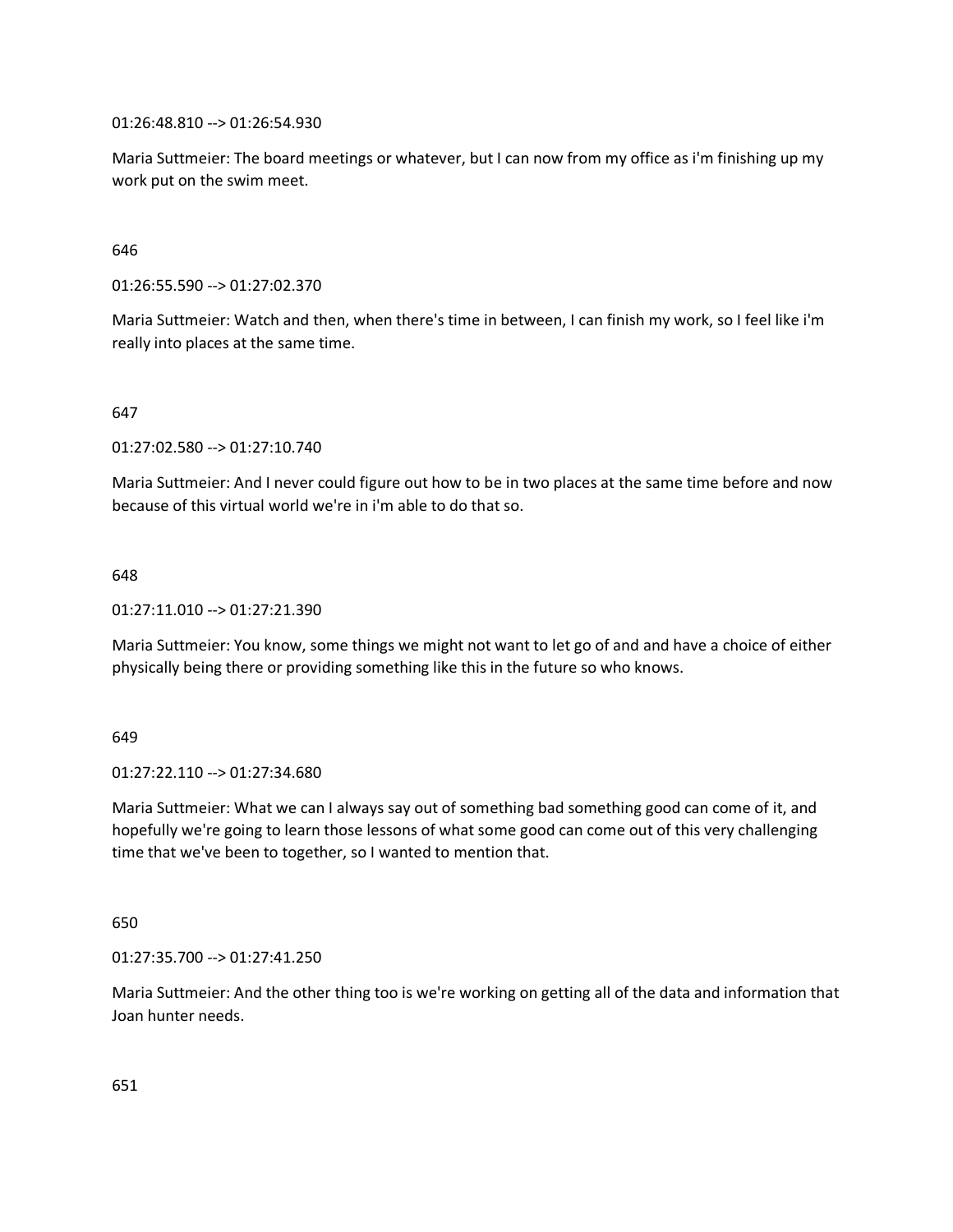01:26:48.810 --> 01:26:54.930

Maria Suttmeier: The board meetings or whatever, but I can now from my office as i'm finishing up my work put on the swim meet.

646

01:26:55.590 --> 01:27:02.370

Maria Suttmeier: Watch and then, when there's time in between, I can finish my work, so I feel like i'm really into places at the same time.

647

01:27:02.580 --> 01:27:10.740

Maria Suttmeier: And I never could figure out how to be in two places at the same time before and now because of this virtual world we're in i'm able to do that so.

648

01:27:11.010 --> 01:27:21.390

Maria Suttmeier: You know, some things we might not want to let go of and and have a choice of either physically being there or providing something like this in the future so who knows.

649

01:27:22.110 --> 01:27:34.680

Maria Suttmeier: What we can I always say out of something bad something good can come of it, and hopefully we're going to learn those lessons of what some good can come out of this very challenging time that we've been to together, so I wanted to mention that.

650

01:27:35.700 --> 01:27:41.250

Maria Suttmeier: And the other thing too is we're working on getting all of the data and information that Joan hunter needs.

651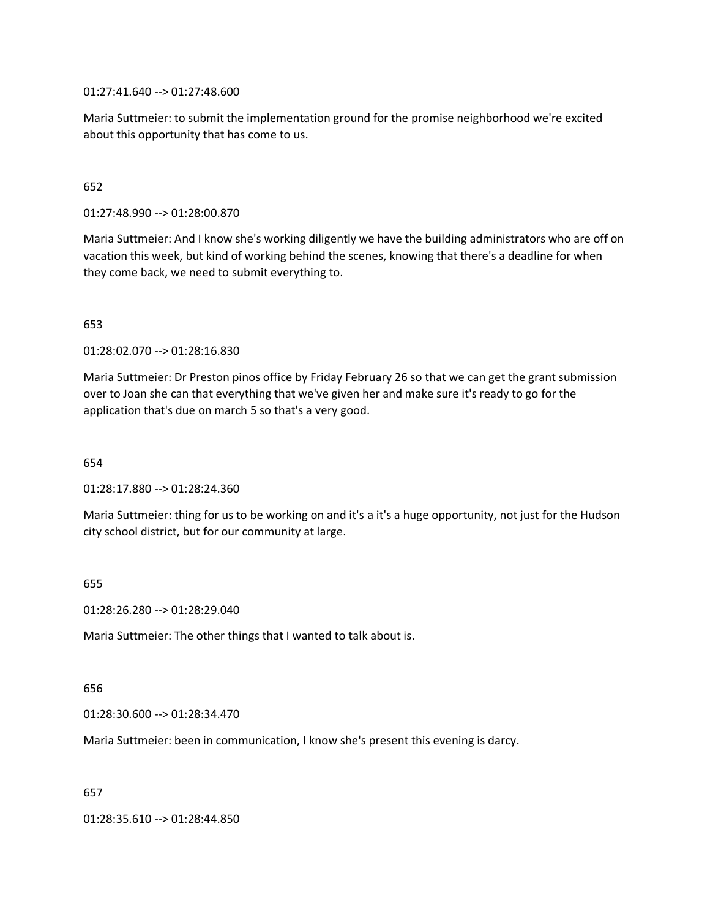01:27:41.640 --> 01:27:48.600

Maria Suttmeier: to submit the implementation ground for the promise neighborhood we're excited about this opportunity that has come to us.

652

01:27:48.990 --> 01:28:00.870

Maria Suttmeier: And I know she's working diligently we have the building administrators who are off on vacation this week, but kind of working behind the scenes, knowing that there's a deadline for when they come back, we need to submit everything to.

653

01:28:02.070 --> 01:28:16.830

Maria Suttmeier: Dr Preston pinos office by Friday February 26 so that we can get the grant submission over to Joan she can that everything that we've given her and make sure it's ready to go for the application that's due on march 5 so that's a very good.

654

01:28:17.880 --> 01:28:24.360

Maria Suttmeier: thing for us to be working on and it's a it's a huge opportunity, not just for the Hudson city school district, but for our community at large.

655

01:28:26.280 --> 01:28:29.040

Maria Suttmeier: The other things that I wanted to talk about is.

656

01:28:30.600 --> 01:28:34.470

Maria Suttmeier: been in communication, I know she's present this evening is darcy.

657

01:28:35.610 --> 01:28:44.850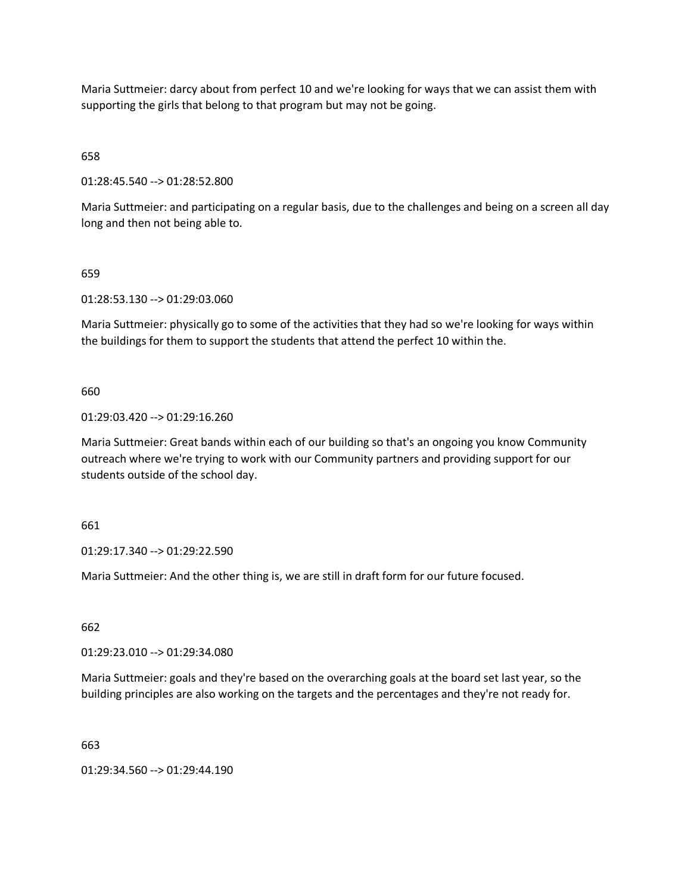Maria Suttmeier: darcy about from perfect 10 and we're looking for ways that we can assist them with supporting the girls that belong to that program but may not be going.

658

01:28:45.540 --> 01:28:52.800

Maria Suttmeier: and participating on a regular basis, due to the challenges and being on a screen all day long and then not being able to.

659

01:28:53.130 --> 01:29:03.060

Maria Suttmeier: physically go to some of the activities that they had so we're looking for ways within the buildings for them to support the students that attend the perfect 10 within the.

660

01:29:03.420 --> 01:29:16.260

Maria Suttmeier: Great bands within each of our building so that's an ongoing you know Community outreach where we're trying to work with our Community partners and providing support for our students outside of the school day.

661

01:29:17.340 --> 01:29:22.590

Maria Suttmeier: And the other thing is, we are still in draft form for our future focused.

662

01:29:23.010 --> 01:29:34.080

Maria Suttmeier: goals and they're based on the overarching goals at the board set last year, so the building principles are also working on the targets and the percentages and they're not ready for.

663

01:29:34.560 --> 01:29:44.190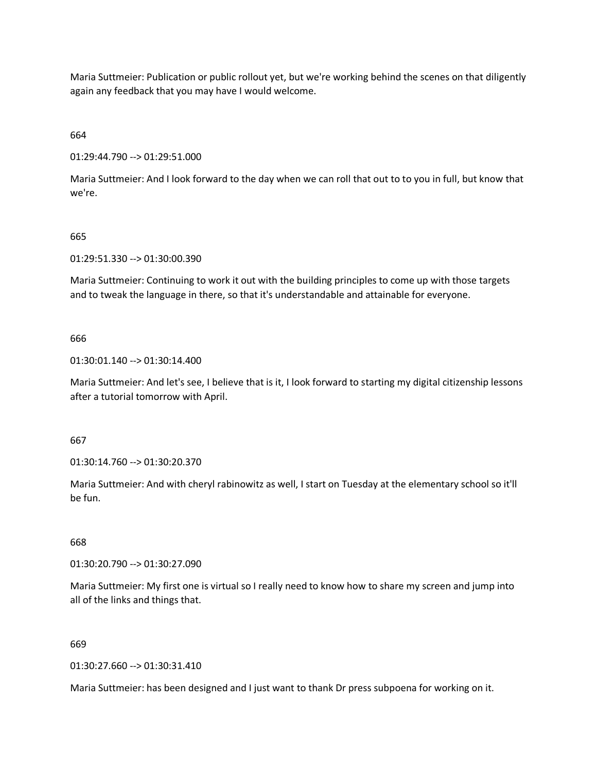Maria Suttmeier: Publication or public rollout yet, but we're working behind the scenes on that diligently again any feedback that you may have I would welcome.

664

01:29:44.790 --> 01:29:51.000

Maria Suttmeier: And I look forward to the day when we can roll that out to to you in full, but know that we're.

665

01:29:51.330 --> 01:30:00.390

Maria Suttmeier: Continuing to work it out with the building principles to come up with those targets and to tweak the language in there, so that it's understandable and attainable for everyone.

666

01:30:01.140 --> 01:30:14.400

Maria Suttmeier: And let's see, I believe that is it, I look forward to starting my digital citizenship lessons after a tutorial tomorrow with April.

667

01:30:14.760 --> 01:30:20.370

Maria Suttmeier: And with cheryl rabinowitz as well, I start on Tuesday at the elementary school so it'll be fun.

668

01:30:20.790 --> 01:30:27.090

Maria Suttmeier: My first one is virtual so I really need to know how to share my screen and jump into all of the links and things that.

669

01:30:27.660 --> 01:30:31.410

Maria Suttmeier: has been designed and I just want to thank Dr press subpoena for working on it.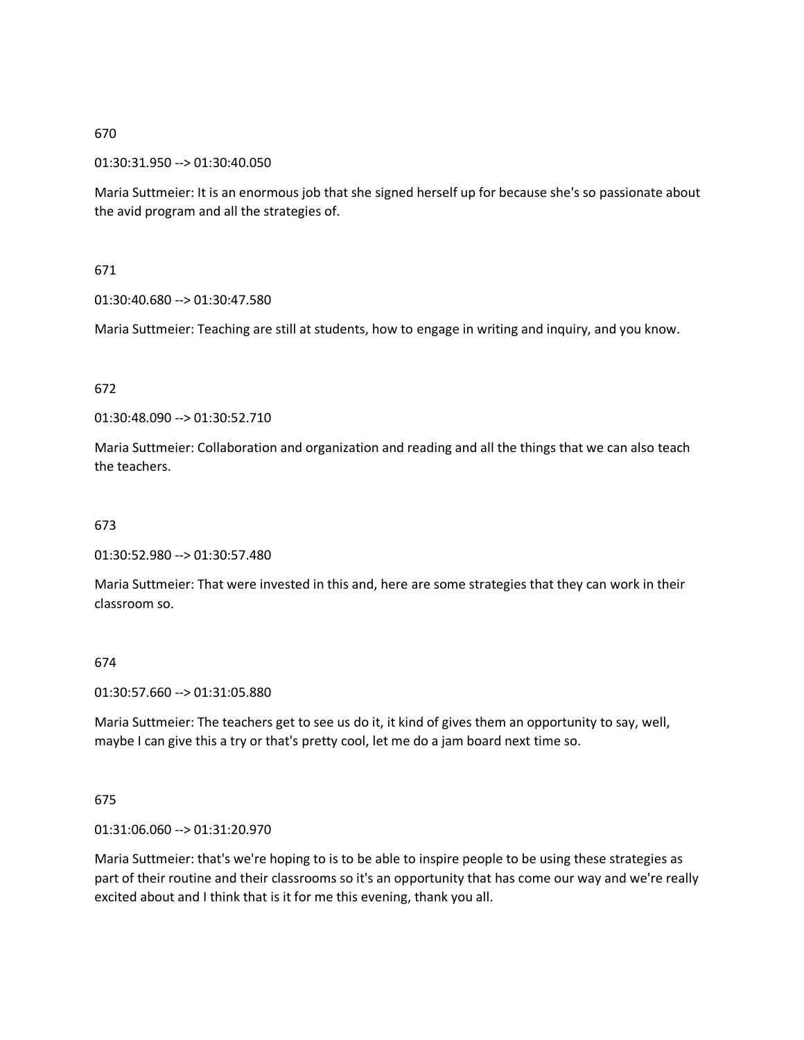670

01:30:31.950 --> 01:30:40.050

Maria Suttmeier: It is an enormous job that she signed herself up for because she's so passionate about the avid program and all the strategies of.

671

01:30:40.680 --> 01:30:47.580

Maria Suttmeier: Teaching are still at students, how to engage in writing and inquiry, and you know.

672

01:30:48.090 --> 01:30:52.710

Maria Suttmeier: Collaboration and organization and reading and all the things that we can also teach the teachers.

673

01:30:52.980 --> 01:30:57.480

Maria Suttmeier: That were invested in this and, here are some strategies that they can work in their classroom so.

674

01:30:57.660 --> 01:31:05.880

Maria Suttmeier: The teachers get to see us do it, it kind of gives them an opportunity to say, well, maybe I can give this a try or that's pretty cool, let me do a jam board next time so.

675

01:31:06.060 --> 01:31:20.970

Maria Suttmeier: that's we're hoping to is to be able to inspire people to be using these strategies as part of their routine and their classrooms so it's an opportunity that has come our way and we're really excited about and I think that is it for me this evening, thank you all.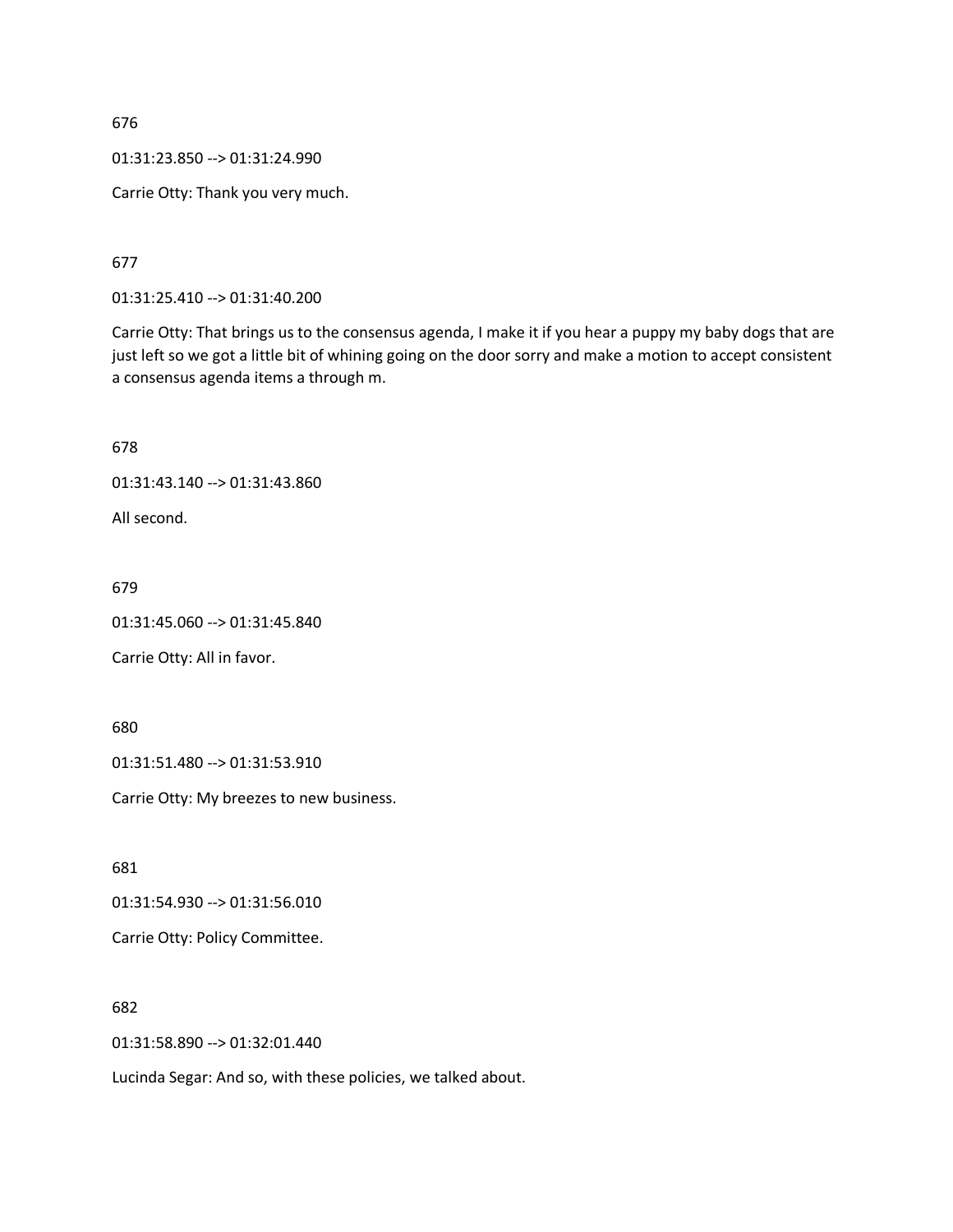676

01:31:23.850 --> 01:31:24.990

Carrie Otty: Thank you very much.

677

01:31:25.410 --> 01:31:40.200

Carrie Otty: That brings us to the consensus agenda, I make it if you hear a puppy my baby dogs that are just left so we got a little bit of whining going on the door sorry and make a motion to accept consistent a consensus agenda items a through m.

678

01:31:43.140 --> 01:31:43.860

All second.

679

01:31:45.060 --> 01:31:45.840

Carrie Otty: All in favor.

680

01:31:51.480 --> 01:31:53.910

Carrie Otty: My breezes to new business.

681

01:31:54.930 --> 01:31:56.010

Carrie Otty: Policy Committee.

682

01:31:58.890 --> 01:32:01.440

Lucinda Segar: And so, with these policies, we talked about.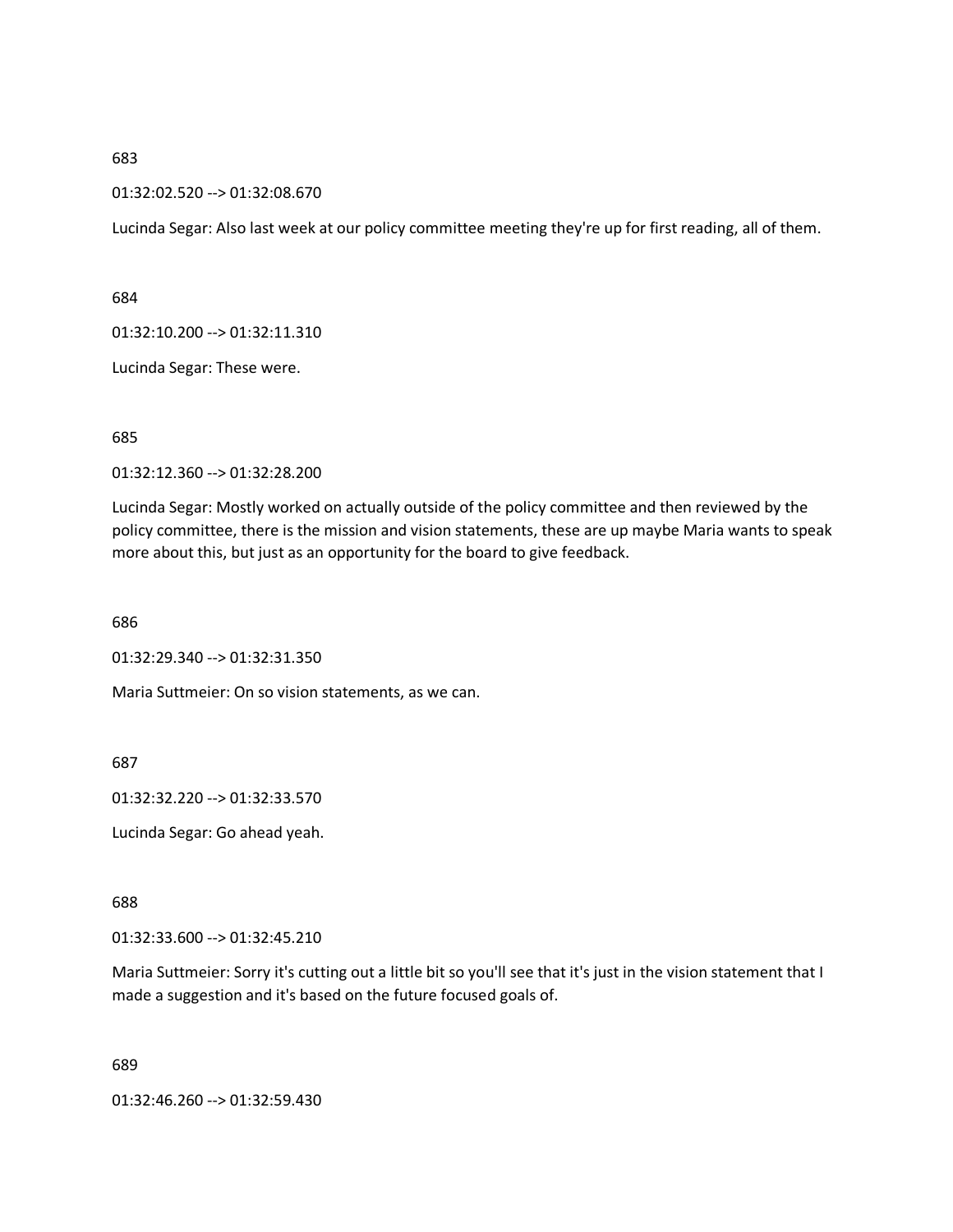683

01:32:02.520 --> 01:32:08.670

Lucinda Segar: Also last week at our policy committee meeting they're up for first reading, all of them.

684

01:32:10.200 --> 01:32:11.310

Lucinda Segar: These were.

685

01:32:12.360 --> 01:32:28.200

Lucinda Segar: Mostly worked on actually outside of the policy committee and then reviewed by the policy committee, there is the mission and vision statements, these are up maybe Maria wants to speak more about this, but just as an opportunity for the board to give feedback.

686

01:32:29.340 --> 01:32:31.350

Maria Suttmeier: On so vision statements, as we can.

687

01:32:32.220 --> 01:32:33.570

Lucinda Segar: Go ahead yeah.

688

01:32:33.600 --> 01:32:45.210

Maria Suttmeier: Sorry it's cutting out a little bit so you'll see that it's just in the vision statement that I made a suggestion and it's based on the future focused goals of.

689

01:32:46.260 --> 01:32:59.430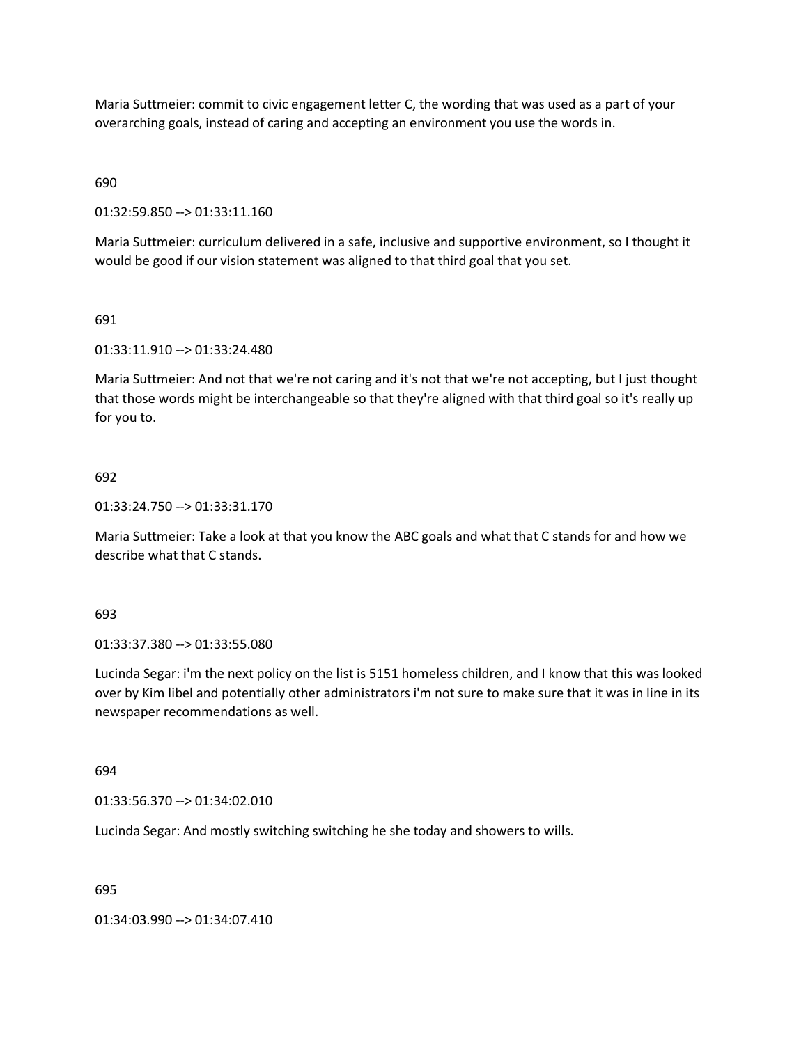Maria Suttmeier: commit to civic engagement letter C, the wording that was used as a part of your overarching goals, instead of caring and accepting an environment you use the words in.

690

01:32:59.850 --> 01:33:11.160

Maria Suttmeier: curriculum delivered in a safe, inclusive and supportive environment, so I thought it would be good if our vision statement was aligned to that third goal that you set.

691

01:33:11.910 --> 01:33:24.480

Maria Suttmeier: And not that we're not caring and it's not that we're not accepting, but I just thought that those words might be interchangeable so that they're aligned with that third goal so it's really up for you to.

692

01:33:24.750 --> 01:33:31.170

Maria Suttmeier: Take a look at that you know the ABC goals and what that C stands for and how we describe what that C stands.

693

01:33:37.380 --> 01:33:55.080

Lucinda Segar: i'm the next policy on the list is 5151 homeless children, and I know that this was looked over by Kim libel and potentially other administrators i'm not sure to make sure that it was in line in its newspaper recommendations as well.

694

01:33:56.370 --> 01:34:02.010

Lucinda Segar: And mostly switching switching he she today and showers to wills.

695

01:34:03.990 --> 01:34:07.410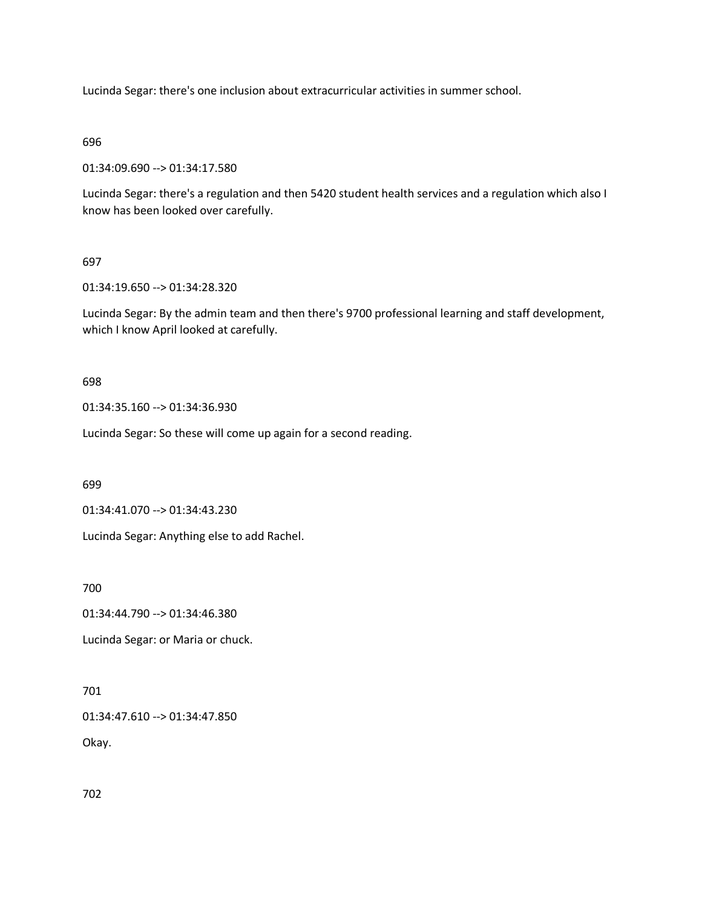Lucinda Segar: there's one inclusion about extracurricular activities in summer school.

696

01:34:09.690 --> 01:34:17.580

Lucinda Segar: there's a regulation and then 5420 student health services and a regulation which also I know has been looked over carefully.

697

01:34:19.650 --> 01:34:28.320

Lucinda Segar: By the admin team and then there's 9700 professional learning and staff development, which I know April looked at carefully.

698

01:34:35.160 --> 01:34:36.930

Lucinda Segar: So these will come up again for a second reading.

699

01:34:41.070 --> 01:34:43.230

Lucinda Segar: Anything else to add Rachel.

700

01:34:44.790 --> 01:34:46.380

Lucinda Segar: or Maria or chuck.

701

01:34:47.610 --> 01:34:47.850

Okay.

702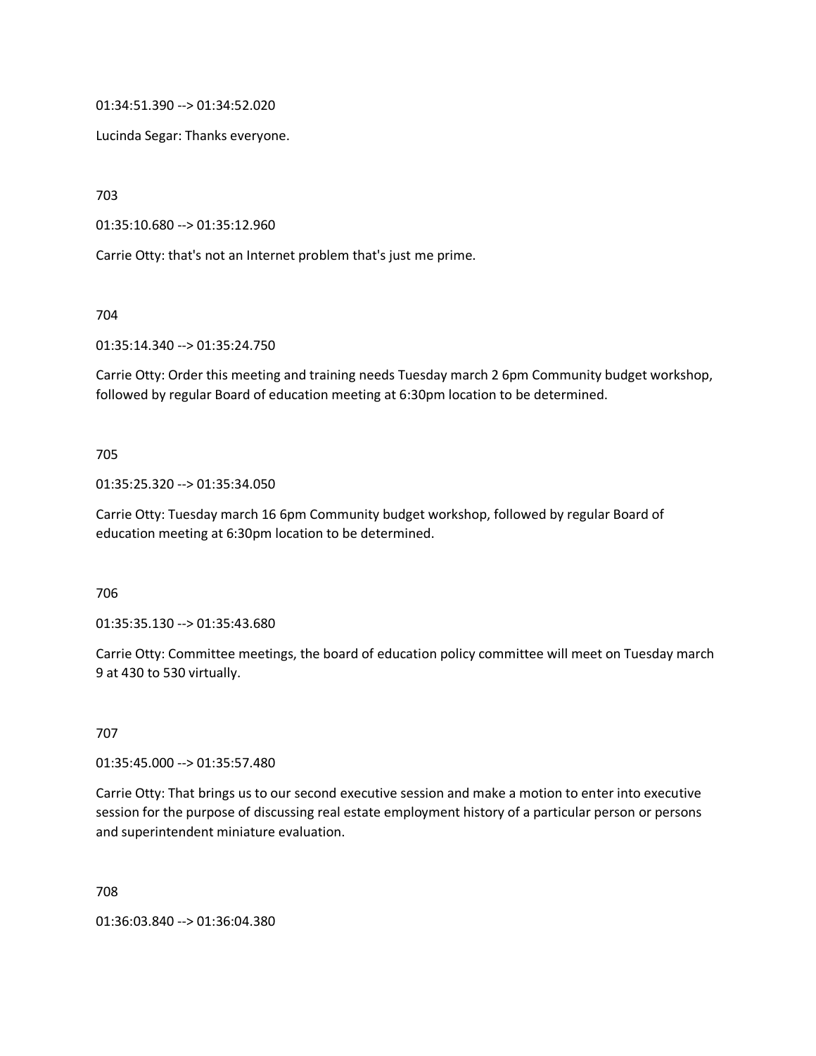01:34:51.390 --> 01:34:52.020

Lucinda Segar: Thanks everyone.

703

01:35:10.680 --> 01:35:12.960

Carrie Otty: that's not an Internet problem that's just me prime.

704

01:35:14.340 --> 01:35:24.750

Carrie Otty: Order this meeting and training needs Tuesday march 2 6pm Community budget workshop, followed by regular Board of education meeting at 6:30pm location to be determined.

705

01:35:25.320 --> 01:35:34.050

Carrie Otty: Tuesday march 16 6pm Community budget workshop, followed by regular Board of education meeting at 6:30pm location to be determined.

706

01:35:35.130 --> 01:35:43.680

Carrie Otty: Committee meetings, the board of education policy committee will meet on Tuesday march 9 at 430 to 530 virtually.

707

01:35:45.000 --> 01:35:57.480

Carrie Otty: That brings us to our second executive session and make a motion to enter into executive session for the purpose of discussing real estate employment history of a particular person or persons and superintendent miniature evaluation.

708

01:36:03.840 --> 01:36:04.380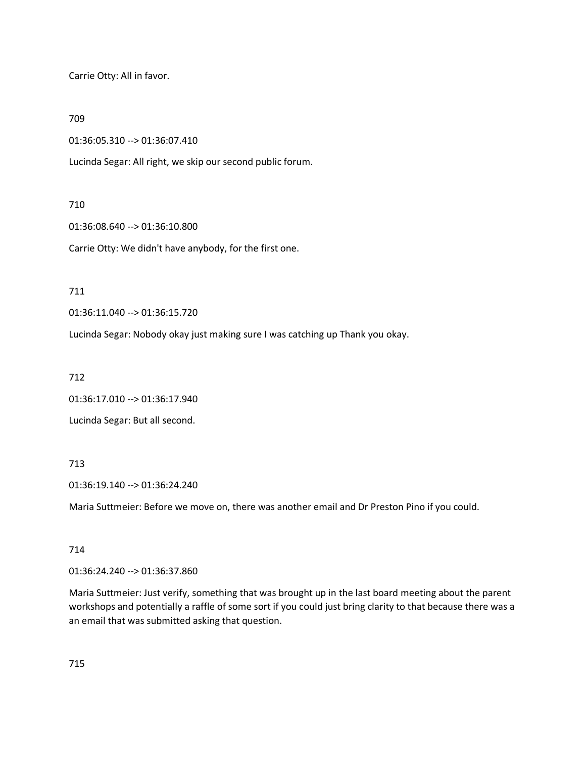Carrie Otty: All in favor.

709

01:36:05.310 --> 01:36:07.410

Lucinda Segar: All right, we skip our second public forum.

710

01:36:08.640 --> 01:36:10.800

Carrie Otty: We didn't have anybody, for the first one.

711

01:36:11.040 --> 01:36:15.720

Lucinda Segar: Nobody okay just making sure I was catching up Thank you okay.

712

01:36:17.010 --> 01:36:17.940

Lucinda Segar: But all second.

713

01:36:19.140 --> 01:36:24.240

Maria Suttmeier: Before we move on, there was another email and Dr Preston Pino if you could.

714

01:36:24.240 --> 01:36:37.860

Maria Suttmeier: Just verify, something that was brought up in the last board meeting about the parent workshops and potentially a raffle of some sort if you could just bring clarity to that because there was a an email that was submitted asking that question.

715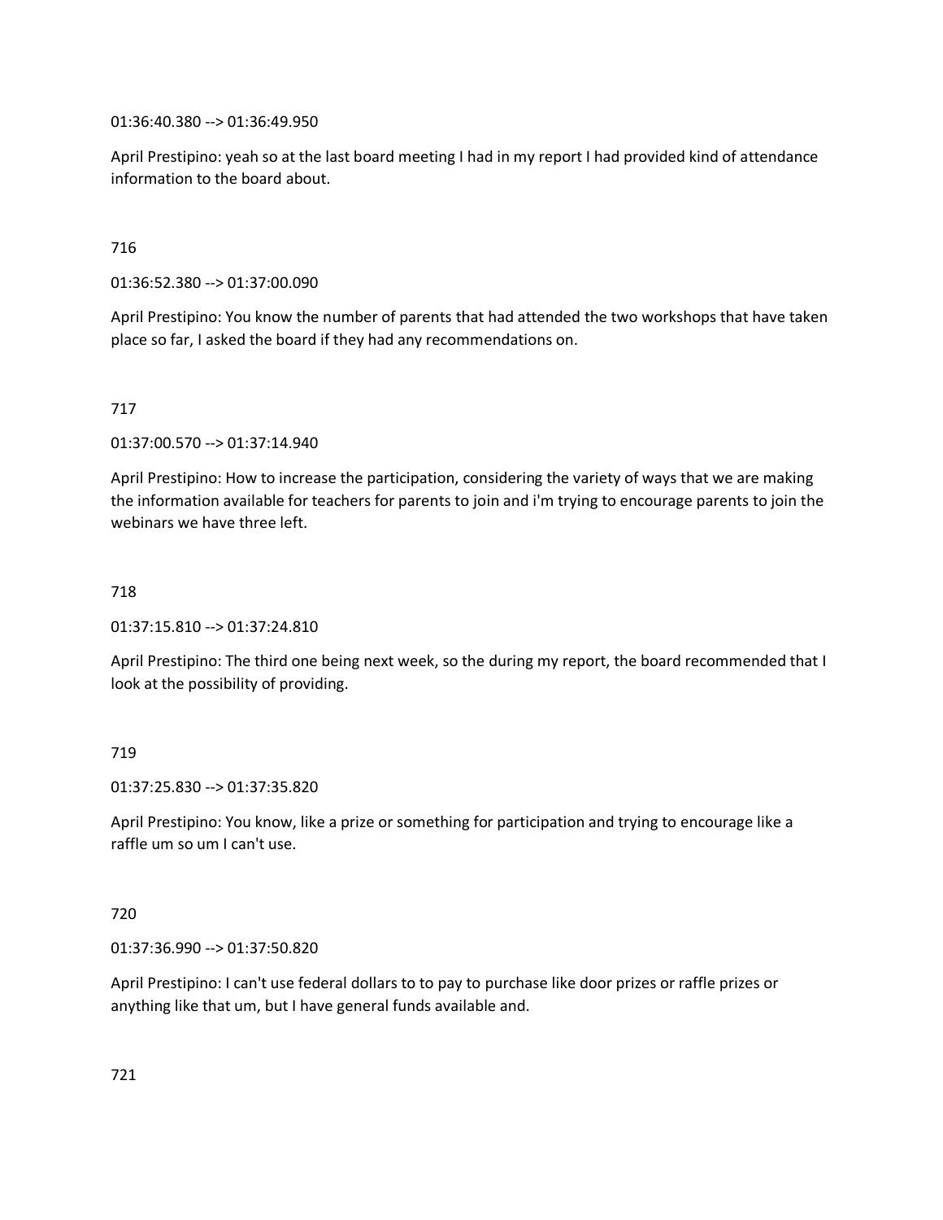01:36:40.380 --> 01:36:49.950

April Prestipino: yeah so at the last board meeting I had in my report I had provided kind of attendance information to the board about.

716

01:36:52.380 --> 01:37:00.090

April Prestipino: You know the number of parents that had attended the two workshops that have taken place so far, I asked the board if they had any recommendations on.

717

01:37:00.570 --> 01:37:14.940

April Prestipino: How to increase the participation, considering the variety of ways that we are making the information available for teachers for parents to join and i'm trying to encourage parents to join the webinars we have three left.

718

01:37:15.810 --> 01:37:24.810

April Prestipino: The third one being next week, so the during my report, the board recommended that I look at the possibility of providing.

719

01:37:25.830 --> 01:37:35.820

April Prestipino: You know, like a prize or something for participation and trying to encourage like a raffle um so um I can't use.

720

01:37:36.990 --> 01:37:50.820

April Prestipino: I can't use federal dollars to to pay to purchase like door prizes or raffle prizes or anything like that um, but I have general funds available and.

721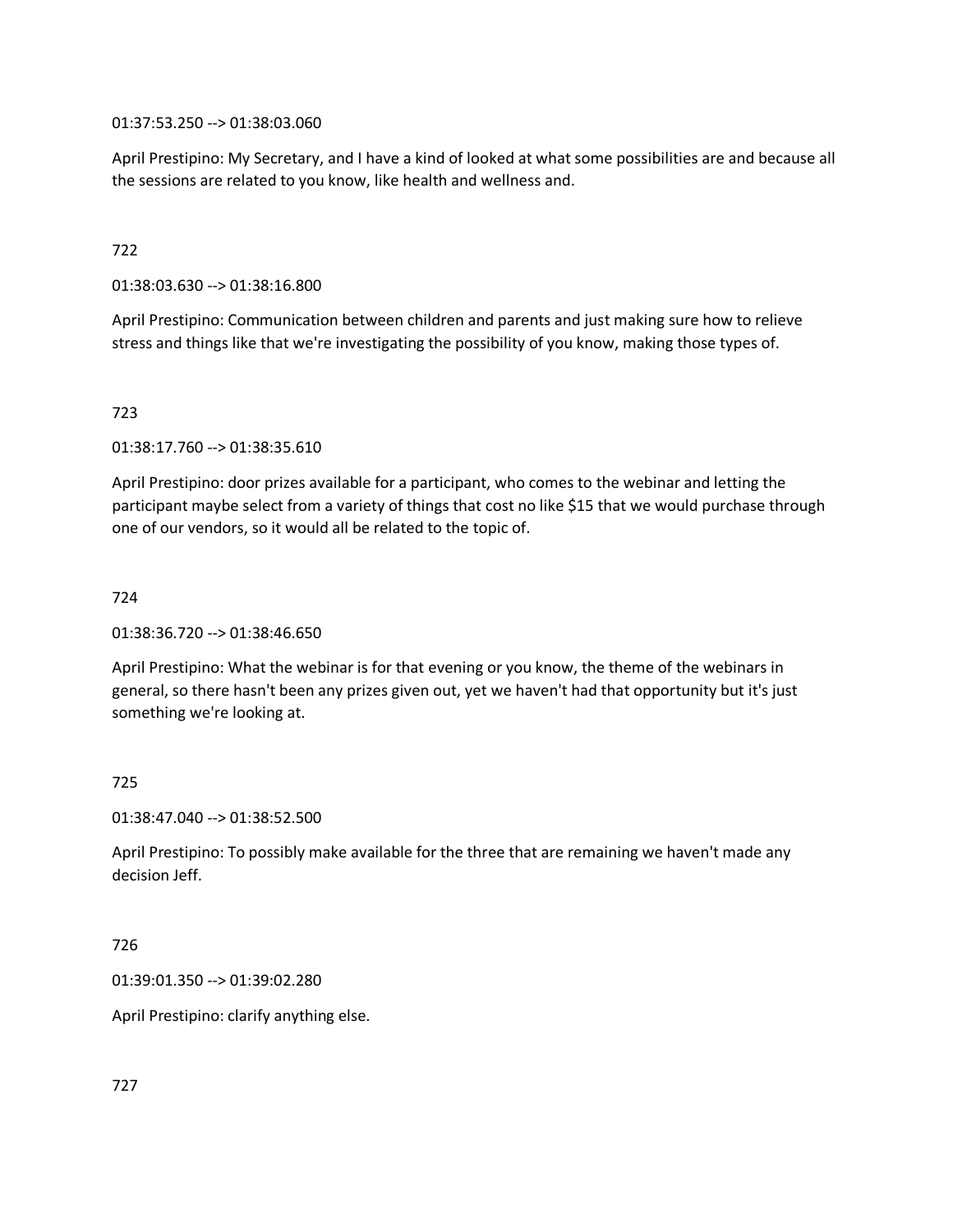01:37:53.250 --> 01:38:03.060

April Prestipino: My Secretary, and I have a kind of looked at what some possibilities are and because all the sessions are related to you know, like health and wellness and.

722

01:38:03.630 --> 01:38:16.800

April Prestipino: Communication between children and parents and just making sure how to relieve stress and things like that we're investigating the possibility of you know, making those types of.

723

01:38:17.760 --> 01:38:35.610

April Prestipino: door prizes available for a participant, who comes to the webinar and letting the participant maybe select from a variety of things that cost no like $15 that we would purchase through one of our vendors, so it would all be related to the topic of.

724

01:38:36.720 --> 01:38:46.650

April Prestipino: What the webinar is for that evening or you know, the theme of the webinars in general, so there hasn't been any prizes given out, yet we haven't had that opportunity but it's just something we're looking at.

725

01:38:47.040 --> 01:38:52.500

April Prestipino: To possibly make available for the three that are remaining we haven't made any decision Jeff.

726

01:39:01.350 --> 01:39:02.280

April Prestipino: clarify anything else.

727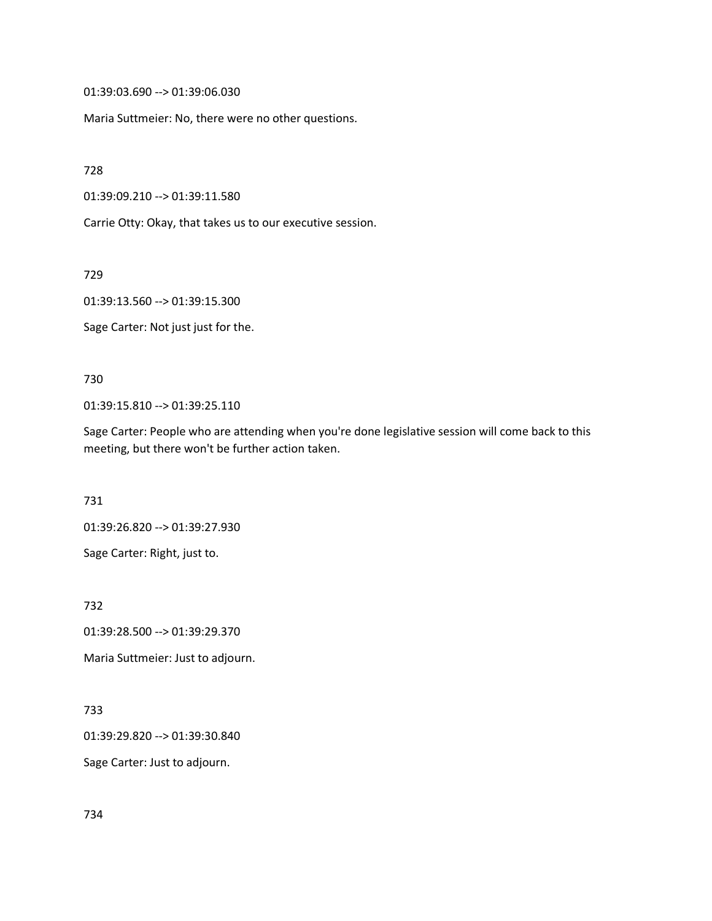01:39:03.690 --> 01:39:06.030

Maria Suttmeier: No, there were no other questions.

728

01:39:09.210 --> 01:39:11.580

Carrie Otty: Okay, that takes us to our executive session.

729

01:39:13.560 --> 01:39:15.300

Sage Carter: Not just just for the.

730

01:39:15.810 --> 01:39:25.110

Sage Carter: People who are attending when you're done legislative session will come back to this meeting, but there won't be further action taken.

731

01:39:26.820 --> 01:39:27.930

Sage Carter: Right, just to.

732

01:39:28.500 --> 01:39:29.370

Maria Suttmeier: Just to adjourn.

733

01:39:29.820 --> 01:39:30.840

Sage Carter: Just to adjourn.

734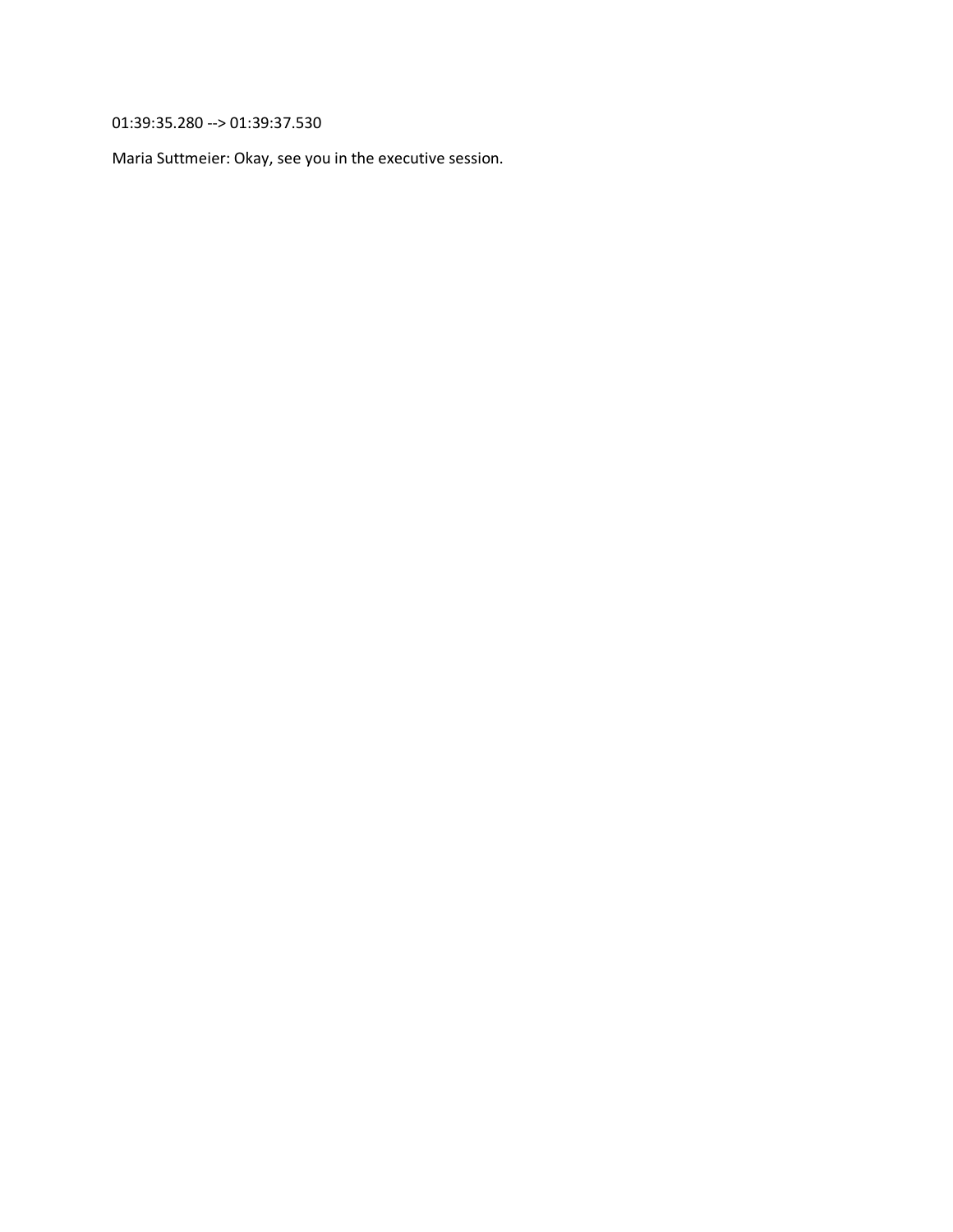01:39:35.280 --> 01:39:37.530

Maria Suttmeier: Okay, see you in the executive session.